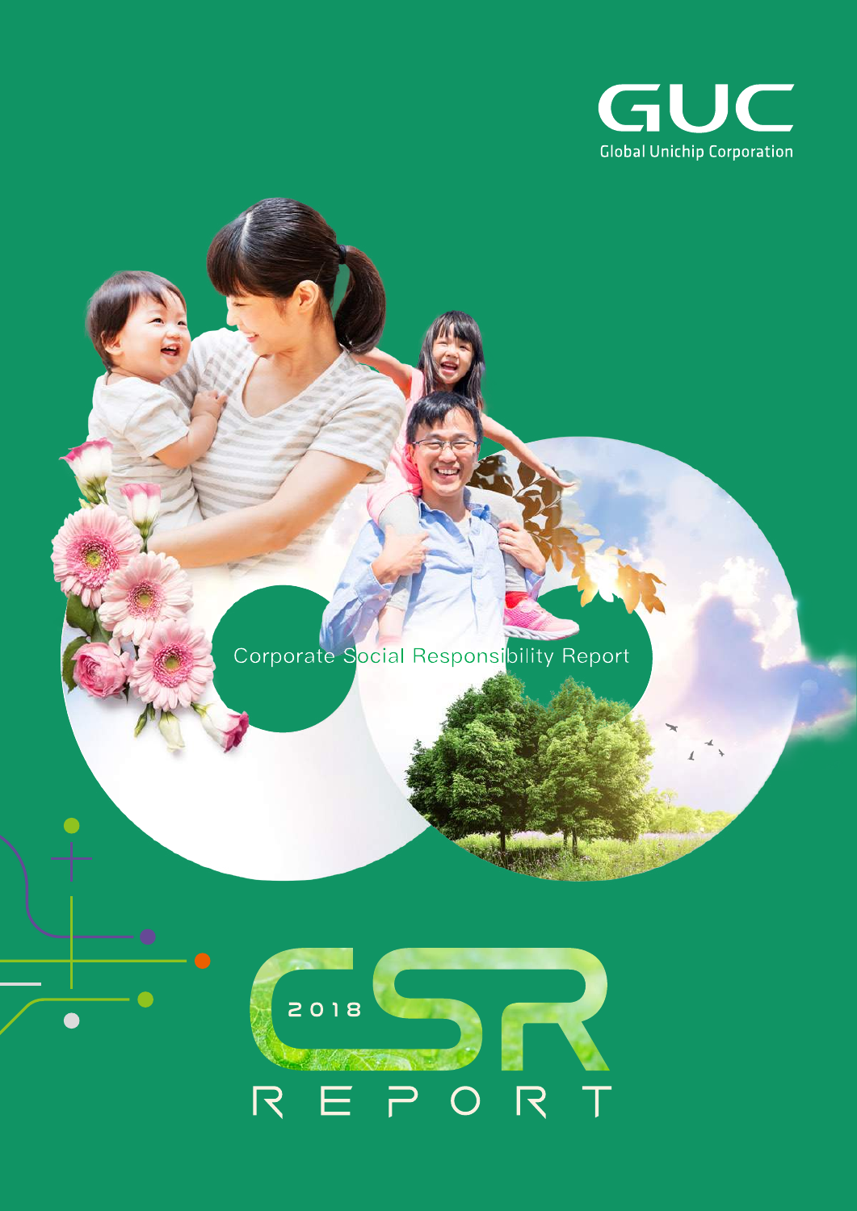GUC

Global Unichip Corporation

Corporate Social Responsibility Report

# 2018 CSR REPORT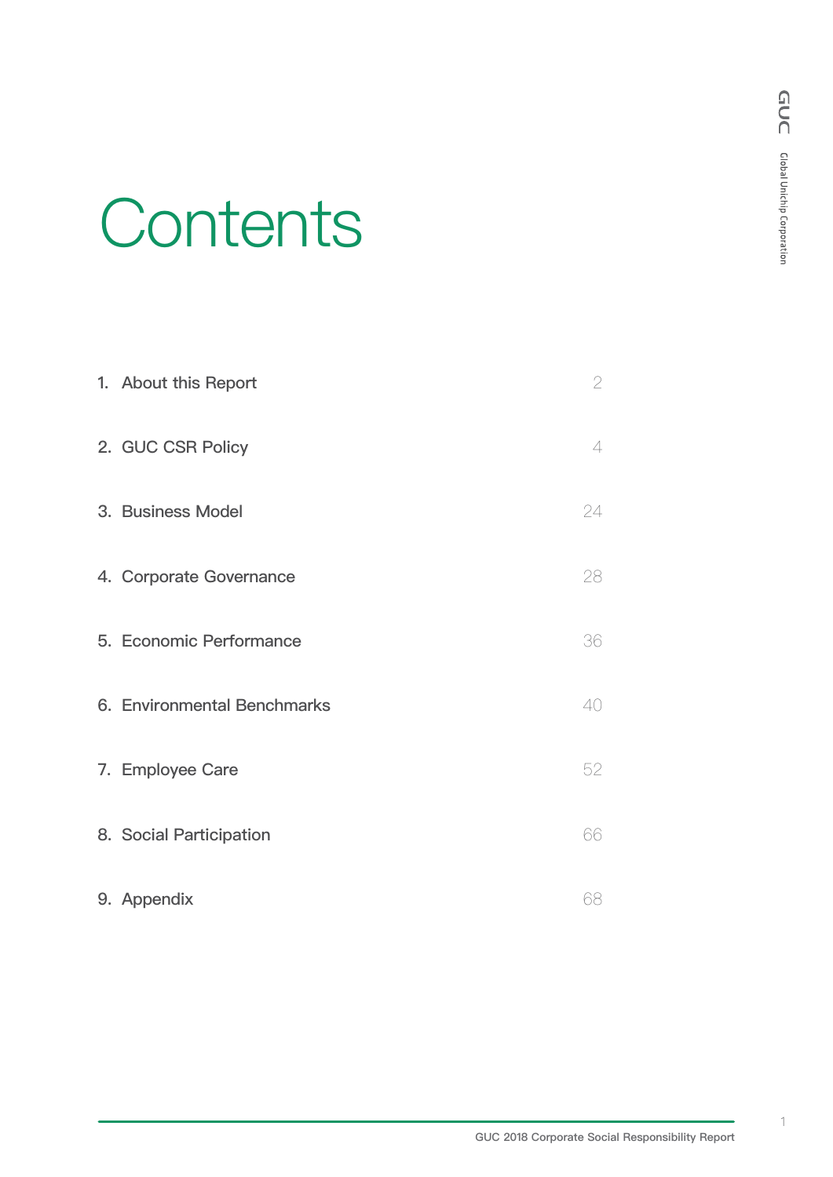# Contents

| | |
|---|---|
| 1. About this Report | 2 |
| 2. GUC CSR Policy | 4 |
| 3. Business Model | 24 |
| 4. Corporate Governance | 28 |
| 5. Economic Performance | 36 |
| 6. Environmental Benchmarks | 40 |
| 7. Employee Care | 52 |
| 8. Social Participation | 66 |
| 9. Appendix | 68 |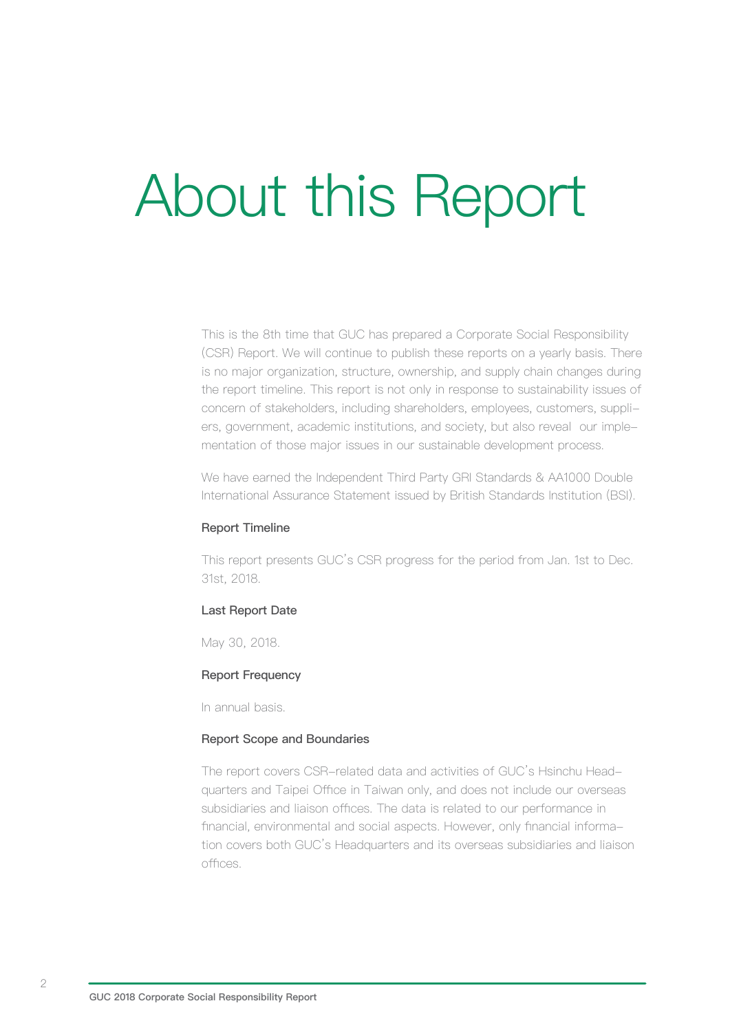# About this Report

This is the 8th time that GUC has prepared a Corporate Social Responsibility (CSR) Report. We will continue to publish these reports on a yearly basis. There is no major organization, structure, ownership, and supply chain changes during the report timeline. This report is not only in response to sustainability issues of concern of stakeholders, including shareholders, employees, customers, suppliers, government, academic institutions, and society, but also reveal our implementation of those major issues in our sustainable development process.

We have earned the Independent Third Party GRI Standards & AA1000 Double International Assurance Statement issued by British Standards Institution (BSI).

### Report Timeline

This report presents GUC's CSR progress for the period from Jan. 1st to Dec. 31st, 2018.

### Last Report Date

May 30, 2018.

### Report Frequency

In annual basis.

### Report Scope and Boundaries

The report covers CSR-related data and activities of GUC's Hsinchu Headquarters and Taipei Office in Taiwan only, and does not include our overseas subsidiaries and liaison offices. The data is related to our performance in financial, environmental and social aspects. However, only financial information covers both GUC's Headquarters and its overseas subsidiaries and liaison offices.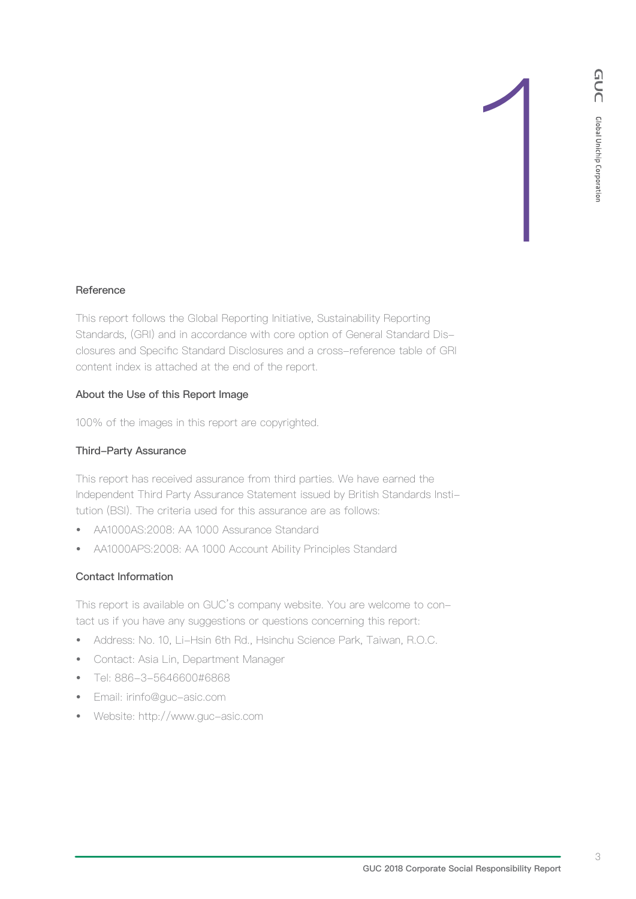## Reference

This report follows the Global Reporting Initiative, Sustainability Reporting Standards, (GRI) and in accordance with core option of General Standard Disclosures and Specific Standard Disclosures and a cross-reference table of GRI content index is attached at the end of the report.

## About the Use of this Report Image

100% of the images in this report are copyrighted.

## Third-Party Assurance

This report has received assurance from third parties. We have earned the Independent Third Party Assurance Statement issued by British Standards Institution (BSI). The criteria used for this assurance are as follows:

- AA1000AS:2008: AA 1000 Assurance Standard
- AA1000APS:2008: AA 1000 Account Ability Principles Standard

## Contact Information

This report is available on GUC's company website. You are welcome to contact us if you have any suggestions or questions concerning this report:

- Address: No. 10, Li-Hsin 6th Rd., Hsinchu Science Park, Taiwan, R.O.C.
- Contact: Asia Lin, Department Manager
- Tel: 886-3-5646600#6868
- Email: irinfo@guc-asic.com
- Website: http://www.guc-asic.com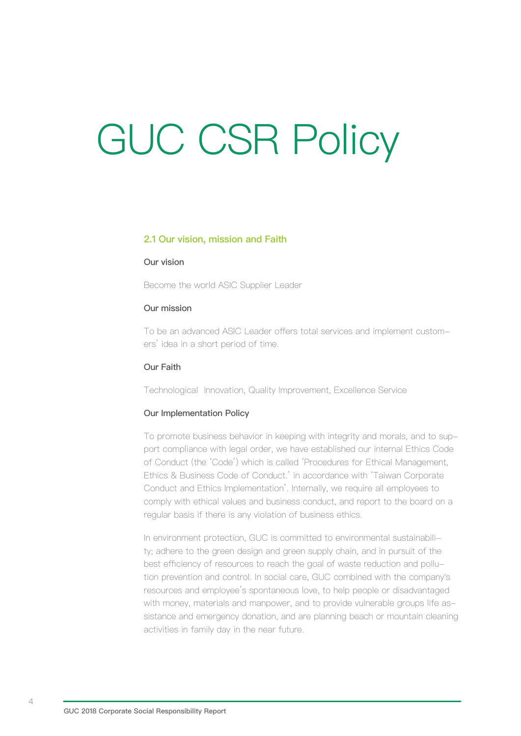# GUC CSR Policy

## 2.1 Our vision, mission and Faith

### Our vision

Become the world ASIC Supplier Leader

### Our mission

To be an advanced ASIC Leader offers total services and implement customers' idea in a short period of time.

### Our Faith

Technological Innovation, Quality Improvement, Excellence Service

### Our Implementation Policy

To promote business behavior in keeping with integrity and morals, and to support compliance with legal order, we have established our internal Ethics Code of Conduct (the 'Code') which is called 'Procedures for Ethical Management, Ethics & Business Code of Conduct.' in accordance with 'Taiwan Corporate Conduct and Ethics Implementation'. Internally, we require all employees to comply with ethical values and business conduct, and report to the board on a regular basis if there is any violation of business ethics.

In environment protection, GUC is committed to environmental sustainability; adhere to the green design and green supply chain, and in pursuit of the best efficiency of resources to reach the goal of waste reduction and pollution prevention and control. In social care, GUC combined with the company's resources and employee's spontaneous love, to help people or disadvantaged with money, materials and manpower, and to provide vulnerable groups life assistance and emergency donation, and are planning beach or mountain cleaning activities in family day in the near future.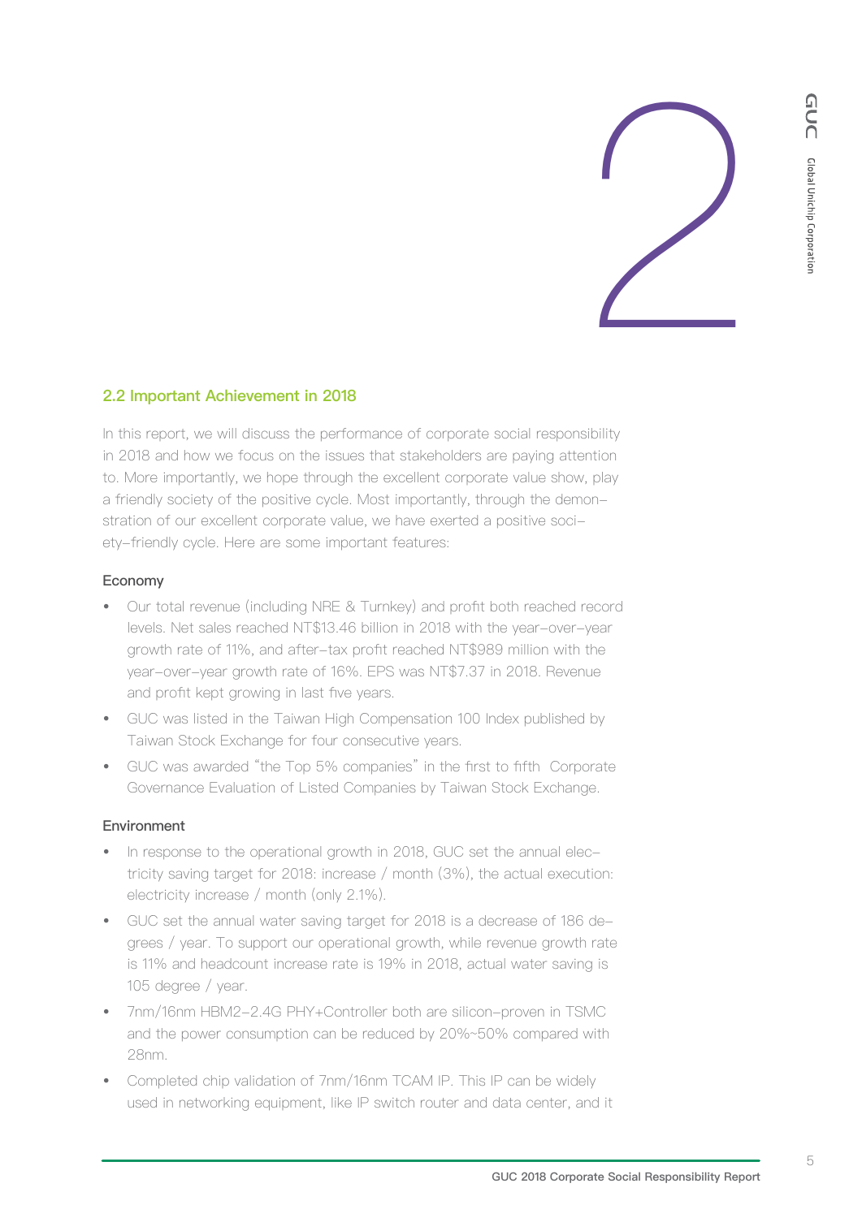## 2.2 Important Achievement in 2018

In this report, we will discuss the performance of corporate social responsibility in 2018 and how we focus on the issues that stakeholders are paying attention to. More importantly, we hope through the excellent corporate value show, play a friendly society of the positive cycle. Most importantly, through the demonstration of our excellent corporate value, we have exerted a positive society-friendly cycle. Here are some important features:

### Economy

- Our total revenue (including NRE & Turnkey) and profit both reached record levels. Net sales reached NT$13.46 billion in 2018 with the year-over-year growth rate of 11%, and after-tax profit reached NT$989 million with the year-over-year growth rate of 16%. EPS was NT$7.37 in 2018. Revenue and profit kept growing in last five years.
- GUC was listed in the Taiwan High Compensation 100 Index published by Taiwan Stock Exchange for four consecutive years.
- GUC was awarded "the Top 5% companies" in the first to fifth Corporate Governance Evaluation of Listed Companies by Taiwan Stock Exchange.

### Environment

- In response to the operational growth in 2018, GUC set the annual electricity saving target for 2018: increase / month (3%), the actual execution: electricity increase / month (only 2.1%).
- GUC set the annual water saving target for 2018 is a decrease of 186 degrees / year. To support our operational growth, while revenue growth rate is 11% and headcount increase rate is 19% in 2018, actual water saving is 105 degree / year.
- 7nm/16nm HBM2-2.4G PHY+Controller both are silicon-proven in TSMC and the power consumption can be reduced by 20%~50% compared with 28nm.
- Completed chip validation of 7nm/16nm TCAM IP. This IP can be widely used in networking equipment, like IP switch router and data center, and it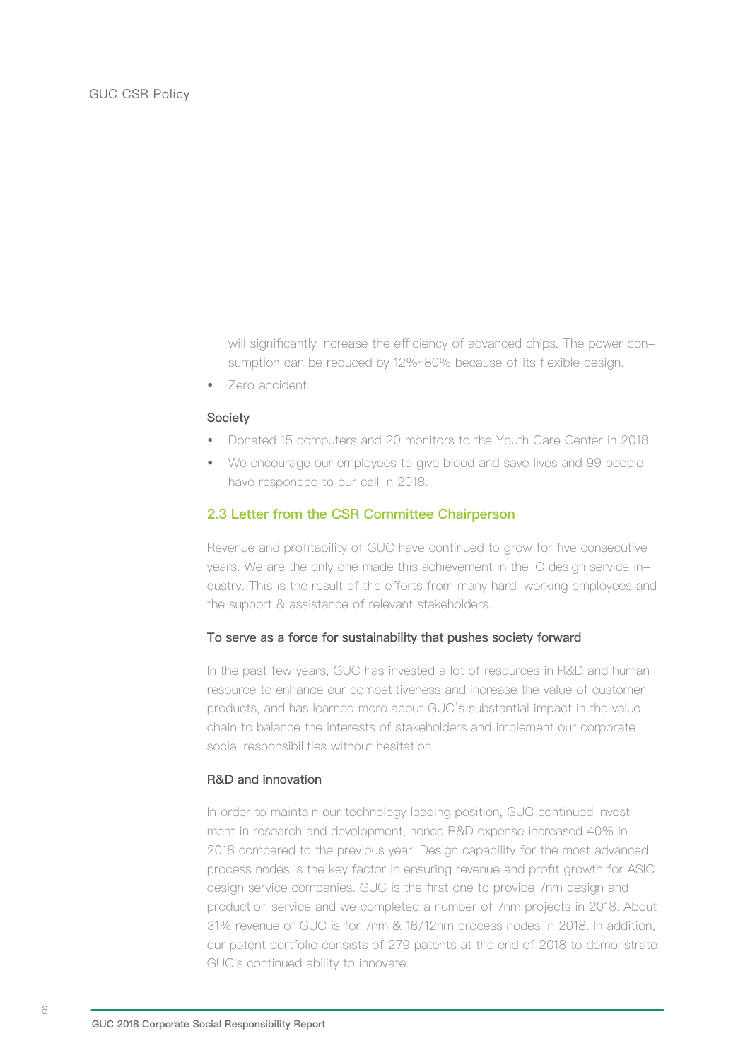will significantly increase the efficiency of advanced chips. The power consumption can be reduced by 12%~80% because of its flexible design.

- Zero accident.

### Society

- Donated 15 computers and 20 monitors to the Youth Care Center in 2018.
- We encourage our employees to give blood and save lives and 99 people have responded to our call in 2018.

## 2.3 Letter from the CSR Committee Chairperson

Revenue and profitability of GUC have continued to grow for five consecutive years. We are the only one made this achievement in the IC design service industry. This is the result of the efforts from many hard-working employees and the support & assistance of relevant stakeholders.

### To serve as a force for sustainability that pushes society forward

In the past few years, GUC has invested a lot of resources in R&D and human resource to enhance our competitiveness and increase the value of customer products, and has learned more about GUC's substantial impact in the value chain to balance the interests of stakeholders and implement our corporate social responsibilities without hesitation.

### R&D and innovation

In order to maintain our technology leading position, GUC continued investment in research and development; hence R&D expense increased 40% in 2018 compared to the previous year. Design capability for the most advanced process nodes is the key factor in ensuring revenue and profit growth for ASIC design service companies. GUC is the first one to provide 7nm design and production service and we completed a number of 7nm projects in 2018. About 31% revenue of GUC is for 7nm & 16/12nm process nodes in 2018. In addition, our patent portfolio consists of 279 patents at the end of 2018 to demonstrate GUC's continued ability to innovate.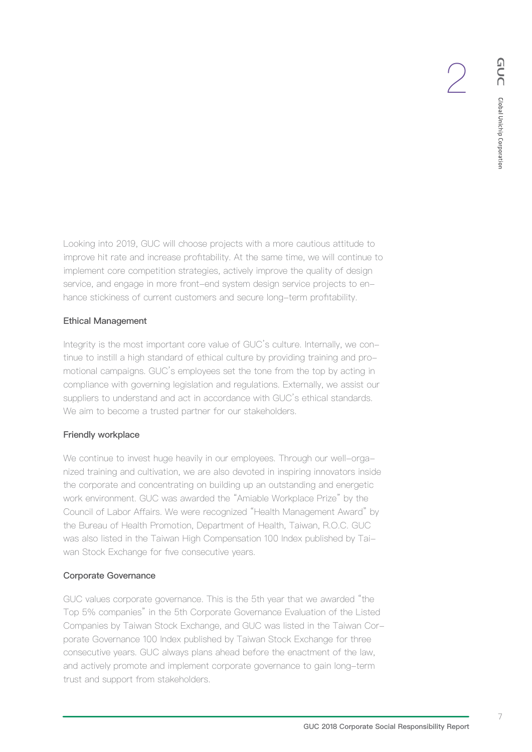Looking into 2019, GUC will choose projects with a more cautious attitude to improve hit rate and increase profitability. At the same time, we will continue to implement core competition strategies, actively improve the quality of design service, and engage in more front-end system design service projects to enhance stickiness of current customers and secure long-term profitability.

### Ethical Management

Integrity is the most important core value of GUC's culture. Internally, we continue to instill a high standard of ethical culture by providing training and promotional campaigns. GUC's employees set the tone from the top by acting in compliance with governing legislation and regulations. Externally, we assist our suppliers to understand and act in accordance with GUC's ethical standards. We aim to become a trusted partner for our stakeholders.

### Friendly workplace

We continue to invest huge heavily in our employees. Through our well-organized training and cultivation, we are also devoted in inspiring innovators inside the corporate and concentrating on building up an outstanding and energetic work environment. GUC was awarded the "Amiable Workplace Prize" by the Council of Labor Affairs. We were recognized "Health Management Award" by the Bureau of Health Promotion, Department of Health, Taiwan, R.O.C. GUC was also listed in the Taiwan High Compensation 100 Index published by Taiwan Stock Exchange for five consecutive years.

### Corporate Governance

GUC values corporate governance. This is the 5th year that we awarded "the Top 5% companies" in the 5th Corporate Governance Evaluation of the Listed Companies by Taiwan Stock Exchange, and GUC was listed in the Taiwan Corporate Governance 100 Index published by Taiwan Stock Exchange for three consecutive years. GUC always plans ahead before the enactment of the law, and actively promote and implement corporate governance to gain long-term trust and support from stakeholders.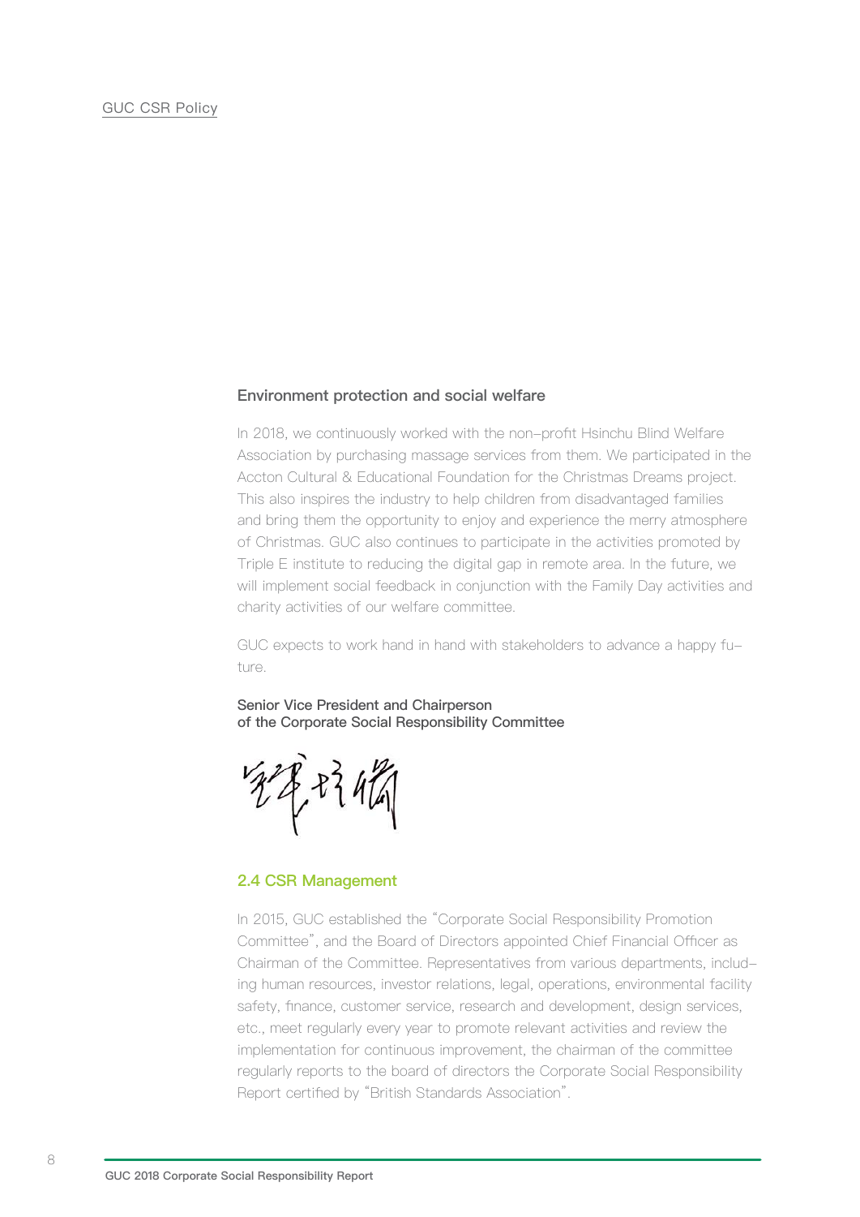GUC CSR Policy

### Environment protection and social welfare

In 2018, we continuously worked with the non-profit Hsinchu Blind Welfare Association by purchasing massage services from them. We participated in the Accton Cultural & Educational Foundation for the Christmas Dreams project. This also inspires the industry to help children from disadvantaged families and bring them the opportunity to enjoy and experience the merry atmosphere of Christmas. GUC also continues to participate in the activities promoted by Triple E institute to reducing the digital gap in remote area. In the future, we will implement social feedback in conjunction with the Family Day activities and charity activities of our welfare committee.

GUC expects to work hand in hand with stakeholders to advance a happy future.

**Senior Vice President and Chairperson of the Corporate Social Responsibility Committee**

## 2.4 CSR Management

In 2015, GUC established the "Corporate Social Responsibility Promotion Committee", and the Board of Directors appointed Chief Financial Officer as Chairman of the Committee. Representatives from various departments, including human resources, investor relations, legal, operations, environmental facility safety, finance, customer service, research and development, design services, etc., meet regularly every year to promote relevant activities and review the implementation for continuous improvement, the chairman of the committee regularly reports to the board of directors the Corporate Social Responsibility Report certified by "British Standards Association".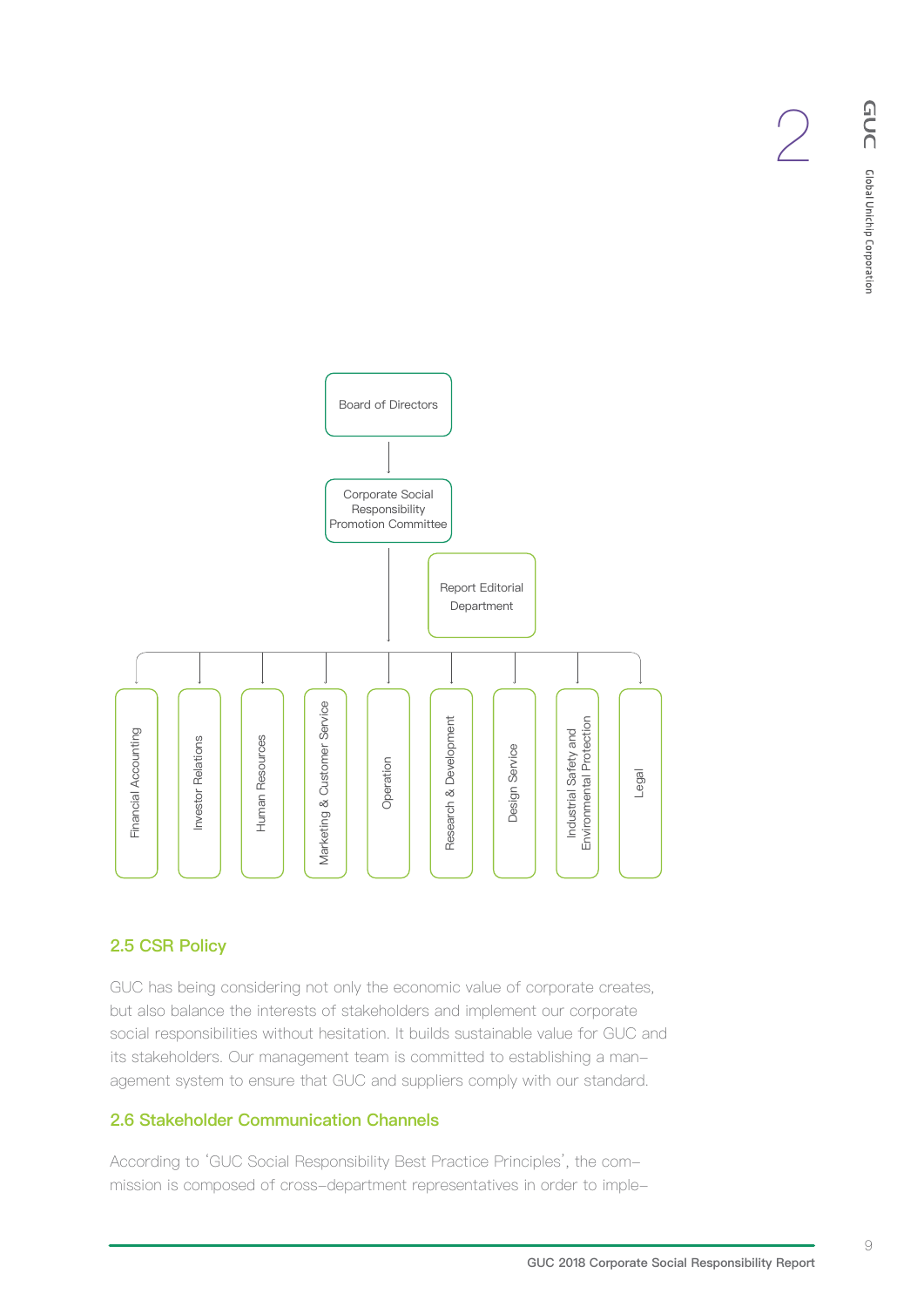Board of Directors

Corporate Social Responsibility Promotion Committee

Report Editorial Department

- Financial Accounting
- Investor Relations
- Human Resources
- Marketing & Customer Service
- Operation
- Research & Development
- Design Service
- Industrial Safety and Environmental Protection
- Legal

## 2.5 CSR Policy

GUC has being considering not only the economic value of corporate creates, but also balance the interests of stakeholders and implement our corporate social responsibilities without hesitation. It builds sustainable value for GUC and its stakeholders. Our management team is committed to establishing a management system to ensure that GUC and suppliers comply with our standard.

## 2.6 Stakeholder Communication Channels

According to 'GUC Social Responsibility Best Practice Principles', the commission is composed of cross-department representatives in order to imple-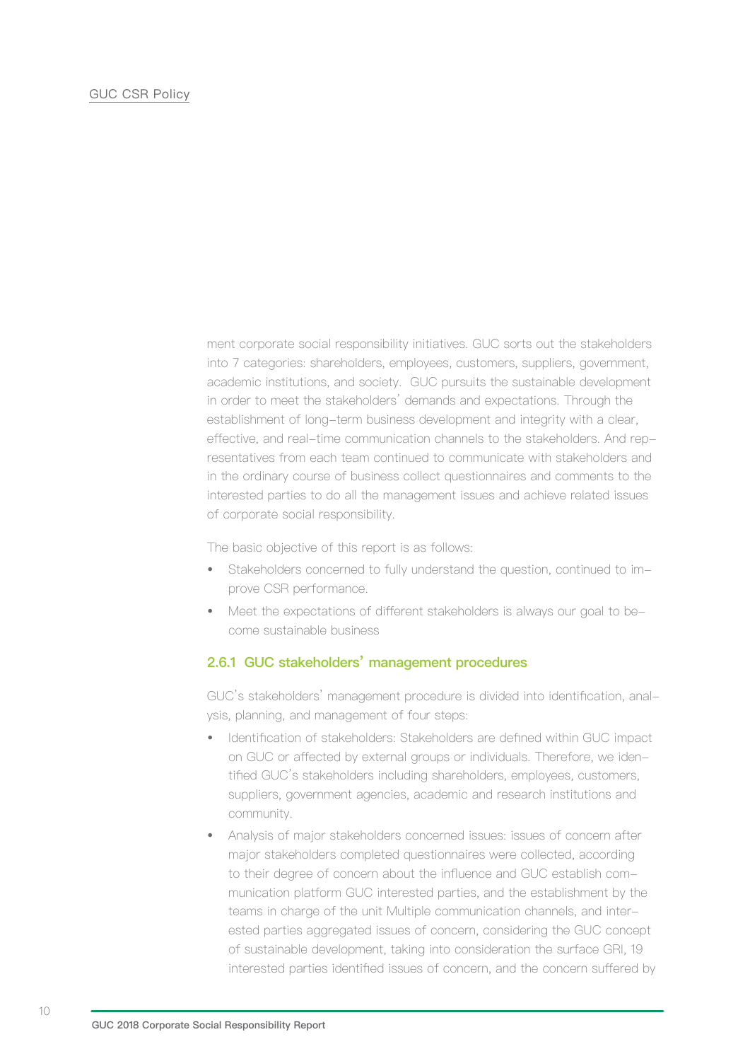ment corporate social responsibility initiatives. GUC sorts out the stakeholders into 7 categories: shareholders, employees, customers, suppliers, government, academic institutions, and society. GUC pursuits the sustainable development in order to meet the stakeholders' demands and expectations. Through the establishment of long-term business development and integrity with a clear, effective, and real-time communication channels to the stakeholders. And representatives from each team continued to communicate with stakeholders and in the ordinary course of business collect questionnaires and comments to the interested parties to do all the management issues and achieve related issues of corporate social responsibility.

The basic objective of this report is as follows:

- Stakeholders concerned to fully understand the question, continued to improve CSR performance.
- Meet the expectations of different stakeholders is always our goal to become sustainable business

### 2.6.1 GUC stakeholders' management procedures

GUC's stakeholders' management procedure is divided into identification, analysis, planning, and management of four steps:

- Identification of stakeholders: Stakeholders are defined within GUC impact on GUC or affected by external groups or individuals. Therefore, we identified GUC's stakeholders including shareholders, employees, customers, suppliers, government agencies, academic and research institutions and community.
- Analysis of major stakeholders concerned issues: issues of concern after major stakeholders completed questionnaires were collected, according to their degree of concern about the influence and GUC establish communication platform GUC interested parties, and the establishment by the teams in charge of the unit Multiple communication channels, and interested parties aggregated issues of concern, considering the GUC concept of sustainable development, taking into consideration the surface GRI, 19 interested parties identified issues of concern, and the concern suffered by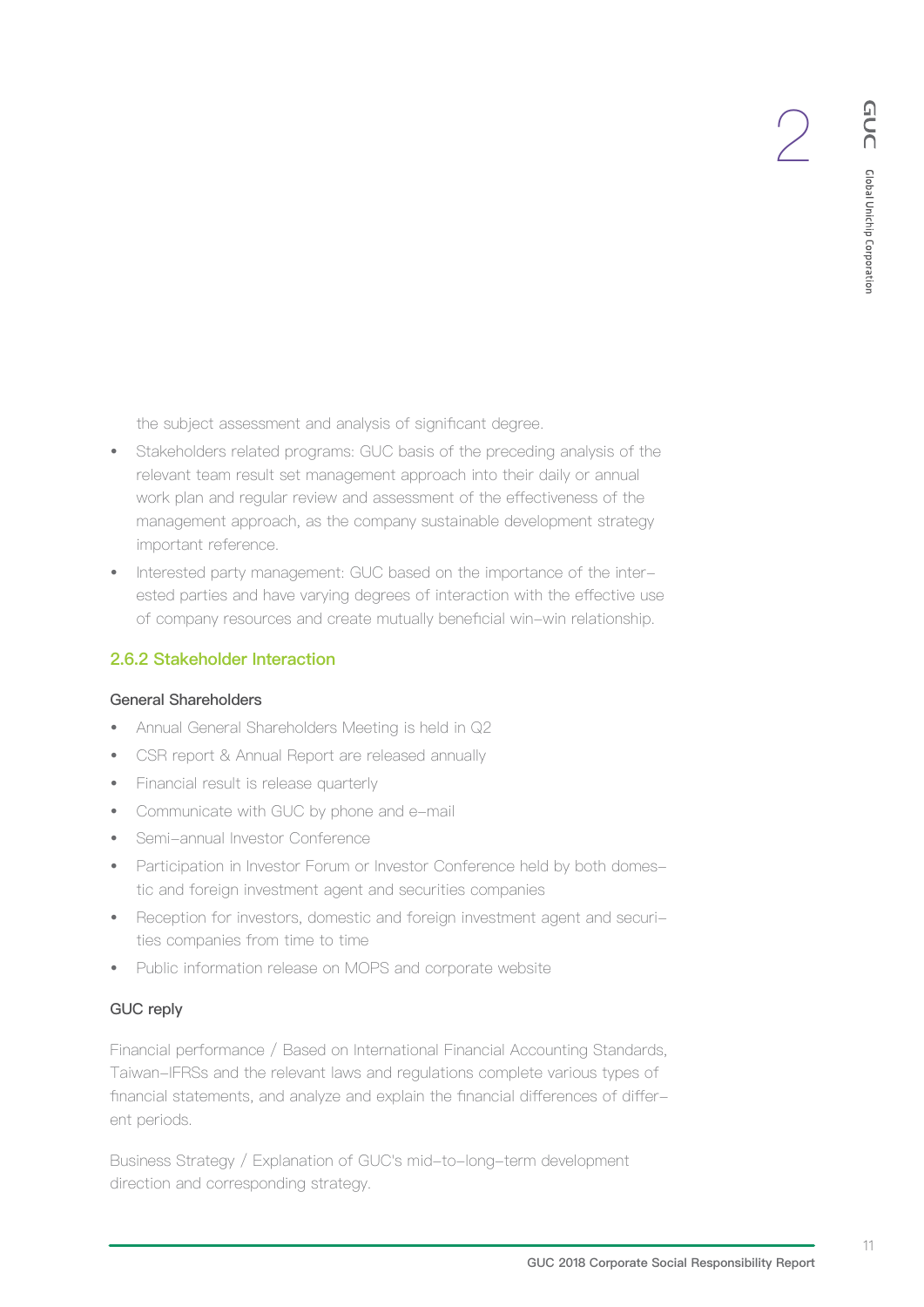the subject assessment and analysis of significant degree.

- Stakeholders related programs: GUC basis of the preceding analysis of the relevant team result set management approach into their daily or annual work plan and regular review and assessment of the effectiveness of the management approach, as the company sustainable development strategy important reference.
- Interested party management: GUC based on the importance of the interested parties and have varying degrees of interaction with the effective use of company resources and create mutually beneficial win-win relationship.

### 2.6.2 Stakeholder Interaction

#### General Shareholders

- Annual General Shareholders Meeting is held in Q2
- CSR report & Annual Report are released annually
- Financial result is release quarterly
- Communicate with GUC by phone and e-mail
- Semi-annual Investor Conference
- Participation in Investor Forum or Investor Conference held by both domestic and foreign investment agent and securities companies
- Reception for investors, domestic and foreign investment agent and securities companies from time to time
- Public information release on MOPS and corporate website

#### GUC reply

Financial performance / Based on International Financial Accounting Standards, Taiwan-IFRSs and the relevant laws and regulations complete various types of financial statements, and analyze and explain the financial differences of different periods.

Business Strategy / Explanation of GUC's mid-to-long-term development direction and corresponding strategy.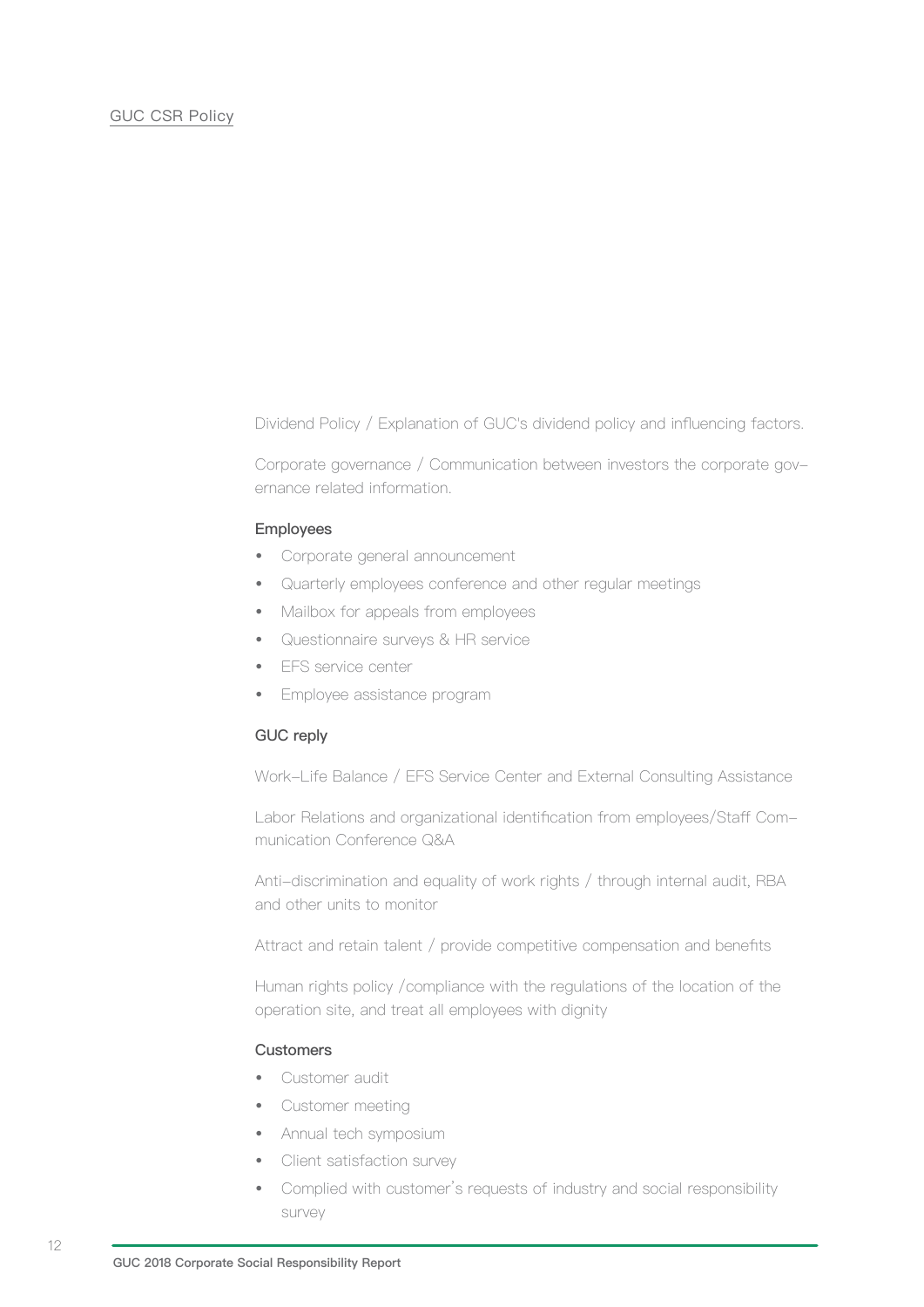GUC CSR Policy

Dividend Policy / Explanation of GUC's dividend policy and influencing factors.

Corporate governance / Communication between investors the corporate governance related information.

### Employees

- Corporate general announcement
- Quarterly employees conference and other regular meetings
- Mailbox for appeals from employees
- Questionnaire surveys & HR service
- EFS service center
- Employee assistance program

### GUC reply

Work-Life Balance / EFS Service Center and External Consulting Assistance

Labor Relations and organizational identification from employees/Staff Communication Conference Q&A

Anti-discrimination and equality of work rights / through internal audit, RBA and other units to monitor

Attract and retain talent / provide competitive compensation and benefits

Human rights policy /compliance with the regulations of the location of the operation site, and treat all employees with dignity

### Customers

- Customer audit
- Customer meeting
- Annual tech symposium
- Client satisfaction survey
- Complied with customer's requests of industry and social responsibility survey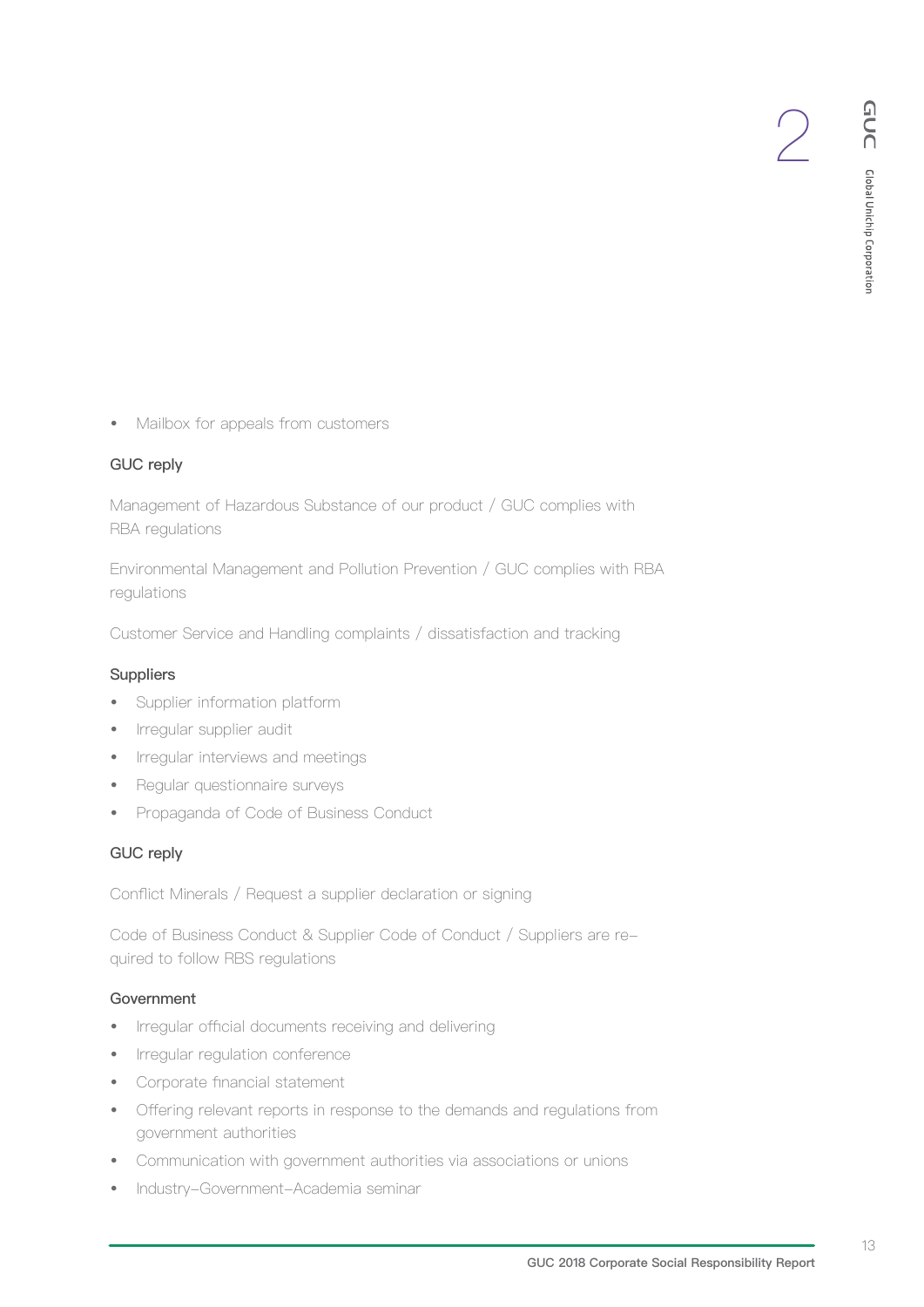- Mailbox for appeals from customers

### GUC reply

Management of Hazardous Substance of our product / GUC complies with RBA regulations

Environmental Management and Pollution Prevention / GUC complies with RBA regulations

Customer Service and Handling complaints / dissatisfaction and tracking

### Suppliers

- Supplier information platform
- Irregular supplier audit
- Irregular interviews and meetings
- Regular questionnaire surveys
- Propaganda of Code of Business Conduct

### GUC reply

Conflict Minerals / Request a supplier declaration or signing

Code of Business Conduct & Supplier Code of Conduct / Suppliers are required to follow RBS regulations

### Government

- Irregular official documents receiving and delivering
- Irregular regulation conference
- Corporate financial statement
- Offering relevant reports in response to the demands and regulations from government authorities
- Communication with government authorities via associations or unions
- Industry–Government–Academia seminar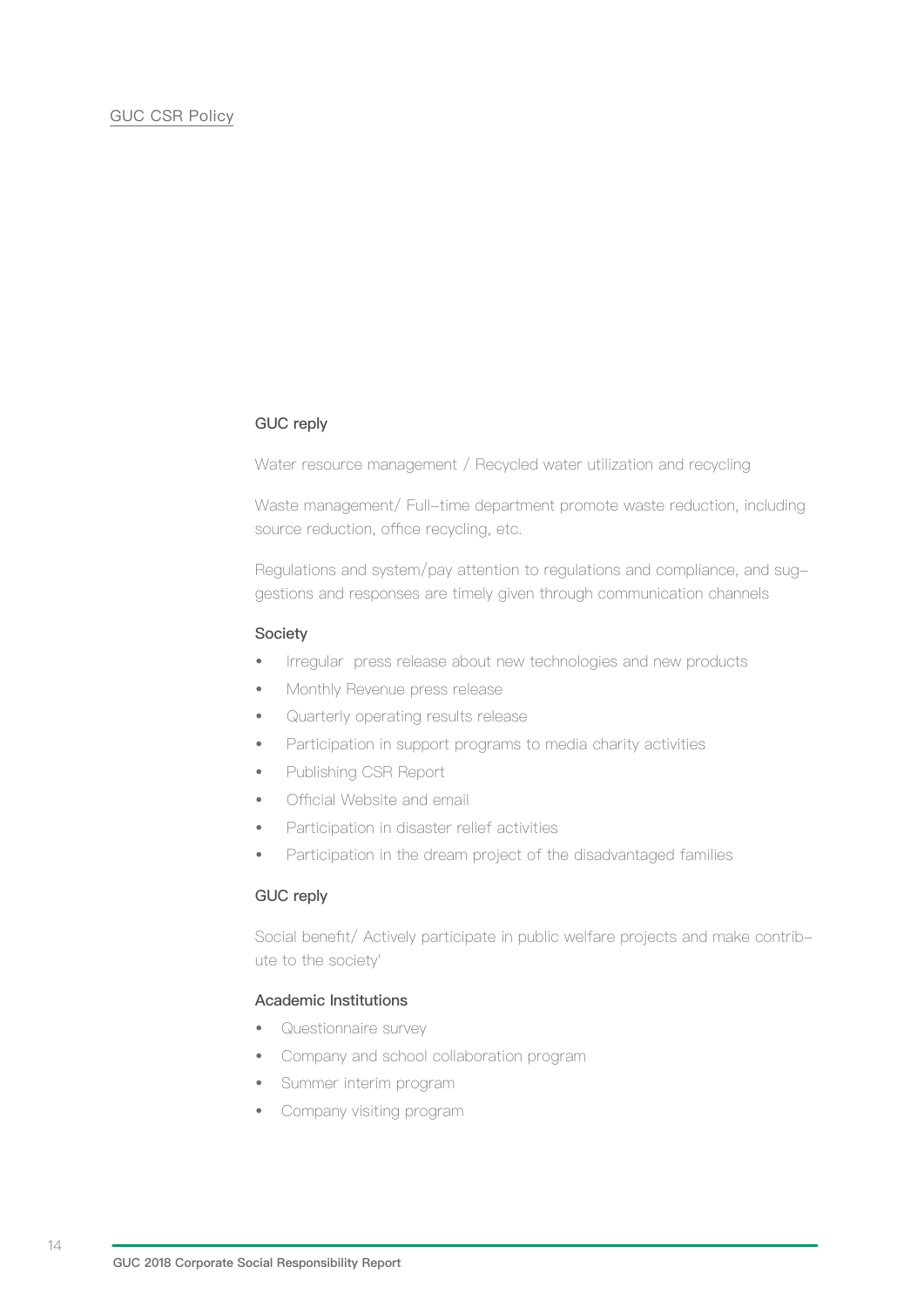GUC CSR Policy

### GUC reply

Water resource management / Recycled water utilization and recycling

Waste management/ Full-time department promote waste reduction, including source reduction, office recycling, etc.

Regulations and system/pay attention to regulations and compliance, and suggestions and responses are timely given through communication channels

### Society

- Irregular press release about new technologies and new products
- Monthly Revenue press release
- Quarterly operating results release
- Participation in support programs to media charity activities
- Publishing CSR Report
- Official Website and email
- Participation in disaster relief activities
- Participation in the dream project of the disadvantaged families

### GUC reply

Social benefit/ Actively participate in public welfare projects and make contribute to the society'

### Academic Institutions

- Questionnaire survey
- Company and school collaboration program
- Summer interim program
- Company visiting program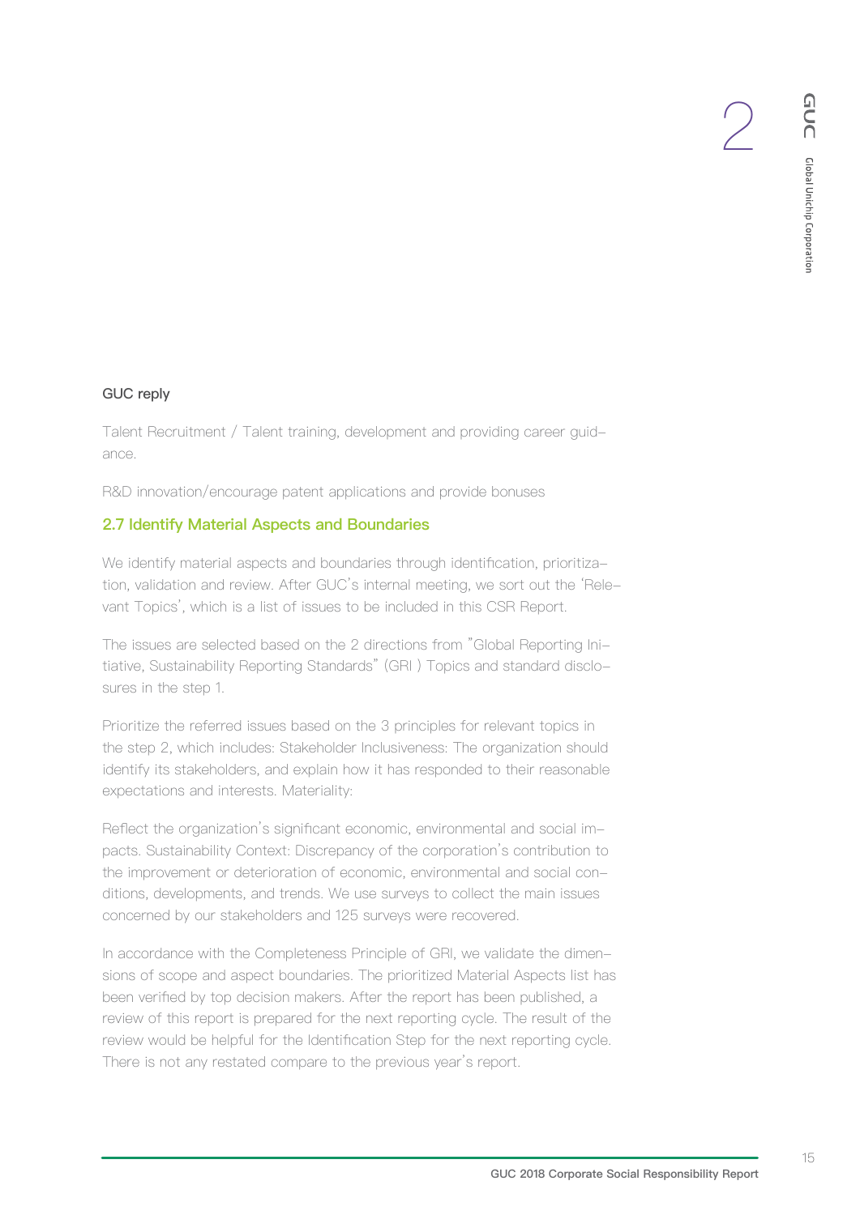**GUC reply**

Talent Recruitment / Talent training, development and providing career guidance.

R&D innovation/encourage patent applications and provide bonuses

## 2.7 Identify Material Aspects and Boundaries

We identify material aspects and boundaries through identification, prioritization, validation and review. After GUC's internal meeting, we sort out the 'Relevant Topics', which is a list of issues to be included in this CSR Report.

The issues are selected based on the 2 directions from "Global Reporting Initiative, Sustainability Reporting Standards" (GRI ) Topics and standard disclosures in the step 1.

Prioritize the referred issues based on the 3 principles for relevant topics in the step 2, which includes: Stakeholder Inclusiveness: The organization should identify its stakeholders, and explain how it has responded to their reasonable expectations and interests. Materiality:

Reflect the organization's significant economic, environmental and social impacts. Sustainability Context: Discrepancy of the corporation's contribution to the improvement or deterioration of economic, environmental and social conditions, developments, and trends. We use surveys to collect the main issues concerned by our stakeholders and 125 surveys were recovered.

In accordance with the Completeness Principle of GRI, we validate the dimensions of scope and aspect boundaries. The prioritized Material Aspects list has been verified by top decision makers. After the report has been published, a review of this report is prepared for the next reporting cycle. The result of the review would be helpful for the Identification Step for the next reporting cycle. There is not any restated compare to the previous year's report.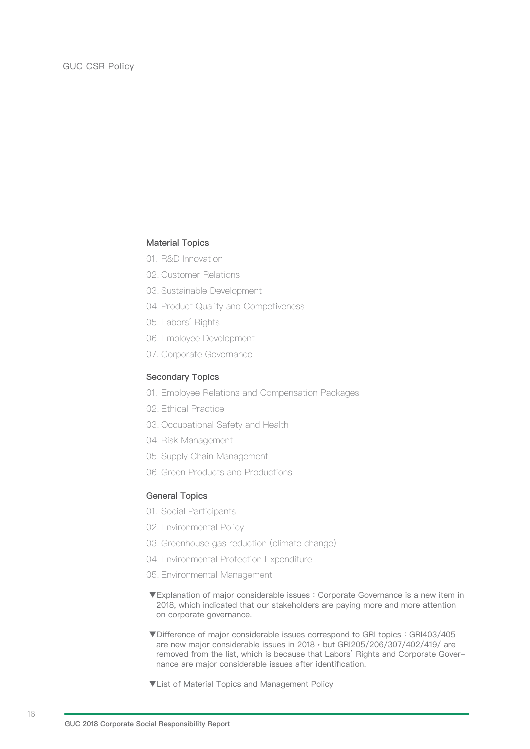GUC CSR Policy

### Material Topics

01. R&D Innovation
02. Customer Relations
03. Sustainable Development
04. Product Quality and Competiveness
05. Labors' Rights
06. Employee Development
07. Corporate Governance

### Secondary Topics

01. Employee Relations and Compensation Packages
02. Ethical Practice
03. Occupational Safety and Health
04. Risk Management
05. Supply Chain Management
06. Green Products and Productions

### General Topics

01. Social Participants
02. Environmental Policy
03. Greenhouse gas reduction (climate change)
04. Environmental Protection Expenditure
05. Environmental Management

▼Explanation of major considerable issues：Corporate Governance is a new item in 2018, which indicated that our stakeholders are paying more and more attention on corporate governance.

▼Difference of major considerable issues correspond to GRI topics：GRI403/405 are new major considerable issues in 2018，but GRI205/206/307/402/419/ are removed from the list, which is because that Labors' Rights and Corporate Governance are major considerable issues after identification.

▼List of Material Topics and Management Policy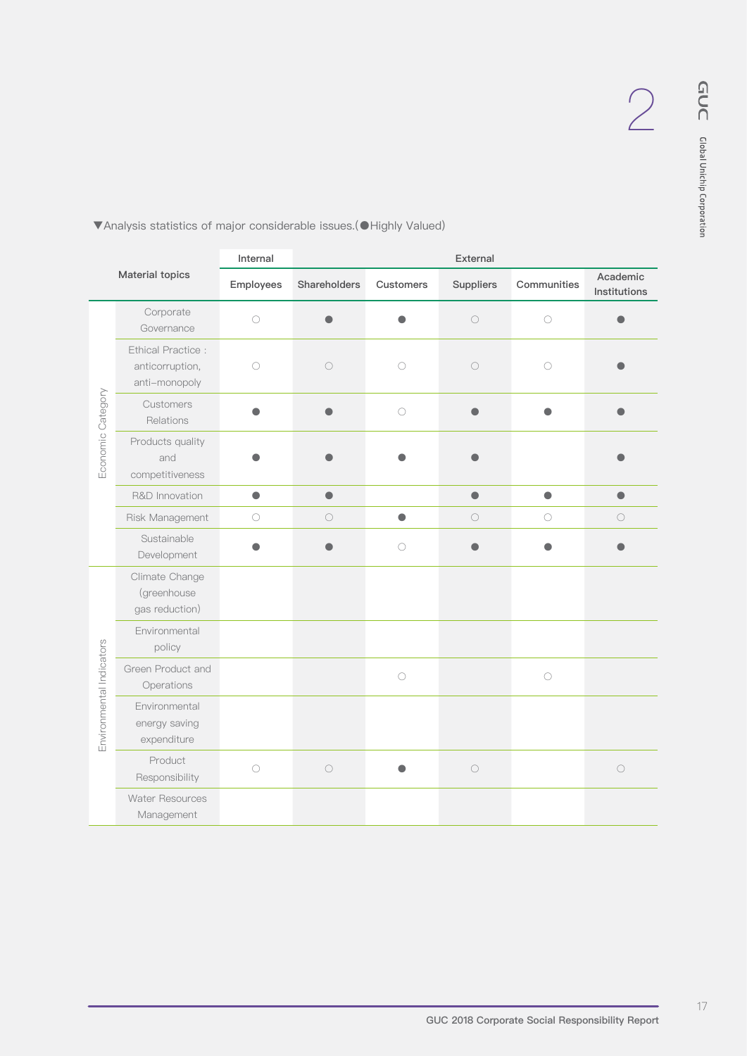▼Analysis statistics of major considerable issues.(●Highly Valued)

| Material topics | | Internal | External | | | | |
|---|---|---|---|---|---|---|---|
| | | Employees | Shareholders | Customers | Suppliers | Communities | Academic Institutions |
| Economic Category | Corporate Governance | ○ | ● | ● | ○ | ○ | ● |
| | Ethical Practice : anticorruption, anti-monopoly | ○ | ○ | ○ | ○ | ○ | ● |
| | Customers Relations | ● | ● | ○ | ● | ● | ● |
| | Products quality and competitiveness | ● | ● | ● | ● | | ● |
| | R&D Innovation | ● | ● | | ● | ● | ● |
| | Risk Management | ○ | ○ | ● | ○ | ○ | ○ |
| | Sustainable Development | ● | ● | ○ | ● | ● | ● |
| Environmental Indicators | Climate Change (greenhouse gas reduction) | | | | | | |
| | Environmental policy | | | | | | |
| | Green Product and Operations | | | ○ | | ○ | |
| | Environmental energy saving expenditure | | | | | | |
| | Product Responsibility | ○ | ○ | ● | ○ | | ○ |
| | Water Resources Management | | | | | | |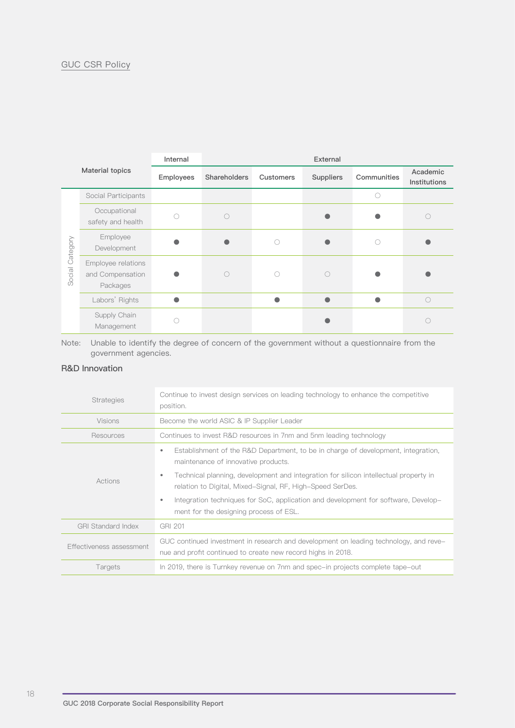GUC CSR Policy

| Material topics | | Internal | External | | | | |
|---|---|---|---|---|---|---|---|
| | | Employees | Shareholders | Customers | Suppliers | Communities | Academic Institutions |
| Social Category | Social Participants | | | | | ○ | |
| | Occupational safety and health | ○ | ○ | | ● | ● | ○ |
| | Employee Development | ● | ● | ○ | ● | ○ | ● |
| | Employee relations and Compensation Packages | ● | ○ | ○ | ○ | ● | ● |
| | Labors' Rights | ● | | ● | ● | ● | ○ |
| | Supply Chain Management | ○ | | | ● | | ○ |

Note: Unable to identify the degree of concern of the government without a questionnaire from the government agencies.

### R&D Innovation

| | |
|---|---|
| Strategies | Continue to invest design services on leading technology to enhance the competitive position. |
| Visions | Become the world ASIC & IP Supplier Leader |
| Resources | Continues to invest R&D resources in 7nm and 5nm leading technology |
| Actions | • Establishment of the R&D Department, to be in charge of development, integration, maintenance of innovative products.<br>• Technical planning, development and integration for silicon intellectual property in relation to Digital, Mixed-Signal, RF, High-Speed SerDes.<br>• Integration techniques for SoC, application and development for software, Development for the designing process of ESL. |
| GRI Standard Index | GRI 201 |
| Effectiveness assessment | GUC continued investment in research and development on leading technology, and revenue and profit continued to create new record highs in 2018. |
| Targets | In 2019, there is Turnkey revenue on 7nm and spec-in projects complete tape-out |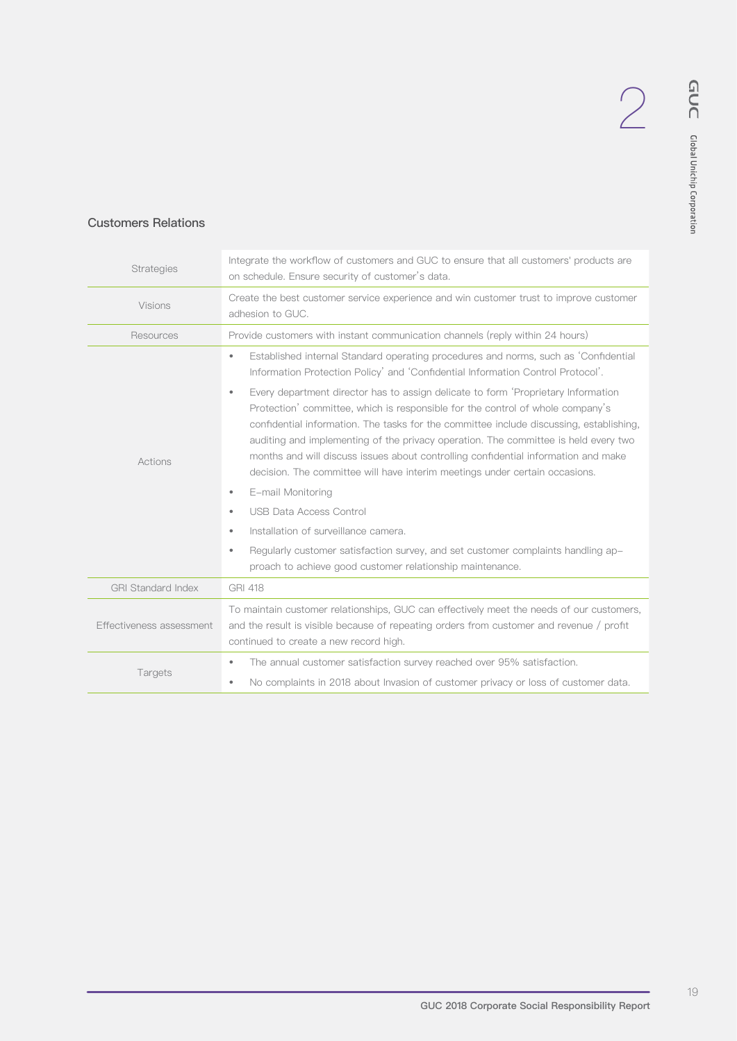## Customers Relations

| | |
|---|---|
| Strategies | Integrate the workflow of customers and GUC to ensure that all customers' products are on schedule. Ensure security of customer's data. |
| Visions | Create the best customer service experience and win customer trust to improve customer adhesion to GUC. |
| Resources | Provide customers with instant communication channels (reply within 24 hours) |
| Actions | • Established internal Standard operating procedures and norms, such as 'Confidential Information Protection Policy' and 'Confidential Information Control Protocol'.<br>• Every department director has to assign delicate to form 'Proprietary Information Protection' committee, which is responsible for the control of whole company's confidential information. The tasks for the committee include discussing, establishing, auditing and implementing of the privacy operation. The committee is held every two months and will discuss issues about controlling confidential information and make decision. The committee will have interim meetings under certain occasions.<br>• E-mail Monitoring<br>• USB Data Access Control<br>• Installation of surveillance camera.<br>• Regularly customer satisfaction survey, and set customer complaints handling approach to achieve good customer relationship maintenance. |
| GRI Standard Index | GRI 418 |
| Effectiveness assessment | To maintain customer relationships, GUC can effectively meet the needs of our customers, and the result is visible because of repeating orders from customer and revenue / profit continued to create a new record high. |
| Targets | • The annual customer satisfaction survey reached over 95% satisfaction.<br>• No complaints in 2018 about Invasion of customer privacy or loss of customer data. |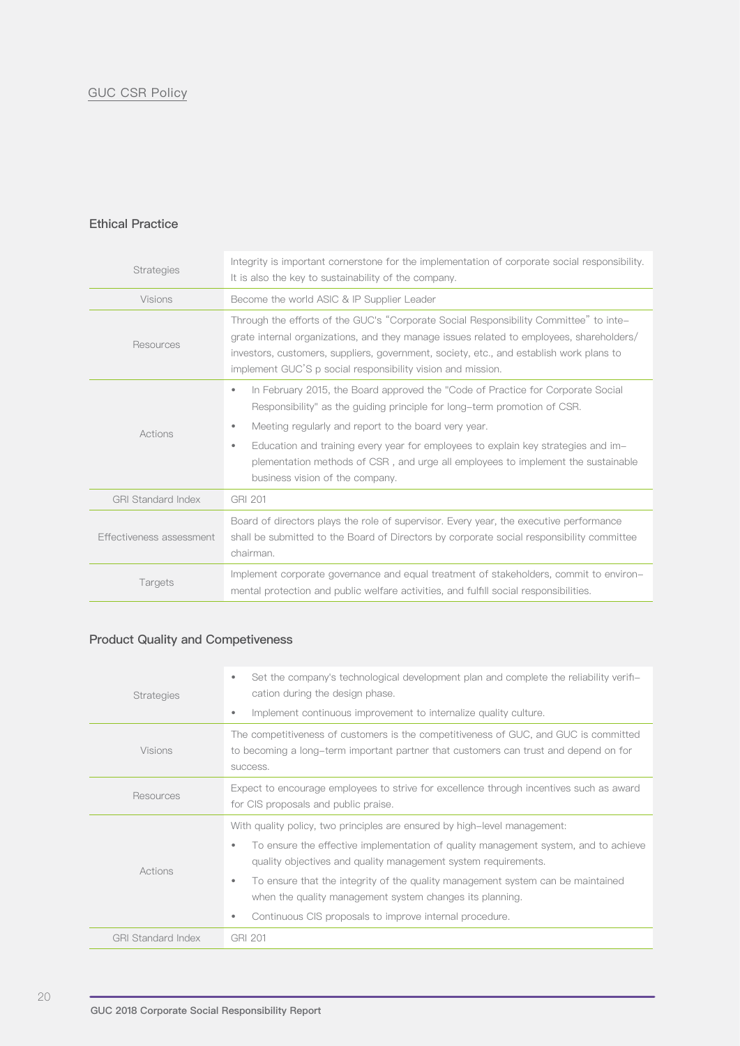GUC CSR Policy

### Ethical Practice

| | |
|---|---|
| Strategies | Integrity is important cornerstone for the implementation of corporate social responsibility. It is also the key to sustainability of the company. |
| Visions | Become the world ASIC & IP Supplier Leader |
| Resources | Through the efforts of the GUC's "Corporate Social Responsibility Committee" to integrate internal organizations, and they manage issues related to employees, shareholders/investors, customers, suppliers, government, society, etc., and establish work plans to implement GUC'S p social responsibility vision and mission. |
| Actions | • In February 2015, the Board approved the "Code of Practice for Corporate Social Responsibility" as the guiding principle for long-term promotion of CSR.<br>• Meeting regularly and report to the board very year.<br>• Education and training every year for employees to explain key strategies and implementation methods of CSR , and urge all employees to implement the sustainable business vision of the company. |
| GRI Standard Index | GRI 201 |
| Effectiveness assessment | Board of directors plays the role of supervisor. Every year, the executive performance shall be submitted to the Board of Directors by corporate social responsibility committee chairman. |
| Targets | Implement corporate governance and equal treatment of stakeholders, commit to environmental protection and public welfare activities, and fulfill social responsibilities. |

### Product Quality and Competiveness

| | |
|---|---|
| Strategies | • Set the company's technological development plan and complete the reliability verification during the design phase.<br>• Implement continuous improvement to internalize quality culture. |
| Visions | The competitiveness of customers is the competitiveness of GUC, and GUC is committed to becoming a long-term important partner that customers can trust and depend on for success. |
| Resources | Expect to encourage employees to strive for excellence through incentives such as award for CIS proposals and public praise. |
| Actions | With quality policy, two principles are ensured by high-level management:<br>• To ensure the effective implementation of quality management system, and to achieve quality objectives and quality management system requirements.<br>• To ensure that the integrity of the quality management system can be maintained when the quality management system changes its planning.<br>• Continuous CIS proposals to improve internal procedure. |
| GRI Standard Index | GRI 201 |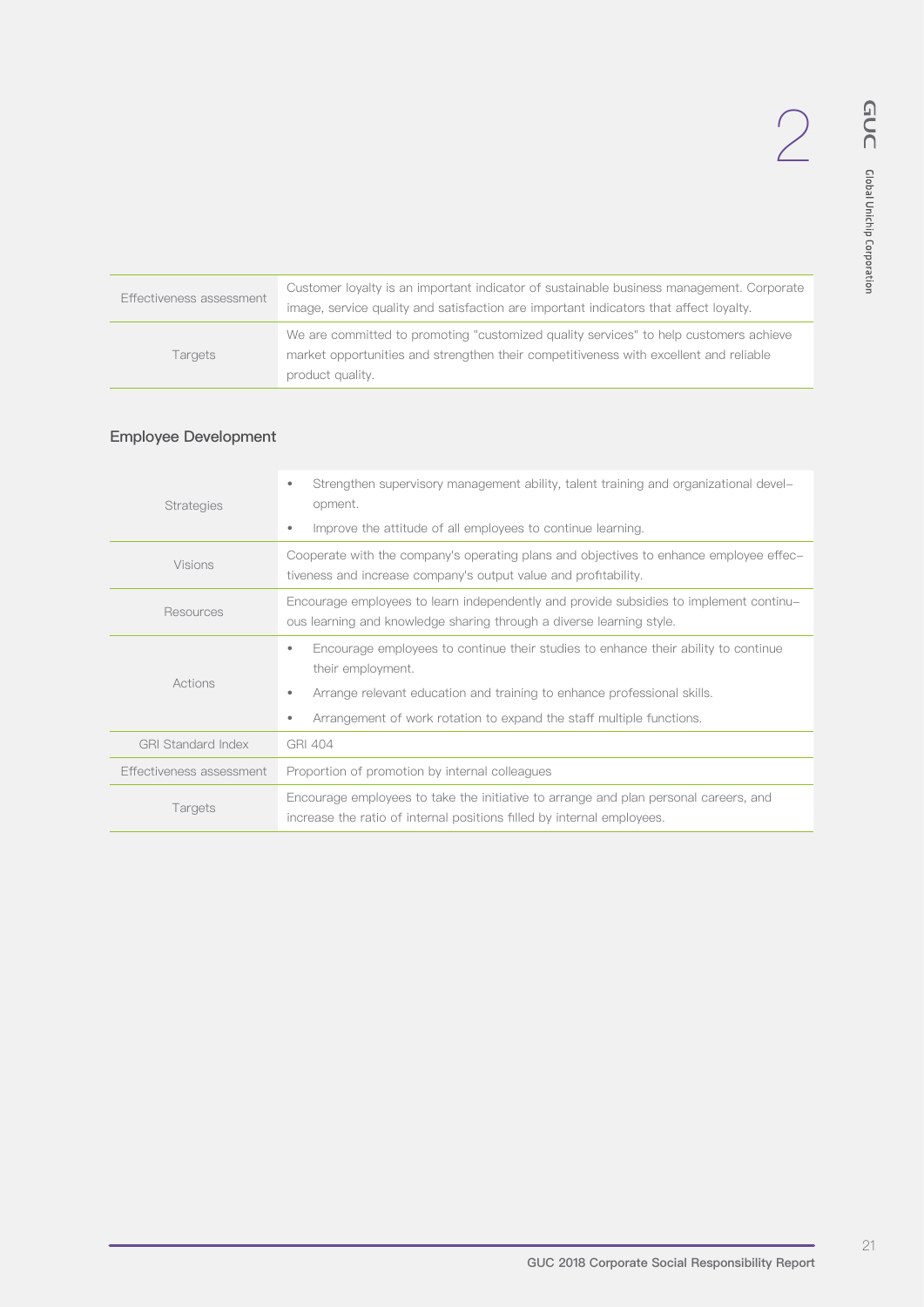| | |
|---|---|
| Effectiveness assessment | Customer loyalty is an important indicator of sustainable business management. Corporate image, service quality and satisfaction are important indicators that affect loyalty. |
| Targets | We are committed to promoting "customized quality services" to help customers achieve market opportunities and strengthen their competitiveness with excellent and reliable product quality. |

## Employee Development

| | |
|---|---|
| Strategies | • Strengthen supervisory management ability, talent training and organizational development.<br>• Improve the attitude of all employees to continue learning. |
| Visions | Cooperate with the company's operating plans and objectives to enhance employee effectiveness and increase company's output value and profitability. |
| Resources | Encourage employees to learn independently and provide subsidies to implement continuous learning and knowledge sharing through a diverse learning style. |
| Actions | • Encourage employees to continue their studies to enhance their ability to continue their employment.<br>• Arrange relevant education and training to enhance professional skills.<br>• Arrangement of work rotation to expand the staff multiple functions. |
| GRI Standard Index | GRI 404 |
| Effectiveness assessment | Proportion of promotion by internal colleagues |
| Targets | Encourage employees to take the initiative to arrange and plan personal careers, and increase the ratio of internal positions filled by internal employees. |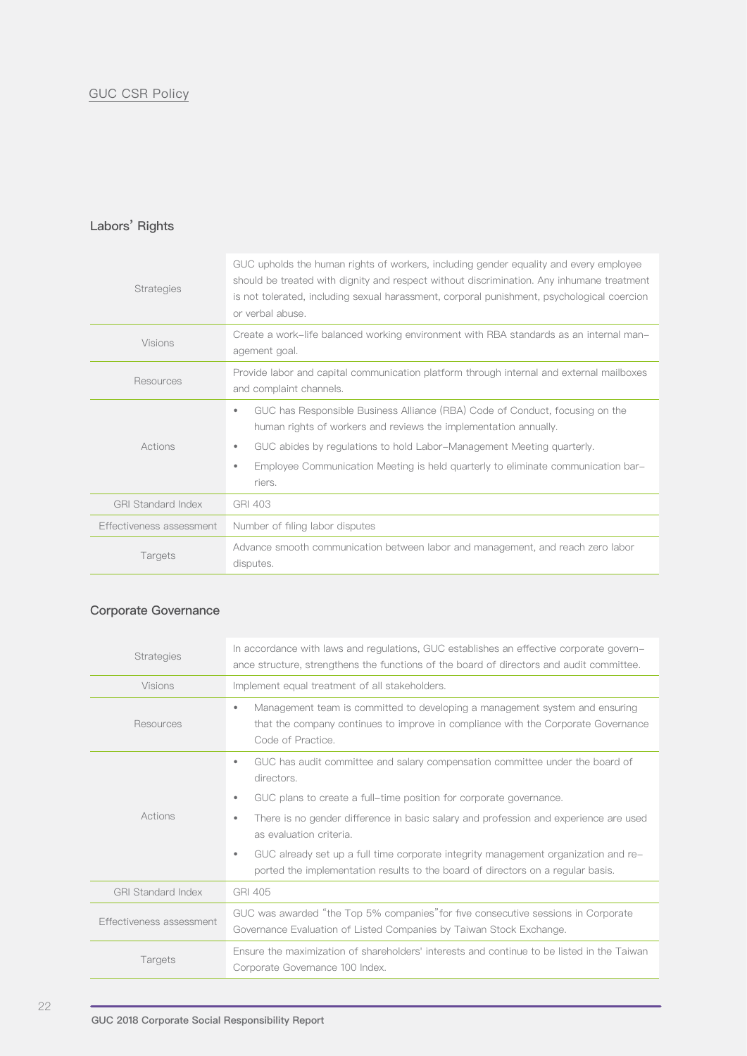GUC CSR Policy

## Labors' Rights

| | |
|---|---|
| Strategies | GUC upholds the human rights of workers, including gender equality and every employee should be treated with dignity and respect without discrimination. Any inhumane treatment is not tolerated, including sexual harassment, corporal punishment, psychological coercion or verbal abuse. |
| Visions | Create a work-life balanced working environment with RBA standards as an internal management goal. |
| Resources | Provide labor and capital communication platform through internal and external mailboxes and complaint channels. |
| Actions | • GUC has Responsible Business Alliance (RBA) Code of Conduct, focusing on the human rights of workers and reviews the implementation annually.<br>• GUC abides by regulations to hold Labor-Management Meeting quarterly.<br>• Employee Communication Meeting is held quarterly to eliminate communication barriers. |
| GRI Standard Index | GRI 403 |
| Effectiveness assessment | Number of filing labor disputes |
| Targets | Advance smooth communication between labor and management, and reach zero labor disputes. |

## Corporate Governance

| | |
|---|---|
| Strategies | In accordance with laws and regulations, GUC establishes an effective corporate governance structure, strengthens the functions of the board of directors and audit committee. |
| Visions | Implement equal treatment of all stakeholders. |
| Resources | • Management team is committed to developing a management system and ensuring that the company continues to improve in compliance with the Corporate Governance Code of Practice. |
| Actions | • GUC has audit committee and salary compensation committee under the board of directors.<br>• GUC plans to create a full-time position for corporate governance.<br>• There is no gender difference in basic salary and profession and experience are used as evaluation criteria.<br>• GUC already set up a full time corporate integrity management organization and reported the implementation results to the board of directors on a regular basis. |
| GRI Standard Index | GRI 405 |
| Effectiveness assessment | GUC was awarded "the Top 5% companies" for five consecutive sessions in Corporate Governance Evaluation of Listed Companies by Taiwan Stock Exchange. |
| Targets | Ensure the maximization of shareholders' interests and continue to be listed in the Taiwan Corporate Governance 100 Index. |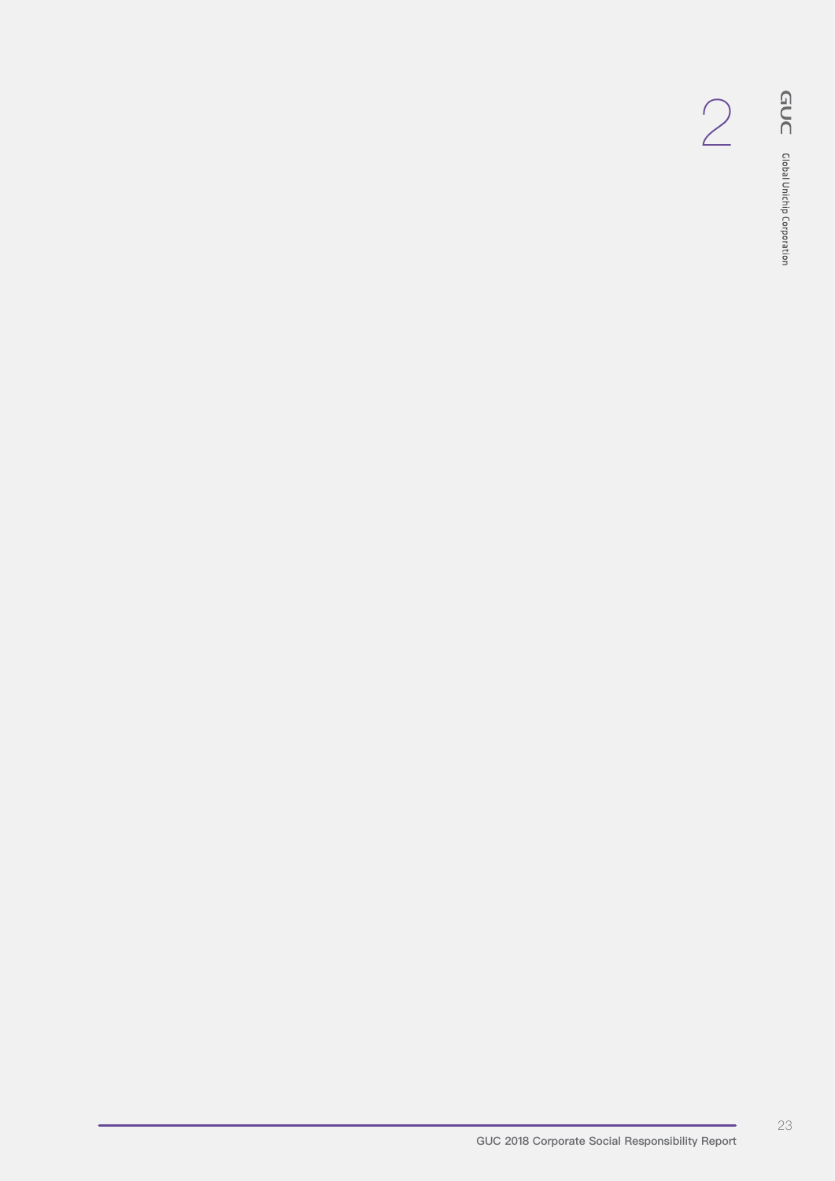2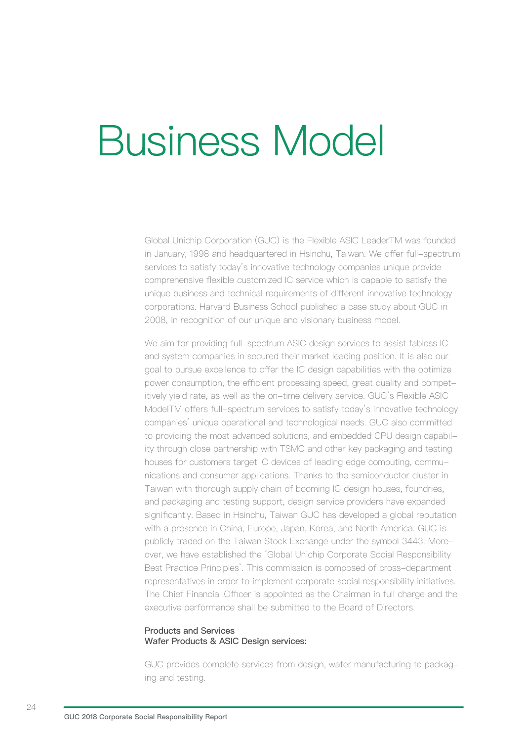# Business Model

Global Unichip Corporation (GUC) is the Flexible ASIC LeaderTM was founded in January, 1998 and headquartered in Hsinchu, Taiwan. We offer full-spectrum services to satisfy today's innovative technology companies unique provide comprehensive flexible customized IC service which is capable to satisfy the unique business and technical requirements of different innovative technology corporations. Harvard Business School published a case study about GUC in 2008, in recognition of our unique and visionary business model.

We aim for providing full-spectrum ASIC design services to assist fabless IC and system companies in secured their market leading position. It is also our goal to pursue excellence to offer the IC design capabilities with the optimize power consumption, the efficient processing speed, great quality and competitively yield rate, as well as the on-time delivery service. GUC's Flexible ASIC ModelTM offers full-spectrum services to satisfy today's innovative technology companies' unique operational and technological needs. GUC also committed to providing the most advanced solutions, and embedded CPU design capability through close partnership with TSMC and other key packaging and testing houses for customers target IC devices of leading edge computing, communications and consumer applications. Thanks to the semiconductor cluster in Taiwan with thorough supply chain of booming IC design houses, foundries, and packaging and testing support, design service providers have expanded significantly. Based in Hsinchu, Taiwan GUC has developed a global reputation with a presence in China, Europe, Japan, Korea, and North America. GUC is publicly traded on the Taiwan Stock Exchange under the symbol 3443. Moreover, we have established the 'Global Unichip Corporate Social Responsibility Best Practice Principles'. This commission is composed of cross-department representatives in order to implement corporate social responsibility initiatives. The Chief Financial Officer is appointed as the Chairman in full charge and the executive performance shall be submitted to the Board of Directors.

**Products and Services**
**Wafer Products & ASIC Design services:**

GUC provides complete services from design, wafer manufacturing to packaging and testing.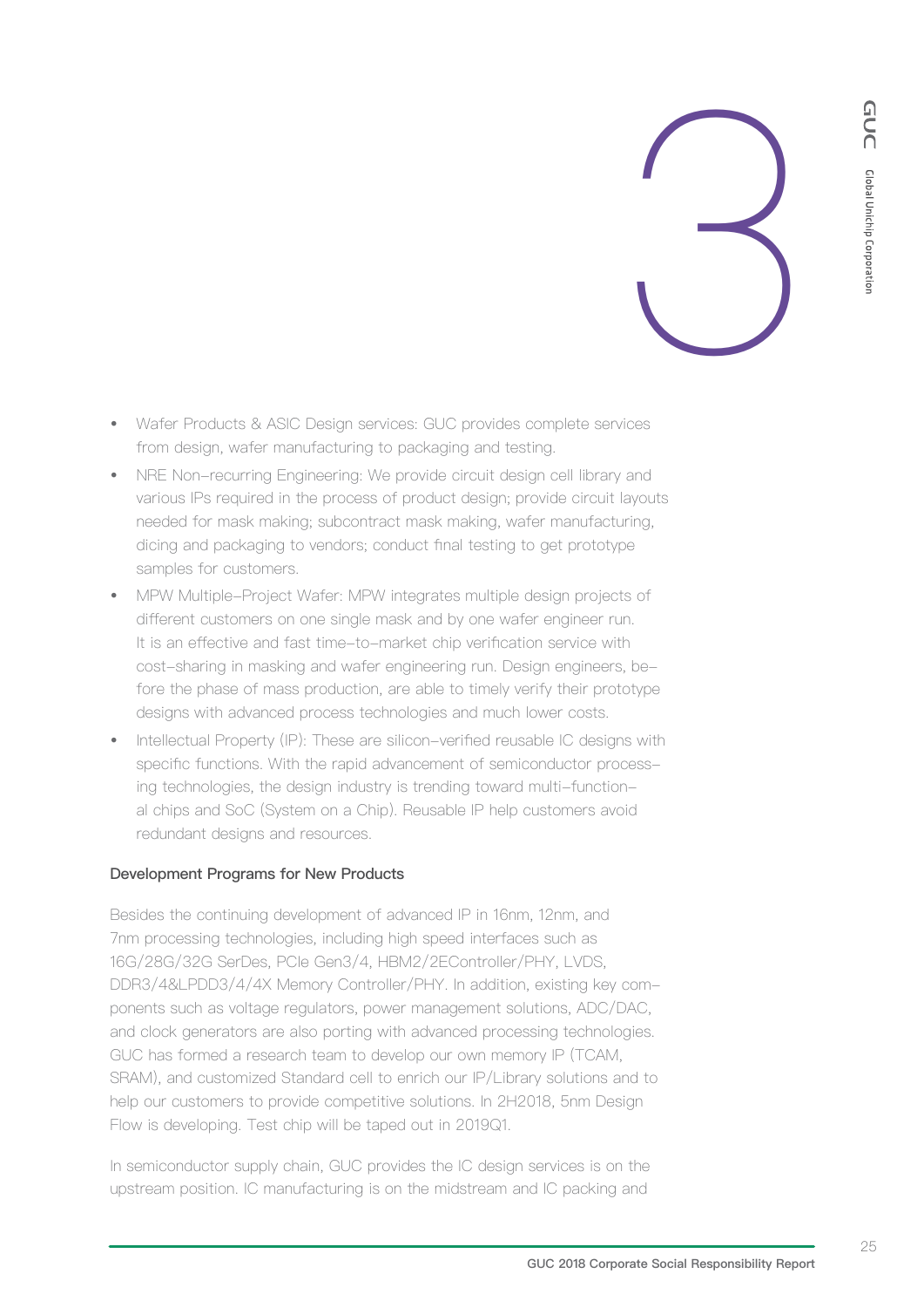- Wafer Products & ASIC Design services: GUC provides complete services from design, wafer manufacturing to packaging and testing.
- NRE Non-recurring Engineering: We provide circuit design cell library and various IPs required in the process of product design; provide circuit layouts needed for mask making; subcontract mask making, wafer manufacturing, dicing and packaging to vendors; conduct final testing to get prototype samples for customers.
- MPW Multiple-Project Wafer: MPW integrates multiple design projects of different customers on one single mask and by one wafer engineer run. It is an effective and fast time-to-market chip verification service with cost-sharing in masking and wafer engineering run. Design engineers, before the phase of mass production, are able to timely verify their prototype designs with advanced process technologies and much lower costs.
- Intellectual Property (IP): These are silicon-verified reusable IC designs with specific functions. With the rapid advancement of semiconductor processing technologies, the design industry is trending toward multi-functional chips and SoC (System on a Chip). Reusable IP help customers avoid redundant designs and resources.

### Development Programs for New Products

Besides the continuing development of advanced IP in 16nm, 12nm, and 7nm processing technologies, including high speed interfaces such as 16G/28G/32G SerDes, PCIe Gen3/4, HBM2/2EController/PHY, LVDS, DDR3/4&LPDD3/4/4X Memory Controller/PHY. In addition, existing key components such as voltage regulators, power management solutions, ADC/DAC, and clock generators are also porting with advanced processing technologies. GUC has formed a research team to develop our own memory IP (TCAM, SRAM), and customized Standard cell to enrich our IP/Library solutions and to help our customers to provide competitive solutions. In 2H2018, 5nm Design Flow is developing. Test chip will be taped out in 2019Q1.

In semiconductor supply chain, GUC provides the IC design services is on the upstream position. IC manufacturing is on the midstream and IC packing and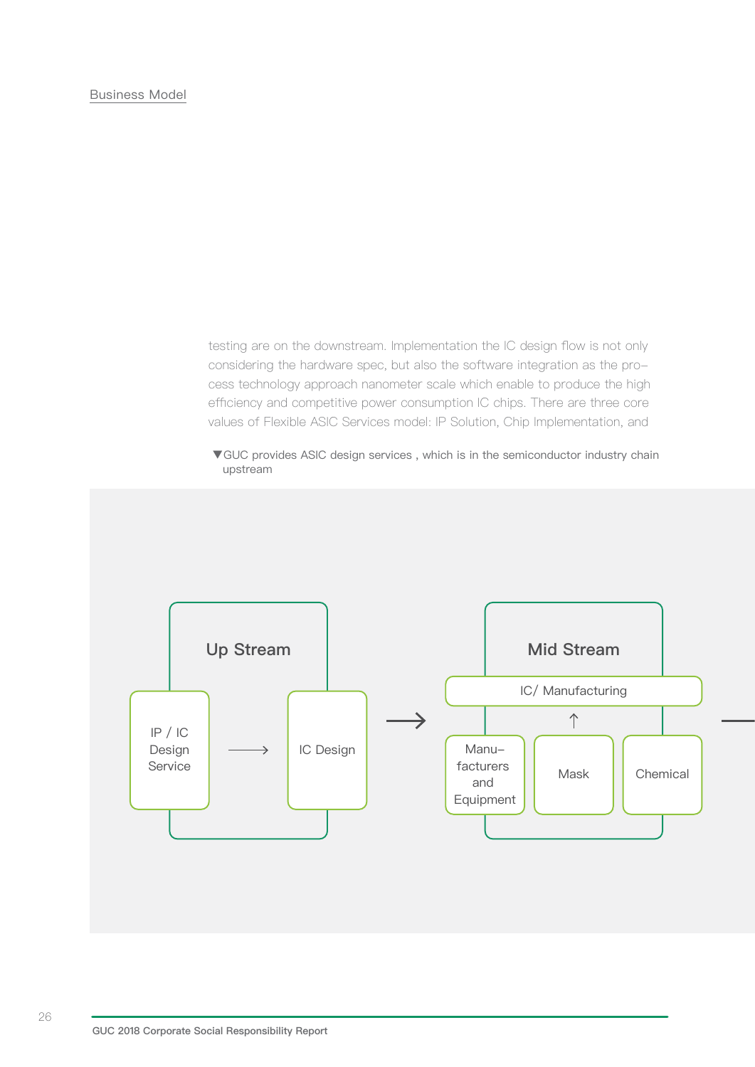Business Model

testing are on the downstream. Implementation the IC design flow is not only considering the hardware spec, but also the software integration as the process technology approach nanometer scale which enable to produce the high efficiency and competitive power consumption IC chips. There are three core values of Flexible ASIC Services model: IP Solution, Chip Implementation, and

▼GUC provides ASIC design services , which is in the semiconductor industry chain upstream

Up Stream

IP / IC Design Service → IC Design

→

Mid Stream

IC/ Manufacturing

↑

Manu–facturers and Equipment

Mask

Chemical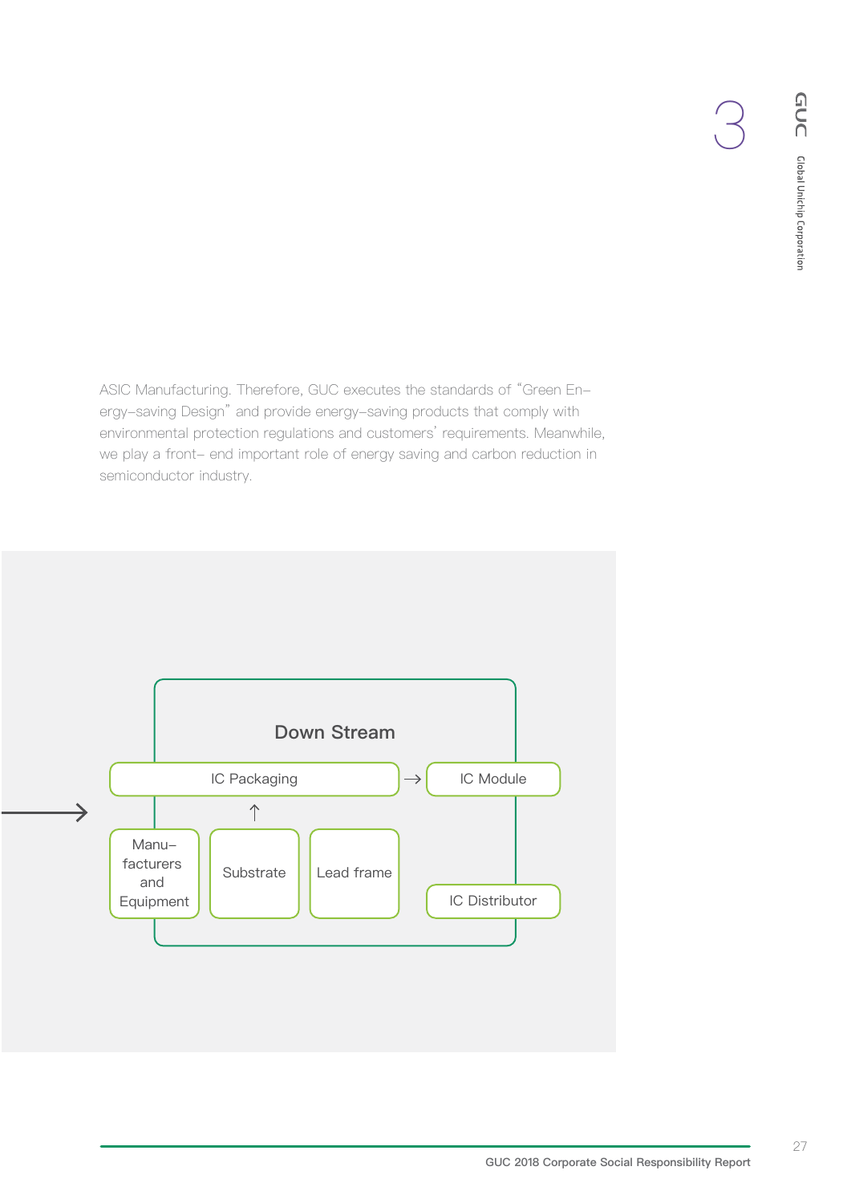ASIC Manufacturing. Therefore, GUC executes the standards of "Green Energy-saving Design" and provide energy-saving products that comply with environmental protection regulations and customers' requirements. Meanwhile, we play a front- end important role of energy saving and carbon reduction in semiconductor industry.

**Down Stream**

IC Packaging → IC Module

Manufacturers and Equipment

Substrate

Lead frame

IC Distributor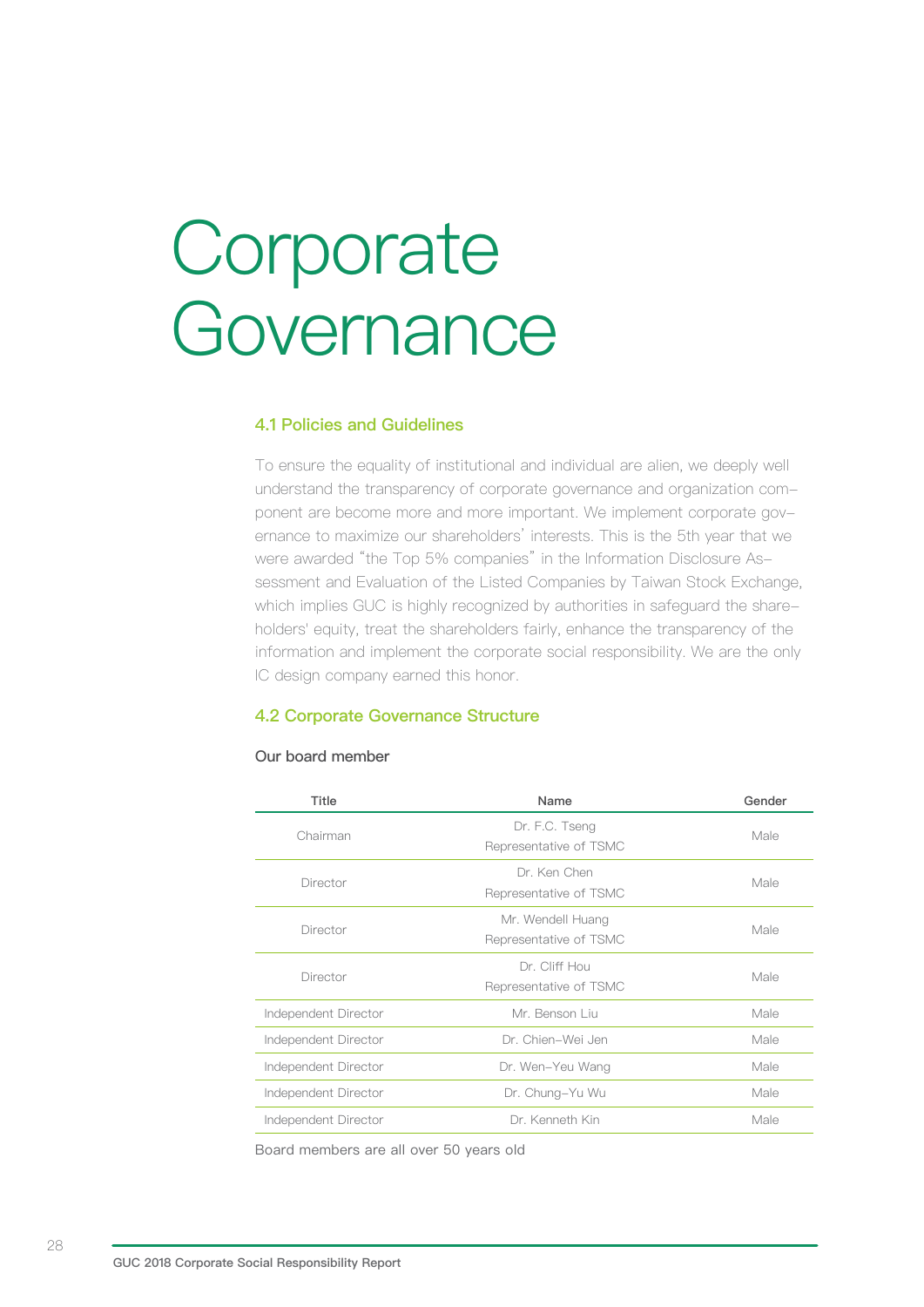# Corporate Governance

## 4.1 Policies and Guidelines

To ensure the equality of institutional and individual are alien, we deeply well understand the transparency of corporate governance and organization component are become more and more important. We implement corporate governance to maximize our shareholders' interests. This is the 5th year that we were awarded "the Top 5% companies" in the Information Disclosure Assessment and Evaluation of the Listed Companies by Taiwan Stock Exchange, which implies GUC is highly recognized by authorities in safeguard the shareholders' equity, treat the shareholders fairly, enhance the transparency of the information and implement the corporate social responsibility. We are the only IC design company earned this honor.

## 4.2 Corporate Governance Structure

### Our board member

| Title | Name | Gender |
|---|---|---|
| Chairman | Dr. F.C. Tseng<br>Representative of TSMC | Male |
| Director | Dr. Ken Chen<br>Representative of TSMC | Male |
| Director | Mr. Wendell Huang<br>Representative of TSMC | Male |
| Director | Dr. Cliff Hou<br>Representative of TSMC | Male |
| Independent Director | Mr. Benson Liu | Male |
| Independent Director | Dr. Chien-Wei Jen | Male |
| Independent Director | Dr. Wen-Yeu Wang | Male |
| Independent Director | Dr. Chung-Yu Wu | Male |
| Independent Director | Dr. Kenneth Kin | Male |

Board members are all over 50 years old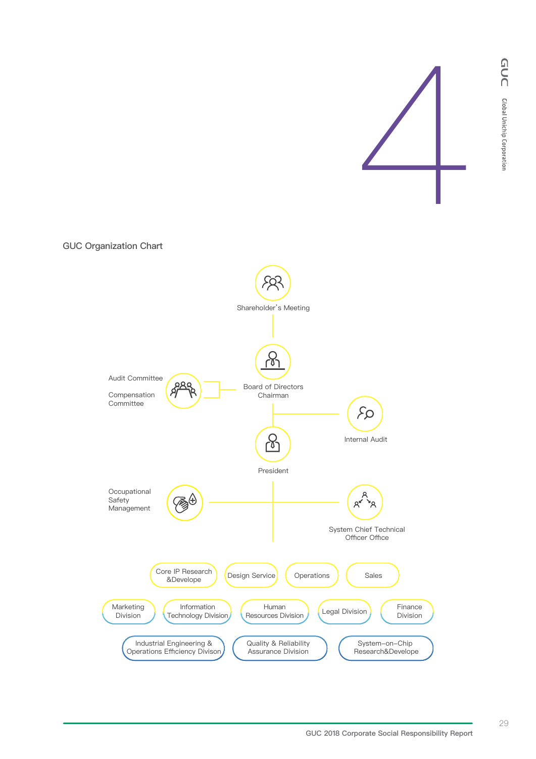4

## GUC Organization Chart

- Shareholder's Meeting
  - Board of Directors Chairman
    - Audit Committee
    - Compensation Committee
    - Internal Audit
    - President
      - Occupational Safety Management
      - System Chief Technical Officer Office
      - Core IP Research &Develope
      - Design Service
      - Operations
      - Sales
      - Marketing Division
      - Information Technology Division
      - Human Resources Division
      - Legal Division
      - Finance Division
      - Industrial Engineering & Operations Efficiency Divison
      - Quality & Reliability Assurance Division
      - System-on-Chip Research&Develope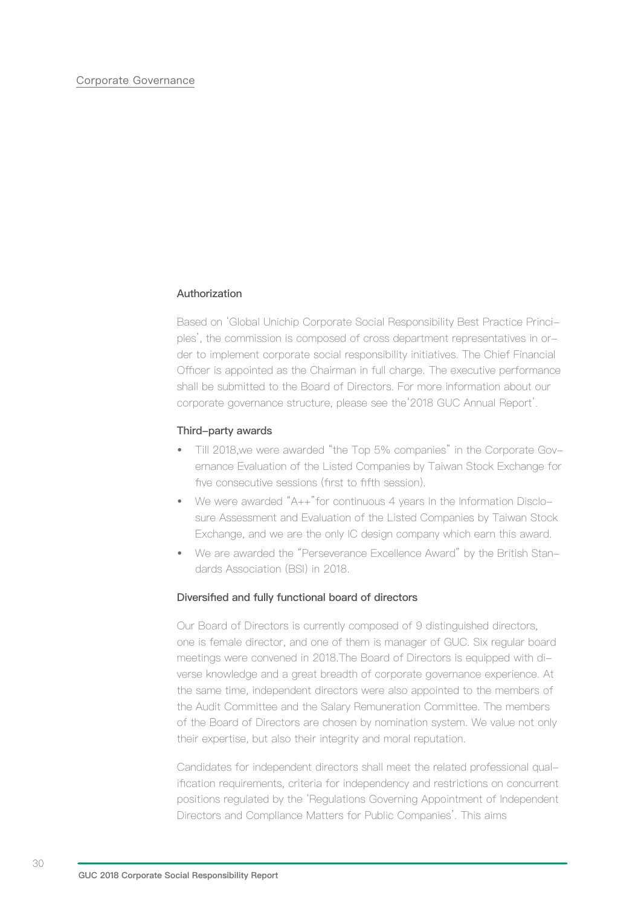## Corporate Governance

### Authorization

Based on 'Global Unichip Corporate Social Responsibility Best Practice Principles', the commission is composed of cross department representatives in order to implement corporate social responsibility initiatives. The Chief Financial Officer is appointed as the Chairman in full charge. The executive performance shall be submitted to the Board of Directors. For more information about our corporate governance structure, please see the'2018 GUC Annual Report'.

### Third-party awards

- Till 2018,we were awarded "the Top 5% companies" in the Corporate Governance Evaluation of the Listed Companies by Taiwan Stock Exchange for five consecutive sessions (first to fifth session).
- We were awarded "A++"for continuous 4 years in the Information Disclosure Assessment and Evaluation of the Listed Companies by Taiwan Stock Exchange, and we are the only IC design company which earn this award.
- We are awarded the "Perseverance Excellence Award" by the British Standards Association (BSI) in 2018.

### Diversified and fully functional board of directors

Our Board of Directors is currently composed of 9 distinguished directors, one is female director, and one of them is manager of GUC. Six regular board meetings were convened in 2018.The Board of Directors is equipped with diverse knowledge and a great breadth of corporate governance experience. At the same time, independent directors were also appointed to the members of the Audit Committee and the Salary Remuneration Committee. The members of the Board of Directors are chosen by nomination system. We value not only their expertise, but also their integrity and moral reputation.

Candidates for independent directors shall meet the related professional qualification requirements, criteria for independency and restrictions on concurrent positions regulated by the 'Regulations Governing Appointment of Independent Directors and Compliance Matters for Public Companies'. This aims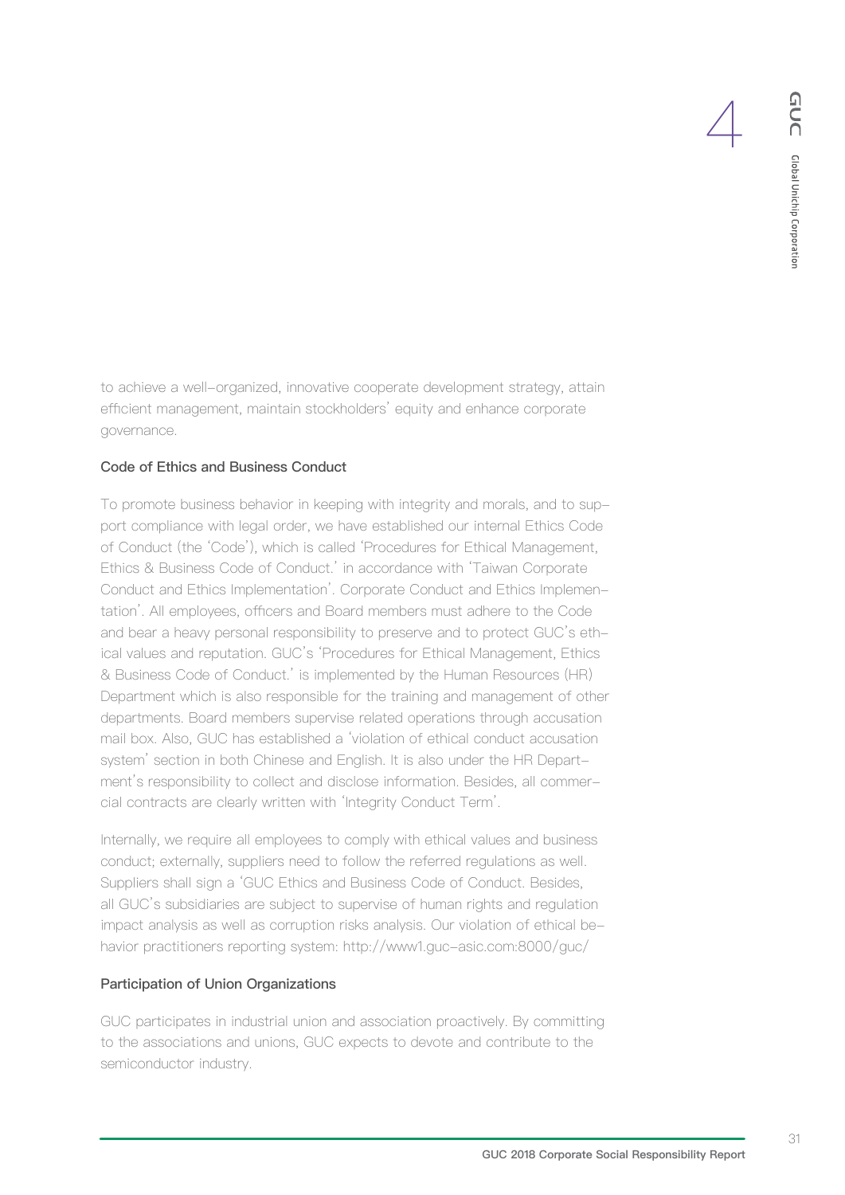to achieve a well-organized, innovative cooperate development strategy, attain efficient management, maintain stockholders' equity and enhance corporate governance.

### Code of Ethics and Business Conduct

To promote business behavior in keeping with integrity and morals, and to support compliance with legal order, we have established our internal Ethics Code of Conduct (the 'Code'), which is called 'Procedures for Ethical Management, Ethics & Business Code of Conduct.' in accordance with 'Taiwan Corporate Conduct and Ethics Implementation'. Corporate Conduct and Ethics Implementation'. All employees, officers and Board members must adhere to the Code and bear a heavy personal responsibility to preserve and to protect GUC's ethical values and reputation. GUC's 'Procedures for Ethical Management, Ethics & Business Code of Conduct.' is implemented by the Human Resources (HR) Department which is also responsible for the training and management of other departments. Board members supervise related operations through accusation mail box. Also, GUC has established a 'violation of ethical conduct accusation system' section in both Chinese and English. It is also under the HR Department's responsibility to collect and disclose information. Besides, all commercial contracts are clearly written with 'Integrity Conduct Term'.

Internally, we require all employees to comply with ethical values and business conduct; externally, suppliers need to follow the referred regulations as well. Suppliers shall sign a 'GUC Ethics and Business Code of Conduct. Besides, all GUC's subsidiaries are subject to supervise of human rights and regulation impact analysis as well as corruption risks analysis. Our violation of ethical behavior practitioners reporting system: http://www1.guc-asic.com:8000/guc/

### Participation of Union Organizations

GUC participates in industrial union and association proactively. By committing to the associations and unions, GUC expects to devote and contribute to the semiconductor industry.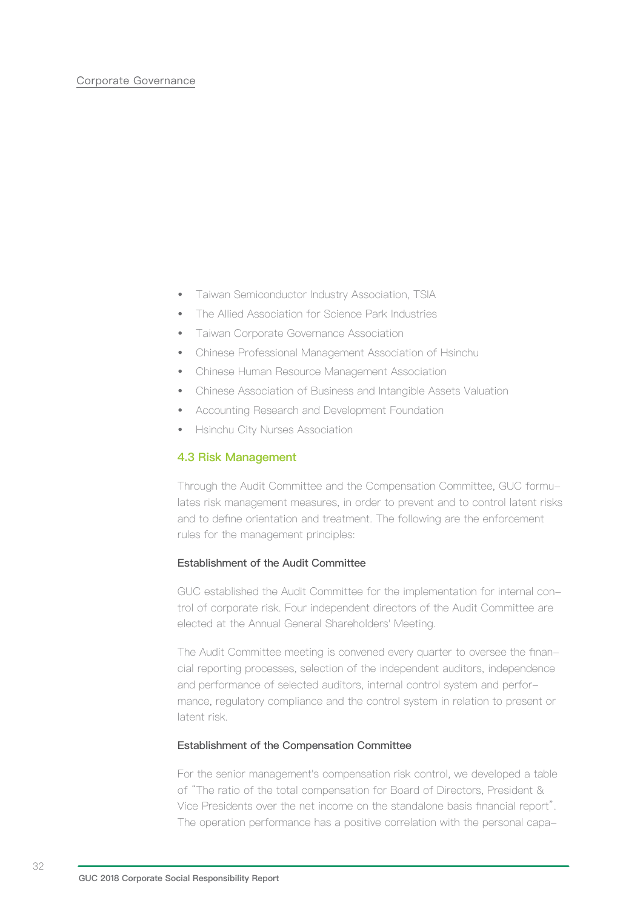- Taiwan Semiconductor Industry Association, TSIA
- The Allied Association for Science Park Industries
- Taiwan Corporate Governance Association
- Chinese Professional Management Association of Hsinchu
- Chinese Human Resource Management Association
- Chinese Association of Business and Intangible Assets Valuation
- Accounting Research and Development Foundation
- Hsinchu City Nurses Association

## 4.3 Risk Management

Through the Audit Committee and the Compensation Committee, GUC formulates risk management measures, in order to prevent and to control latent risks and to define orientation and treatment. The following are the enforcement rules for the management principles:

### Establishment of the Audit Committee

GUC established the Audit Committee for the implementation for internal control of corporate risk. Four independent directors of the Audit Committee are elected at the Annual General Shareholders' Meeting.

The Audit Committee meeting is convened every quarter to oversee the financial reporting processes, selection of the independent auditors, independence and performance of selected auditors, internal control system and performance, regulatory compliance and the control system in relation to present or latent risk.

### Establishment of the Compensation Committee

For the senior management's compensation risk control, we developed a table of "The ratio of the total compensation for Board of Directors, President & Vice Presidents over the net income on the standalone basis financial report". The operation performance has a positive correlation with the personal capa-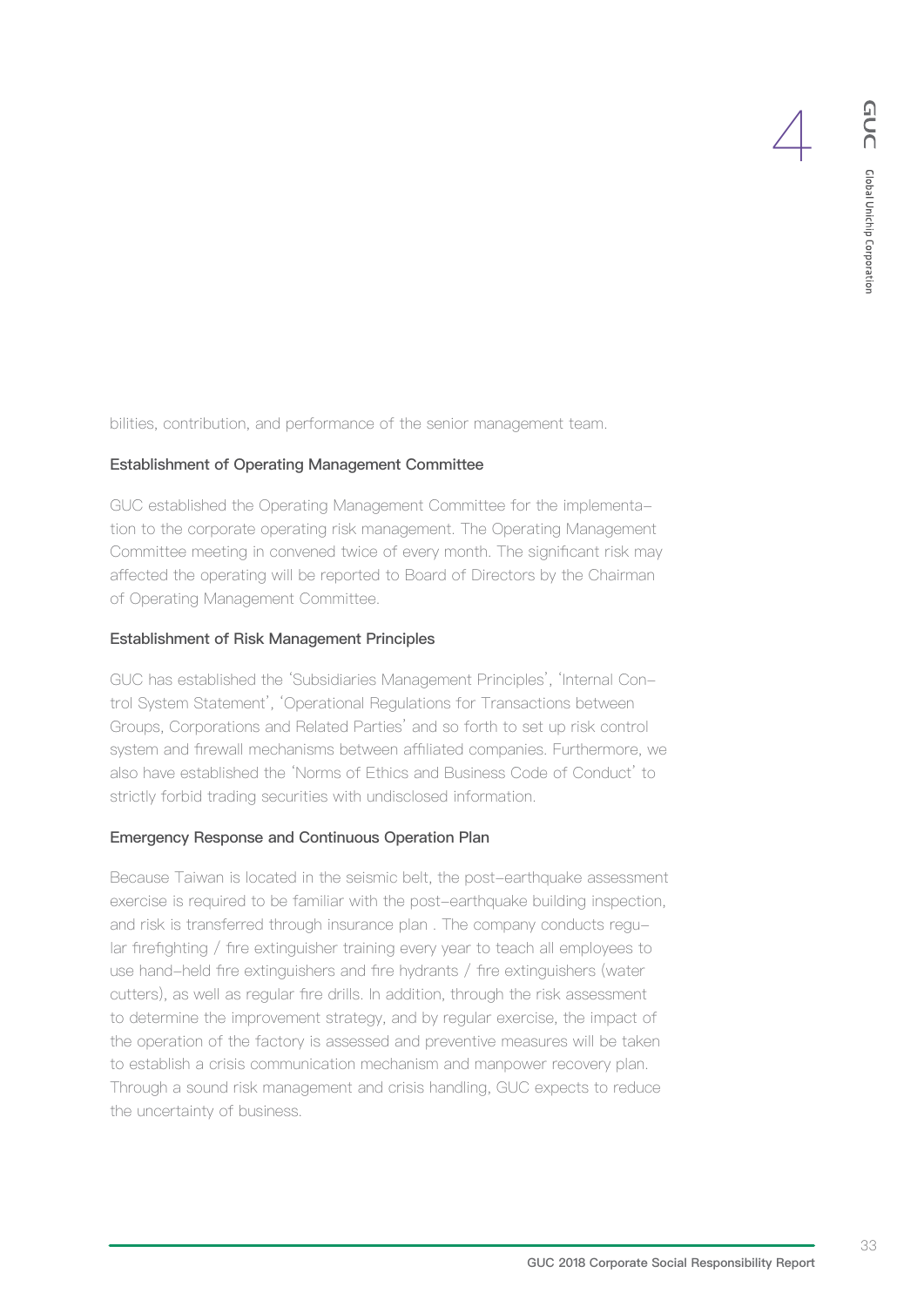bilities, contribution, and performance of the senior management team.

### Establishment of Operating Management Committee

GUC established the Operating Management Committee for the implementation to the corporate operating risk management. The Operating Management Committee meeting in convened twice of every month. The significant risk may affected the operating will be reported to Board of Directors by the Chairman of Operating Management Committee.

### Establishment of Risk Management Principles

GUC has established the 'Subsidiaries Management Principles', 'Internal Control System Statement', 'Operational Regulations for Transactions between Groups, Corporations and Related Parties' and so forth to set up risk control system and firewall mechanisms between affiliated companies. Furthermore, we also have established the 'Norms of Ethics and Business Code of Conduct' to strictly forbid trading securities with undisclosed information.

### Emergency Response and Continuous Operation Plan

Because Taiwan is located in the seismic belt, the post-earthquake assessment exercise is required to be familiar with the post-earthquake building inspection, and risk is transferred through insurance plan . The company conducts regular firefighting / fire extinguisher training every year to teach all employees to use hand-held fire extinguishers and fire hydrants / fire extinguishers (water cutters), as well as regular fire drills. In addition, through the risk assessment to determine the improvement strategy, and by regular exercise, the impact of the operation of the factory is assessed and preventive measures will be taken to establish a crisis communication mechanism and manpower recovery plan. Through a sound risk management and crisis handling, GUC expects to reduce the uncertainty of business.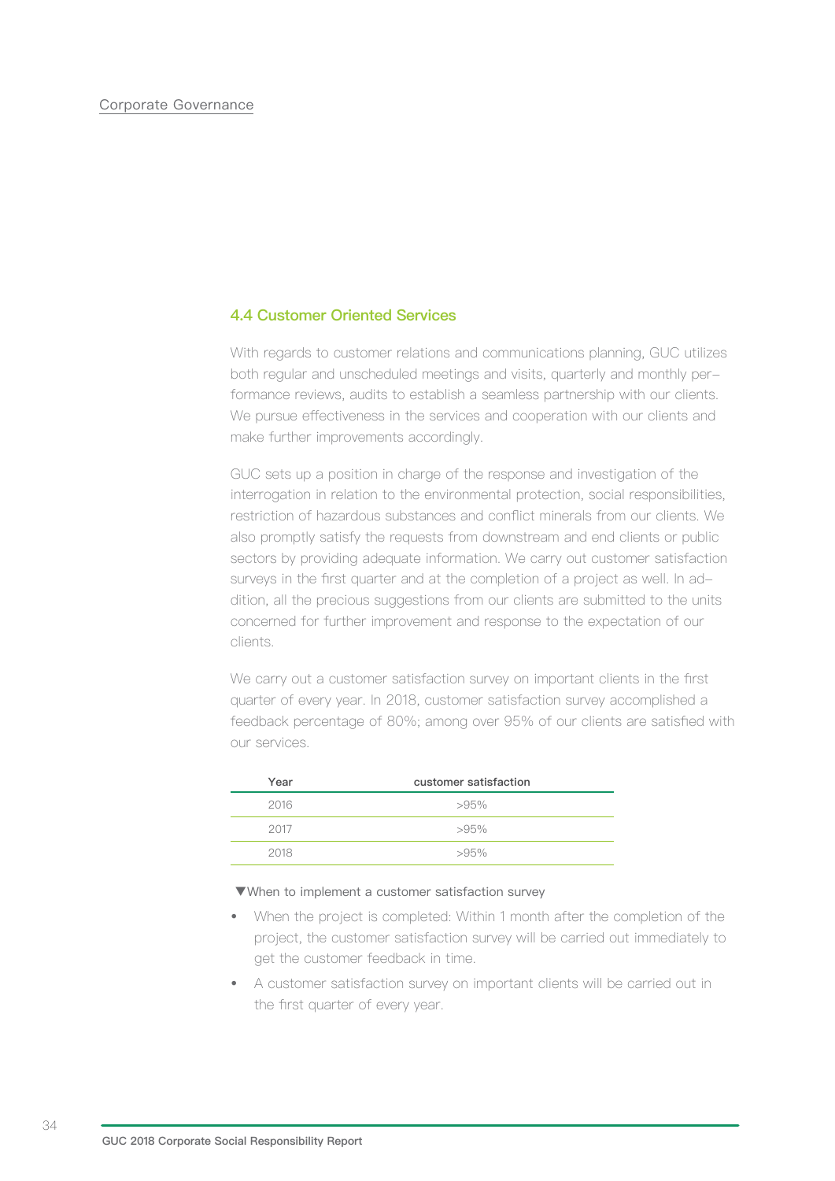## 4.4 Customer Oriented Services

With regards to customer relations and communications planning, GUC utilizes both regular and unscheduled meetings and visits, quarterly and monthly performance reviews, audits to establish a seamless partnership with our clients. We pursue effectiveness in the services and cooperation with our clients and make further improvements accordingly.

GUC sets up a position in charge of the response and investigation of the interrogation in relation to the environmental protection, social responsibilities, restriction of hazardous substances and conflict minerals from our clients. We also promptly satisfy the requests from downstream and end clients or public sectors by providing adequate information. We carry out customer satisfaction surveys in the first quarter and at the completion of a project as well. In addition, all the precious suggestions from our clients are submitted to the units concerned for further improvement and response to the expectation of our clients.

We carry out a customer satisfaction survey on important clients in the first quarter of every year. In 2018, customer satisfaction survey accomplished a feedback percentage of 80%; among over 95% of our clients are satisfied with our services.

| Year | customer satisfaction |
|---|---|
| 2016 | >95% |
| 2017 | >95% |
| 2018 | >95% |

▼When to implement a customer satisfaction survey

- When the project is completed: Within 1 month after the completion of the project, the customer satisfaction survey will be carried out immediately to get the customer feedback in time.
- A customer satisfaction survey on important clients will be carried out in the first quarter of every year.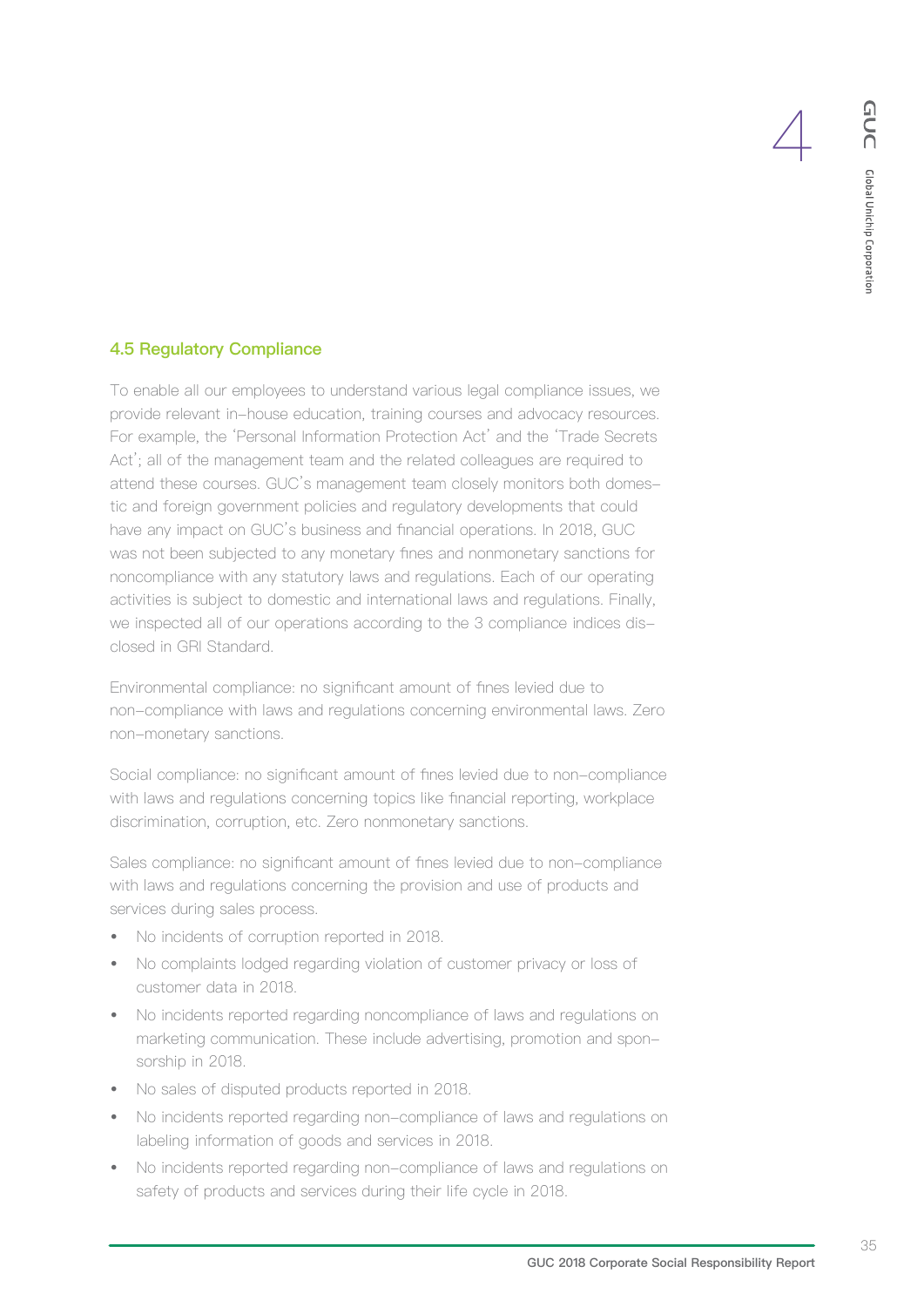## 4.5 Regulatory Compliance

To enable all our employees to understand various legal compliance issues, we provide relevant in-house education, training courses and advocacy resources. For example, the 'Personal Information Protection Act' and the 'Trade Secrets Act'; all of the management team and the related colleagues are required to attend these courses. GUC's management team closely monitors both domestic and foreign government policies and regulatory developments that could have any impact on GUC's business and financial operations. In 2018, GUC was not been subjected to any monetary fines and nonmonetary sanctions for noncompliance with any statutory laws and regulations. Each of our operating activities is subject to domestic and international laws and regulations. Finally, we inspected all of our operations according to the 3 compliance indices disclosed in GRI Standard.

Environmental compliance: no significant amount of fines levied due to non-compliance with laws and regulations concerning environmental laws. Zero non-monetary sanctions.

Social compliance: no significant amount of fines levied due to non-compliance with laws and regulations concerning topics like financial reporting, workplace discrimination, corruption, etc. Zero nonmonetary sanctions.

Sales compliance: no significant amount of fines levied due to non-compliance with laws and regulations concerning the provision and use of products and services during sales process.

- No incidents of corruption reported in 2018.
- No complaints lodged regarding violation of customer privacy or loss of customer data in 2018.
- No incidents reported regarding noncompliance of laws and regulations on marketing communication. These include advertising, promotion and sponsorship in 2018.
- No sales of disputed products reported in 2018.
- No incidents reported regarding non-compliance of laws and regulations on labeling information of goods and services in 2018.
- No incidents reported regarding non-compliance of laws and regulations on safety of products and services during their life cycle in 2018.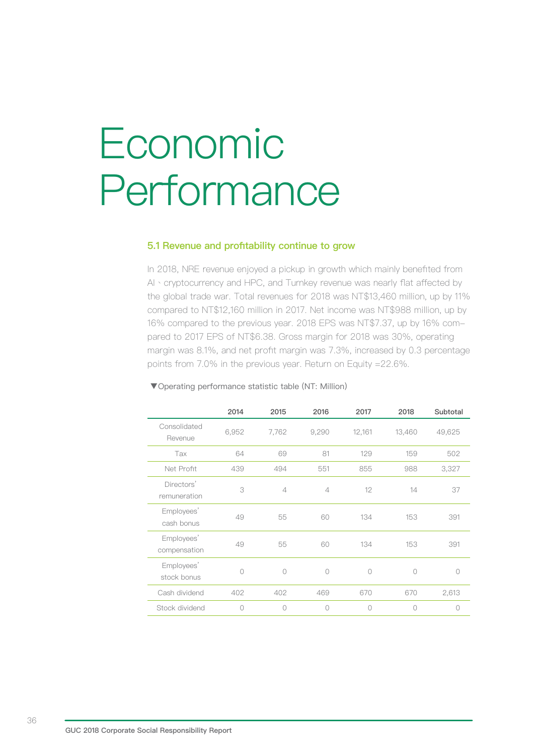# Economic Performance

## 5.1 Revenue and profitability continue to grow

In 2018, NRE revenue enjoyed a pickup in growth which mainly benefited from AI、cryptocurrency and HPC, and Turnkey revenue was nearly flat affected by the global trade war. Total revenues for 2018 was NT$13,460 million, up by 11% compared to NT$12,160 million in 2017. Net income was NT$988 million, up by 16% compared to the previous year. 2018 EPS was NT$7.37, up by 16% compared to 2017 EPS of NT$6.38. Gross margin for 2018 was 30%, operating margin was 8.1%, and net profit margin was 7.3%, increased by 0.3 percentage points from 7.0% in the previous year. Return on Equity =22.6%.

▼Operating performance statistic table (NT: Million)

| | 2014 | 2015 | 2016 | 2017 | 2018 | Subtotal |
|---|---|---|---|---|---|---|
| Consolidated Revenue | 6,952 | 7,762 | 9,290 | 12,161 | 13,460 | 49,625 |
| Tax | 64 | 69 | 81 | 129 | 159 | 502 |
| Net Profit | 439 | 494 | 551 | 855 | 988 | 3,327 |
| Directors' remuneration | 3 | 4 | 4 | 12 | 14 | 37 |
| Employees' cash bonus | 49 | 55 | 60 | 134 | 153 | 391 |
| Employees' compensation | 49 | 55 | 60 | 134 | 153 | 391 |
| Employees' stock bonus | 0 | 0 | 0 | 0 | 0 | 0 |
| Cash dividend | 402 | 402 | 469 | 670 | 670 | 2,613 |
| Stock dividend | 0 | 0 | 0 | 0 | 0 | 0 |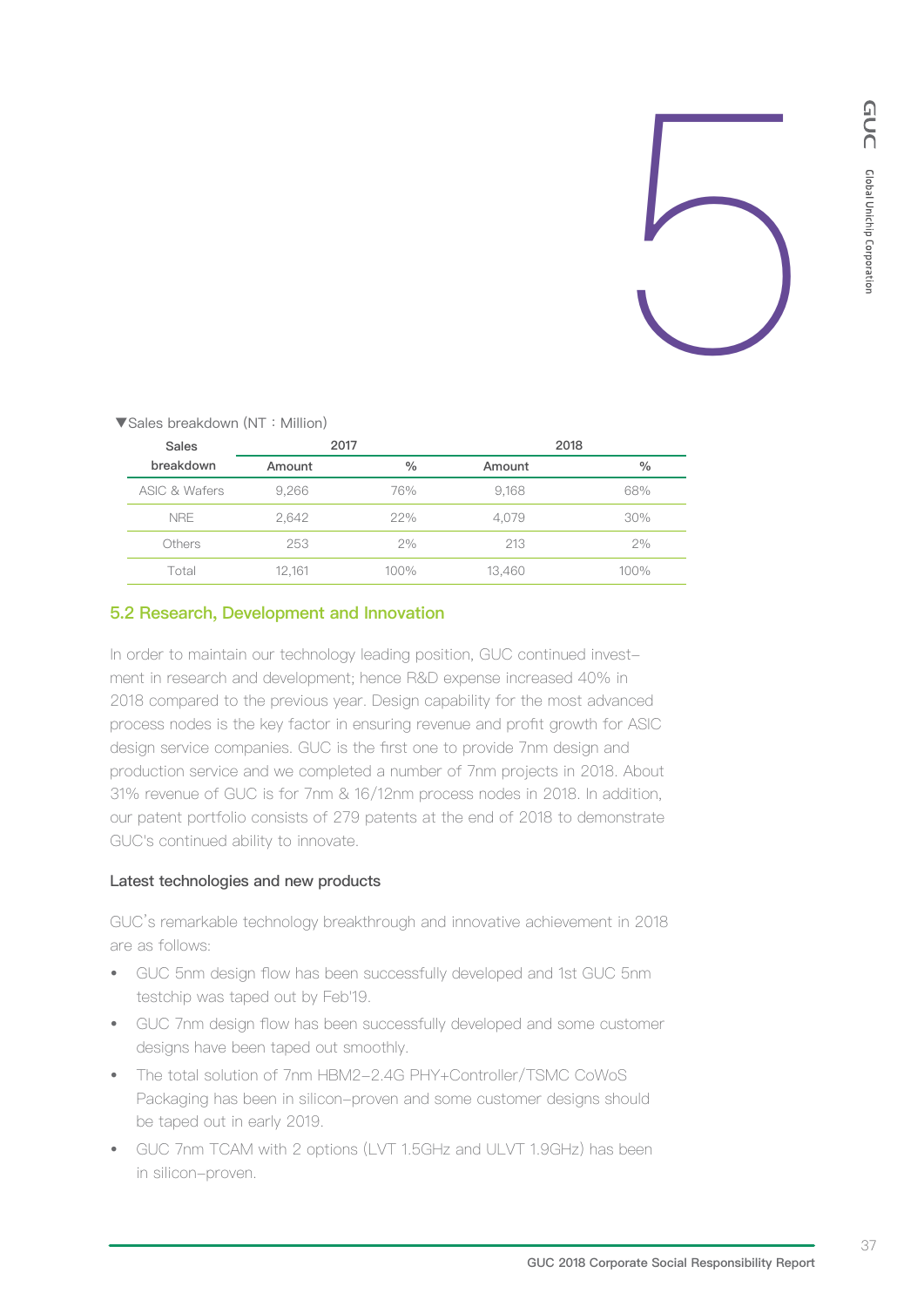▼Sales breakdown (NT：Million)

| Sales breakdown | 2017 | | 2018 | |
|---|---|---|---|---|
| | Amount | % | Amount | % |
| ASIC & Wafers | 9,266 | 76% | 9,168 | 68% |
| NRE | 2,642 | 22% | 4,079 | 30% |
| Others | 253 | 2% | 213 | 2% |
| Total | 12,161 | 100% | 13,460 | 100% |

## 5.2 Research, Development and Innovation

In order to maintain our technology leading position, GUC continued investment in research and development; hence R&D expense increased 40% in 2018 compared to the previous year. Design capability for the most advanced process nodes is the key factor in ensuring revenue and profit growth for ASIC design service companies. GUC is the first one to provide 7nm design and production service and we completed a number of 7nm projects in 2018. About 31% revenue of GUC is for 7nm & 16/12nm process nodes in 2018. In addition, our patent portfolio consists of 279 patents at the end of 2018 to demonstrate GUC's continued ability to innovate.

### Latest technologies and new products

GUC's remarkable technology breakthrough and innovative achievement in 2018 are as follows:

- GUC 5nm design flow has been successfully developed and 1st GUC 5nm testchip was taped out by Feb'19.
- GUC 7nm design flow has been successfully developed and some customer designs have been taped out smoothly.
- The total solution of 7nm HBM2-2.4G PHY+Controller/TSMC CoWoS Packaging has been in silicon-proven and some customer designs should be taped out in early 2019.
- GUC 7nm TCAM with 2 options (LVT 1.5GHz and ULVT 1.9GHz) has been in silicon-proven.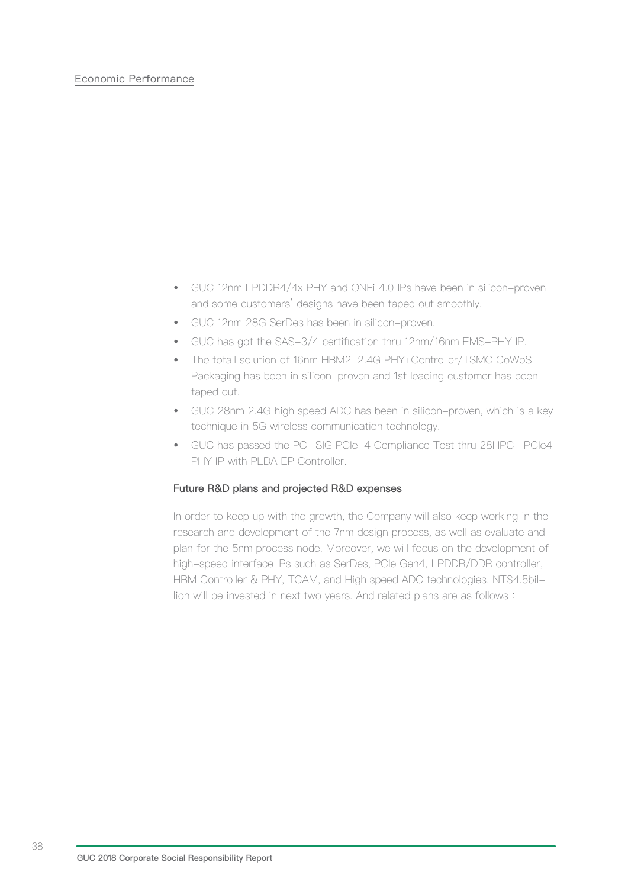- GUC 12nm LPDDR4/4x PHY and ONFi 4.0 IPs have been in silicon-proven and some customers' designs have been taped out smoothly.
- GUC 12nm 28G SerDes has been in silicon-proven.
- GUC has got the SAS-3/4 certification thru 12nm/16nm EMS-PHY IP.
- The totall solution of 16nm HBM2-2.4G PHY+Controller/TSMC CoWoS Packaging has been in silicon-proven and 1st leading customer has been taped out.
- GUC 28nm 2.4G high speed ADC has been in silicon-proven, which is a key technique in 5G wireless communication technology.
- GUC has passed the PCI-SIG PCIe-4 Compliance Test thru 28HPC+ PCIe4 PHY IP with PLDA EP Controller.

### Future R&D plans and projected R&D expenses

In order to keep up with the growth, the Company will also keep working in the research and development of the 7nm design process, as well as evaluate and plan for the 5nm process node. Moreover, we will focus on the development of high-speed interface IPs such as SerDes, PCIe Gen4, LPDDR/DDR controller, HBM Controller & PHY, TCAM, and High speed ADC technologies. NT$4.5billion will be invested in next two years. And related plans are as follows：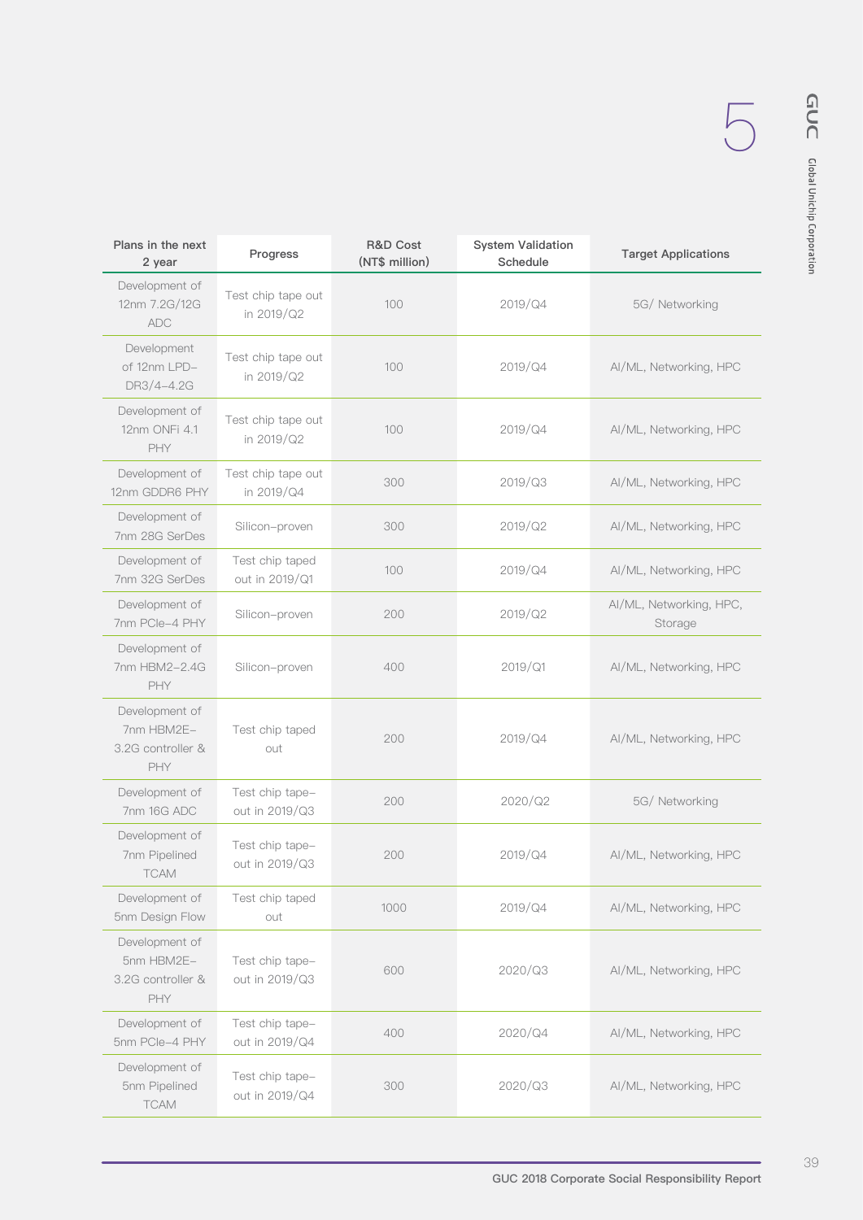| Plans in the next 2 year | Progress | R&D Cost (NT$ million) | System Validation Schedule | Target Applications |
|---|---|---|---|---|
| Development of 12nm 7.2G/12G ADC | Test chip tape out in 2019/Q2 | 100 | 2019/Q4 | 5G/ Networking |
| Development of 12nm LPD-DR3/4-4.2G | Test chip tape out in 2019/Q2 | 100 | 2019/Q4 | AI/ML, Networking, HPC |
| Development of 12nm ONFi 4.1 PHY | Test chip tape out in 2019/Q2 | 100 | 2019/Q4 | AI/ML, Networking, HPC |
| Development of 12nm GDDR6 PHY | Test chip tape out in 2019/Q4 | 300 | 2019/Q3 | AI/ML, Networking, HPC |
| Development of 7nm 28G SerDes | Silicon-proven | 300 | 2019/Q2 | AI/ML, Networking, HPC |
| Development of 7nm 32G SerDes | Test chip taped out in 2019/Q1 | 100 | 2019/Q4 | AI/ML, Networking, HPC |
| Development of 7nm PCIe-4 PHY | Silicon-proven | 200 | 2019/Q2 | AI/ML, Networking, HPC, Storage |
| Development of 7nm HBM2-2.4G PHY | Silicon-proven | 400 | 2019/Q1 | AI/ML, Networking, HPC |
| Development of 7nm HBM2E-3.2G controller & PHY | Test chip taped out | 200 | 2019/Q4 | AI/ML, Networking, HPC |
| Development of 7nm 16G ADC | Test chip tape-out in 2019/Q3 | 200 | 2020/Q2 | 5G/ Networking |
| Development of 7nm Pipelined TCAM | Test chip tape-out in 2019/Q3 | 200 | 2019/Q4 | AI/ML, Networking, HPC |
| Development of 5nm Design Flow | Test chip taped out | 1000 | 2019/Q4 | AI/ML, Networking, HPC |
| Development of 5nm HBM2E-3.2G controller & PHY | Test chip tape-out in 2019/Q3 | 600 | 2020/Q3 | AI/ML, Networking, HPC |
| Development of 5nm PCIe-4 PHY | Test chip tape-out in 2019/Q4 | 400 | 2020/Q4 | AI/ML, Networking, HPC |
| Development of 5nm Pipelined TCAM | Test chip tape-out in 2019/Q4 | 300 | 2020/Q3 | AI/ML, Networking, HPC |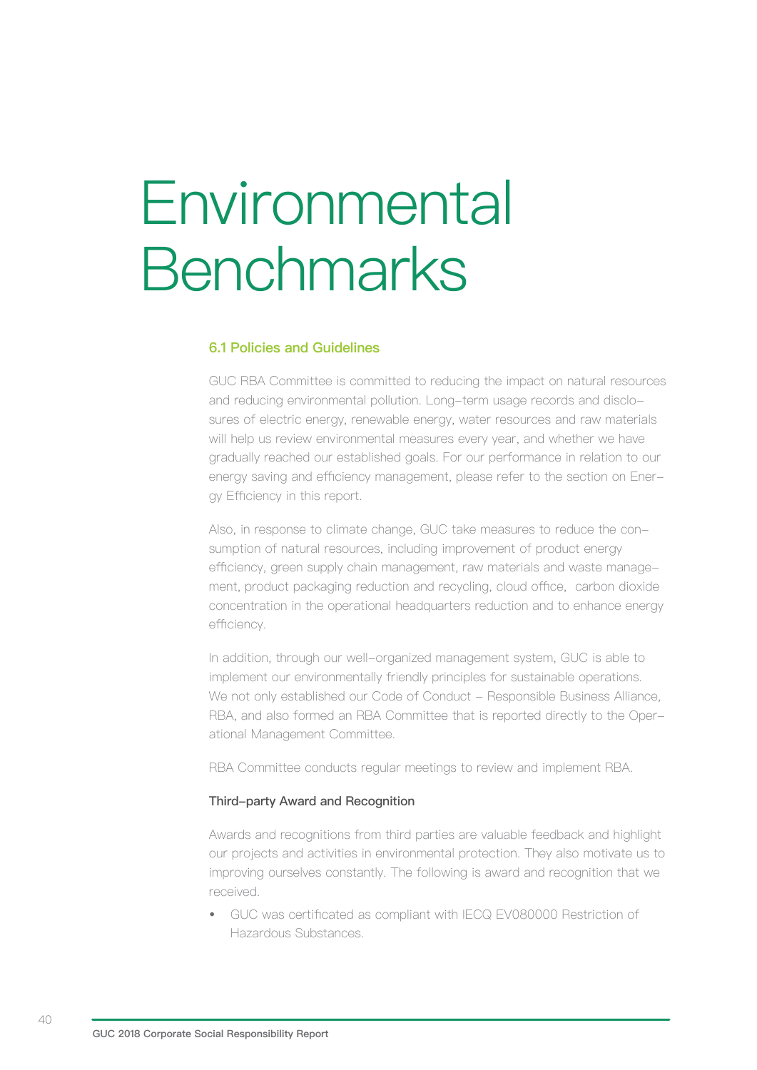# Environmental Benchmarks

## 6.1 Policies and Guidelines

GUC RBA Committee is committed to reducing the impact on natural resources and reducing environmental pollution. Long-term usage records and disclosures of electric energy, renewable energy, water resources and raw materials will help us review environmental measures every year, and whether we have gradually reached our established goals. For our performance in relation to our energy saving and efficiency management, please refer to the section on Energy Efficiency in this report.

Also, in response to climate change, GUC take measures to reduce the consumption of natural resources, including improvement of product energy efficiency, green supply chain management, raw materials and waste management, product packaging reduction and recycling, cloud office, carbon dioxide concentration in the operational headquarters reduction and to enhance energy efficiency.

In addition, through our well-organized management system, GUC is able to implement our environmentally friendly principles for sustainable operations. We not only established our Code of Conduct - Responsible Business Alliance, RBA, and also formed an RBA Committee that is reported directly to the Operational Management Committee.

RBA Committee conducts regular meetings to review and implement RBA.

### Third-party Award and Recognition

Awards and recognitions from third parties are valuable feedback and highlight our projects and activities in environmental protection. They also motivate us to improving ourselves constantly. The following is award and recognition that we received.

- GUC was certificated as compliant with IECQ EV080000 Restriction of Hazardous Substances.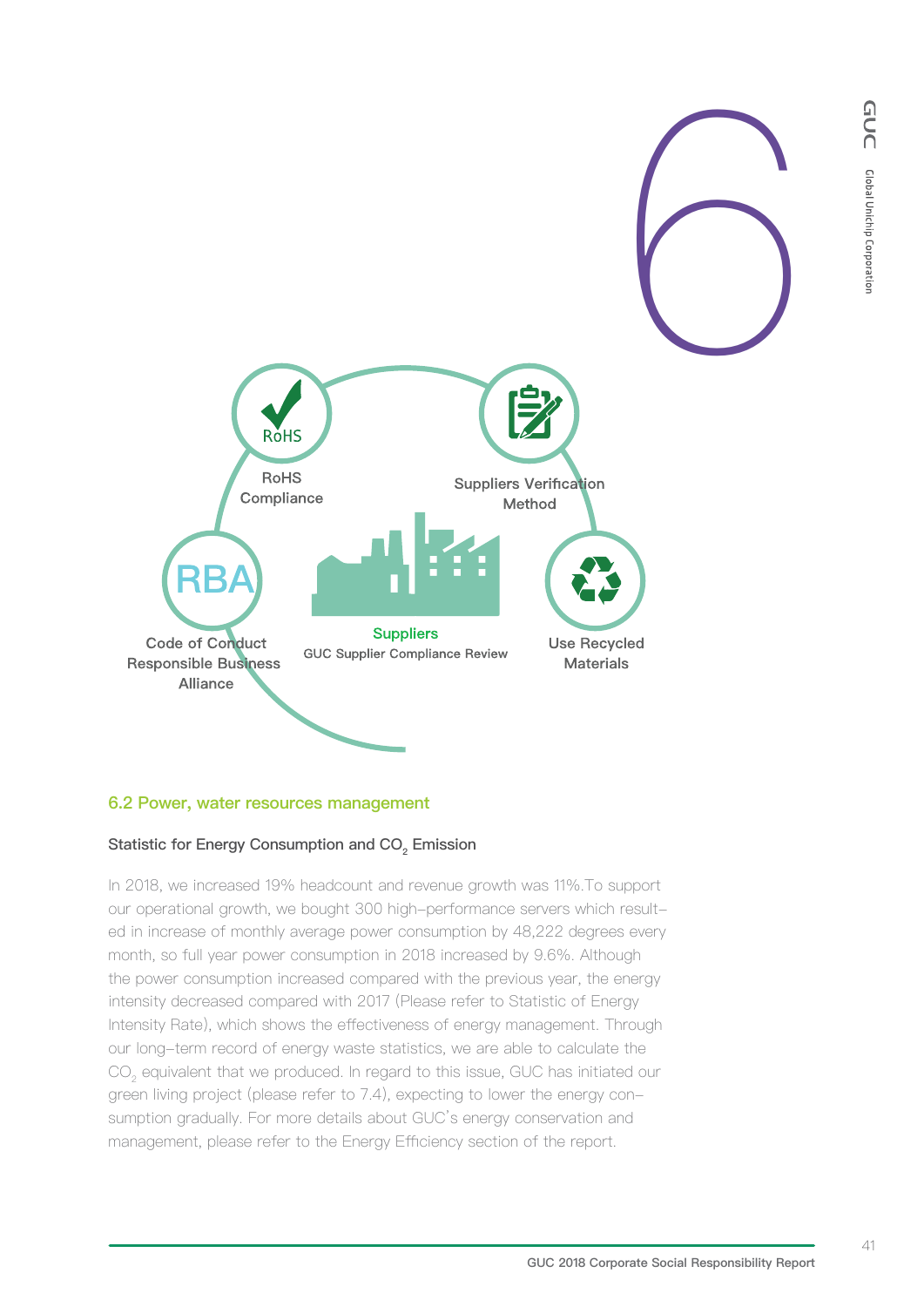RoHS Compliance

Suppliers Verification Method

Code of Conduct Responsible Business Alliance

Suppliers

GUC Supplier Compliance Review

Use Recycled Materials

## 6.2 Power, water resources management

### Statistic for Energy Consumption and $CO_2$ Emission

In 2018, we increased 19% headcount and revenue growth was 11%.To support our operational growth, we bought 300 high-performance servers which resulted in increase of monthly average power consumption by 48,222 degrees every month, so full year power consumption in 2018 increased by 9.6%. Although the power consumption increased compared with the previous year, the energy intensity decreased compared with 2017 (Please refer to Statistic of Energy Intensity Rate), which shows the effectiveness of energy management. Through our long-term record of energy waste statistics, we are able to calculate the $CO_2$ equivalent that we produced. In regard to this issue, GUC has initiated our green living project (please refer to 7.4), expecting to lower the energy consumption gradually. For more details about GUC's energy conservation and management, please refer to the Energy Efficiency section of the report.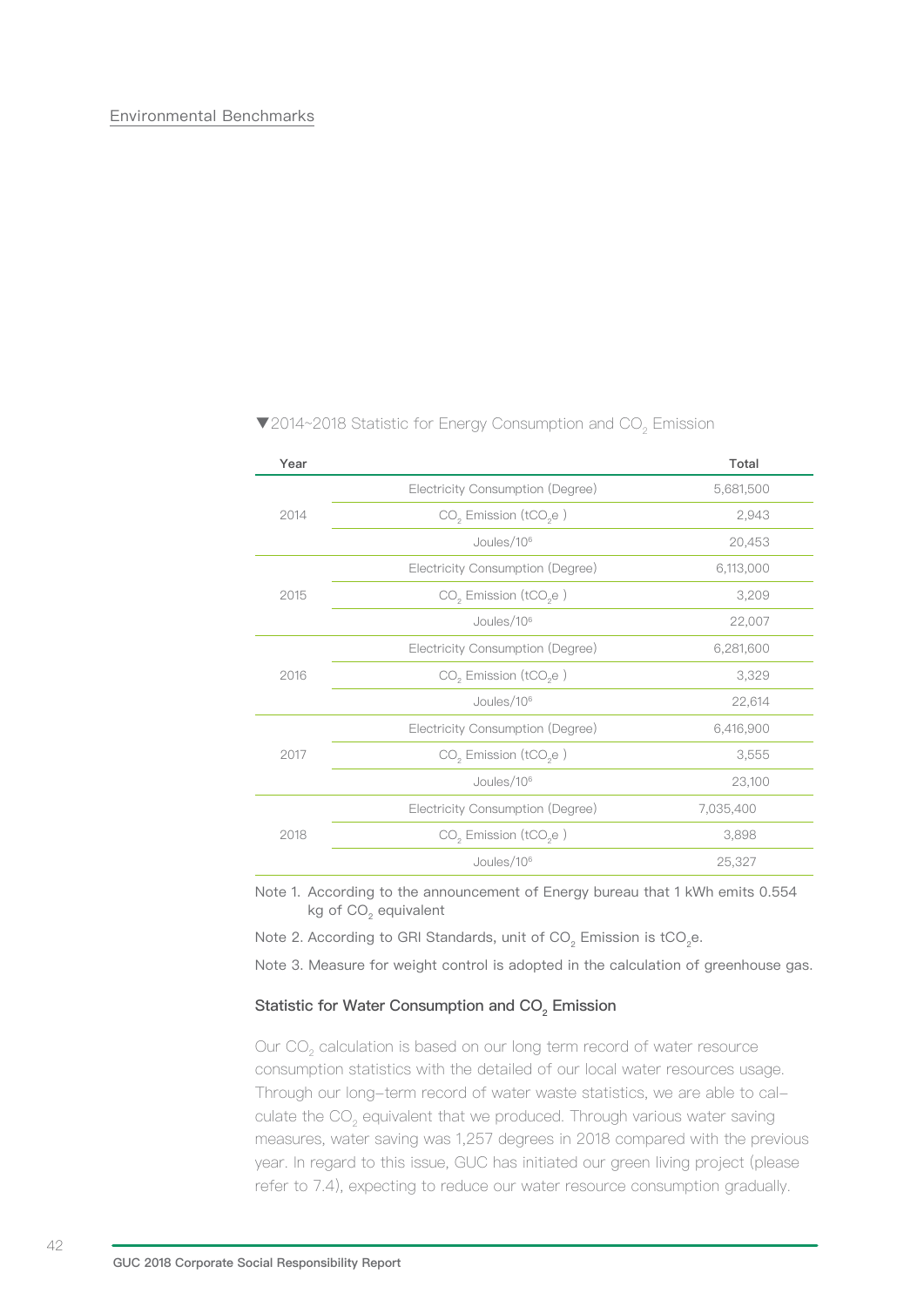Environmental Benchmarks

▼2014~2018 Statistic for Energy Consumption and $CO_2$ Emission

| Year | | Total |
|---|---|---|
| 2014 | Electricity Consumption (Degree) | 5,681,500 |
| | $CO_2$ Emission ($tCO_2e$ ) | 2,943 |
| | Joules/$10^6$ | 20,453 |
| 2015 | Electricity Consumption (Degree) | 6,113,000 |
| | $CO_2$ Emission ($tCO_2e$ ) | 3,209 |
| | Joules/$10^6$ | 22,007 |
| 2016 | Electricity Consumption (Degree) | 6,281,600 |
| | $CO_2$ Emission ($tCO_2e$ ) | 3,329 |
| | Joules/$10^6$ | 22,614 |
| 2017 | Electricity Consumption (Degree) | 6,416,900 |
| | $CO_2$ Emission ($tCO_2e$ ) | 3,555 |
| | Joules/$10^6$ | 23,100 |
| 2018 | Electricity Consumption (Degree) | 7,035,400 |
| | $CO_2$ Emission ($tCO_2e$ ) | 3,898 |
| | Joules/$10^6$ | 25,327 |

Note 1. According to the announcement of Energy bureau that 1 kWh emits 0.554 kg of $CO_2$ equivalent

Note 2. According to GRI Standards, unit of $CO_2$ Emission is $tCO_2e$.

Note 3. Measure for weight control is adopted in the calculation of greenhouse gas.

### Statistic for Water Consumption and $CO_2$ Emission

Our $CO_2$ calculation is based on our long term record of water resource consumption statistics with the detailed of our local water resources usage. Through our long-term record of water waste statistics, we are able to calculate the $CO_2$ equivalent that we produced. Through various water saving measures, water saving was 1,257 degrees in 2018 compared with the previous year. In regard to this issue, GUC has initiated our green living project (please refer to 7.4), expecting to reduce our water resource consumption gradually.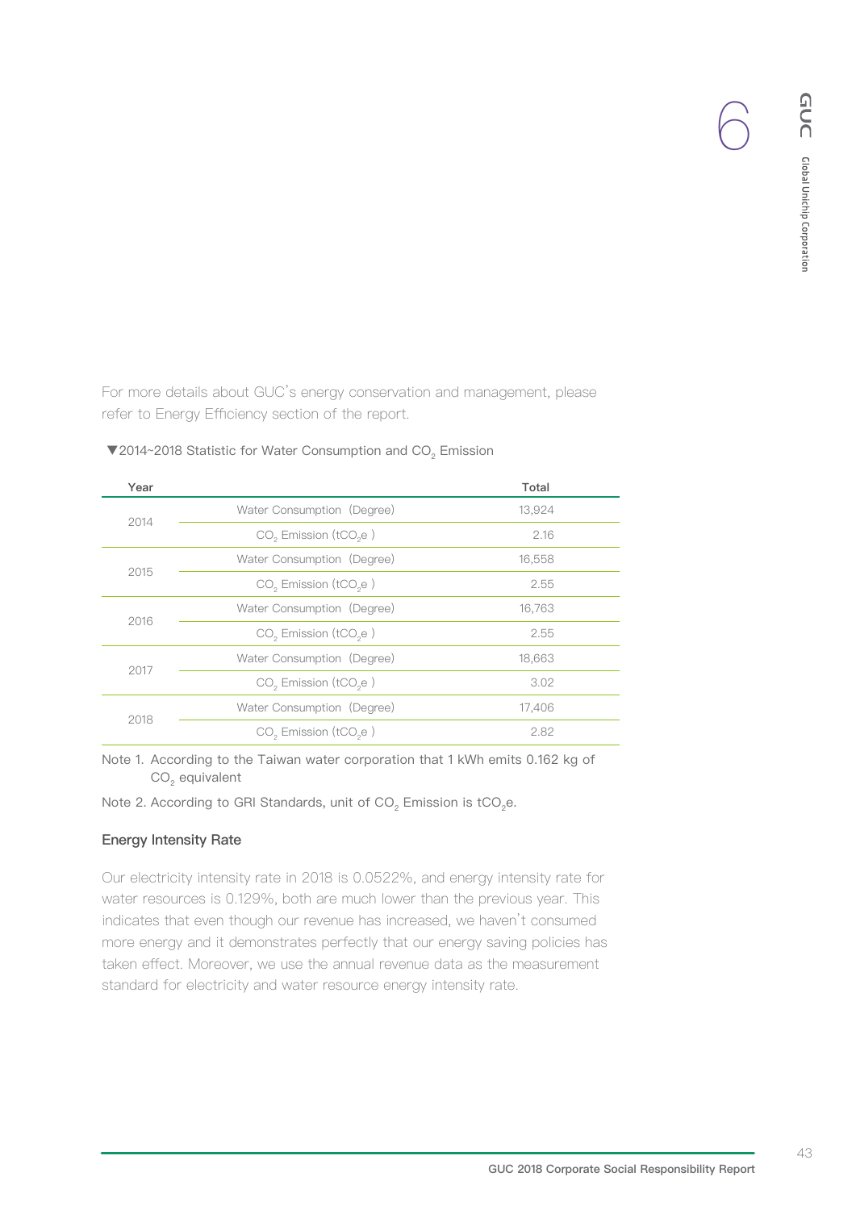For more details about GUC's energy conservation and management, please refer to Energy Efficiency section of the report.

▼2014~2018 Statistic for Water Consumption and $CO_2$ Emission

| Year | | Total |
|---|---|---|
| 2014 | Water Consumption (Degree) | 13,924 |
| | $CO_2$ Emission ($tCO_2e$) | 2.16 |
| 2015 | Water Consumption (Degree) | 16,558 |
| | $CO_2$ Emission ($tCO_2e$) | 2.55 |
| 2016 | Water Consumption (Degree) | 16,763 |
| | $CO_2$ Emission ($tCO_2e$) | 2.55 |
| 2017 | Water Consumption (Degree) | 18,663 |
| | $CO_2$ Emission ($tCO_2e$) | 3.02 |
| 2018 | Water Consumption (Degree) | 17,406 |
| | $CO_2$ Emission ($tCO_2e$) | 2.82 |

Note 1. According to the Taiwan water corporation that 1 kWh emits 0.162 kg of $CO_2$ equivalent

Note 2. According to GRI Standards, unit of $CO_2$ Emission is $tCO_2e$.

### Energy Intensity Rate

Our electricity intensity rate in 2018 is 0.0522%, and energy intensity rate for water resources is 0.129%, both are much lower than the previous year. This indicates that even though our revenue has increased, we haven't consumed more energy and it demonstrates perfectly that our energy saving policies has taken effect. Moreover, we use the annual revenue data as the measurement standard for electricity and water resource energy intensity rate.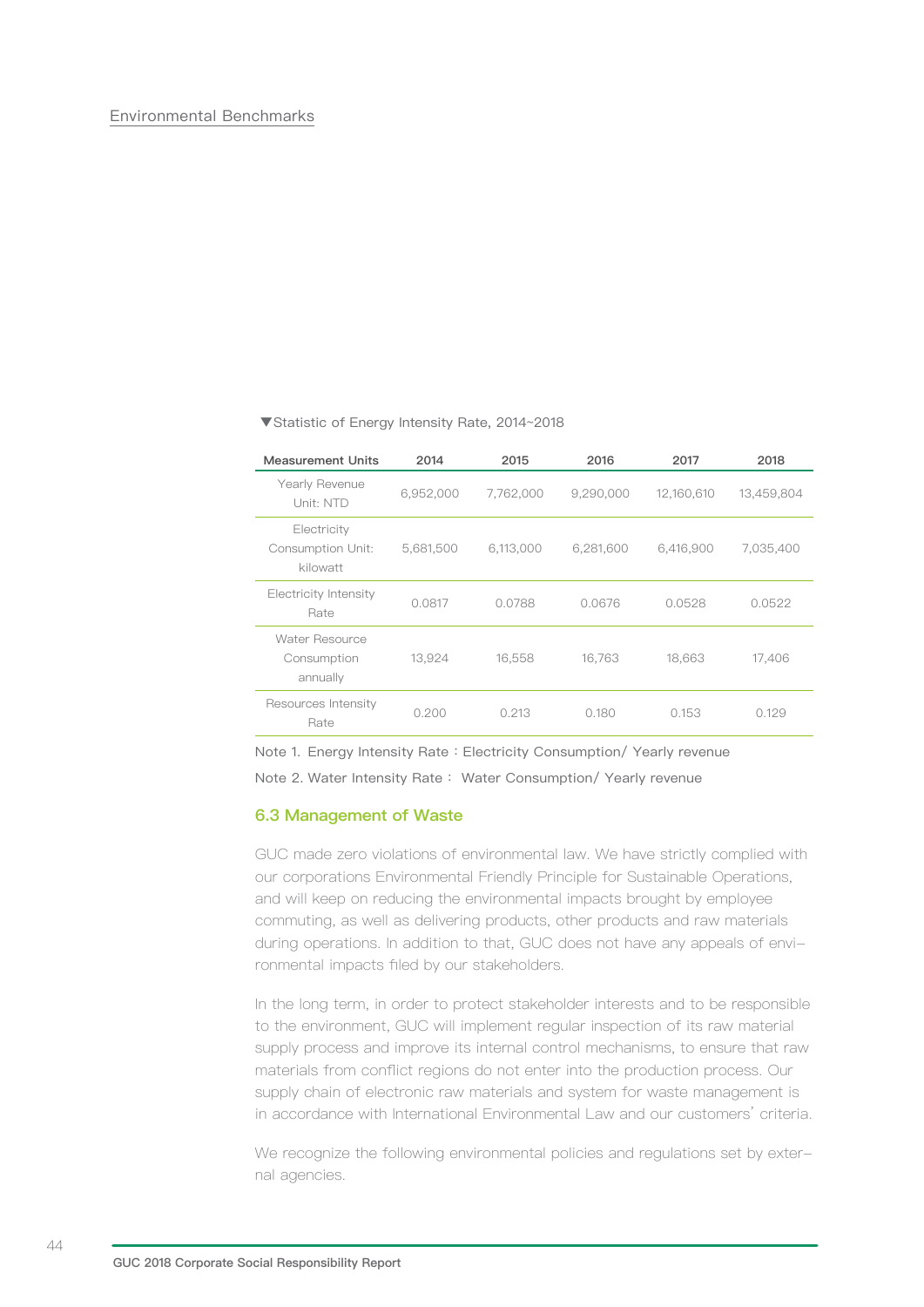Environmental Benchmarks

▼Statistic of Energy Intensity Rate, 2014~2018

| Measurement Units | 2014 | 2015 | 2016 | 2017 | 2018 |
|---|---|---|---|---|---|
| Yearly Revenue Unit: NTD | 6,952,000 | 7,762,000 | 9,290,000 | 12,160,610 | 13,459,804 |
| Electricity Consumption Unit: kilowatt | 5,681,500 | 6,113,000 | 6,281,600 | 6,416,900 | 7,035,400 |
| Electricity Intensity Rate | 0.0817 | 0.0788 | 0.0676 | 0.0528 | 0.0522 |
| Water Resource Consumption annually | 13,924 | 16,558 | 16,763 | 18,663 | 17,406 |
| Resources Intensity Rate | 0.200 | 0.213 | 0.180 | 0.153 | 0.129 |

Note 1. Energy Intensity Rate：Electricity Consumption/ Yearly revenue

Note 2. Water Intensity Rate： Water Consumption/ Yearly revenue

## 6.3 Management of Waste

GUC made zero violations of environmental law. We have strictly complied with our corporations Environmental Friendly Principle for Sustainable Operations, and will keep on reducing the environmental impacts brought by employee commuting, as well as delivering products, other products and raw materials during operations. In addition to that, GUC does not have any appeals of environmental impacts filed by our stakeholders.

In the long term, in order to protect stakeholder interests and to be responsible to the environment, GUC will implement regular inspection of its raw material supply process and improve its internal control mechanisms, to ensure that raw materials from conflict regions do not enter into the production process. Our supply chain of electronic raw materials and system for waste management is in accordance with International Environmental Law and our customers' criteria.

We recognize the following environmental policies and regulations set by external agencies.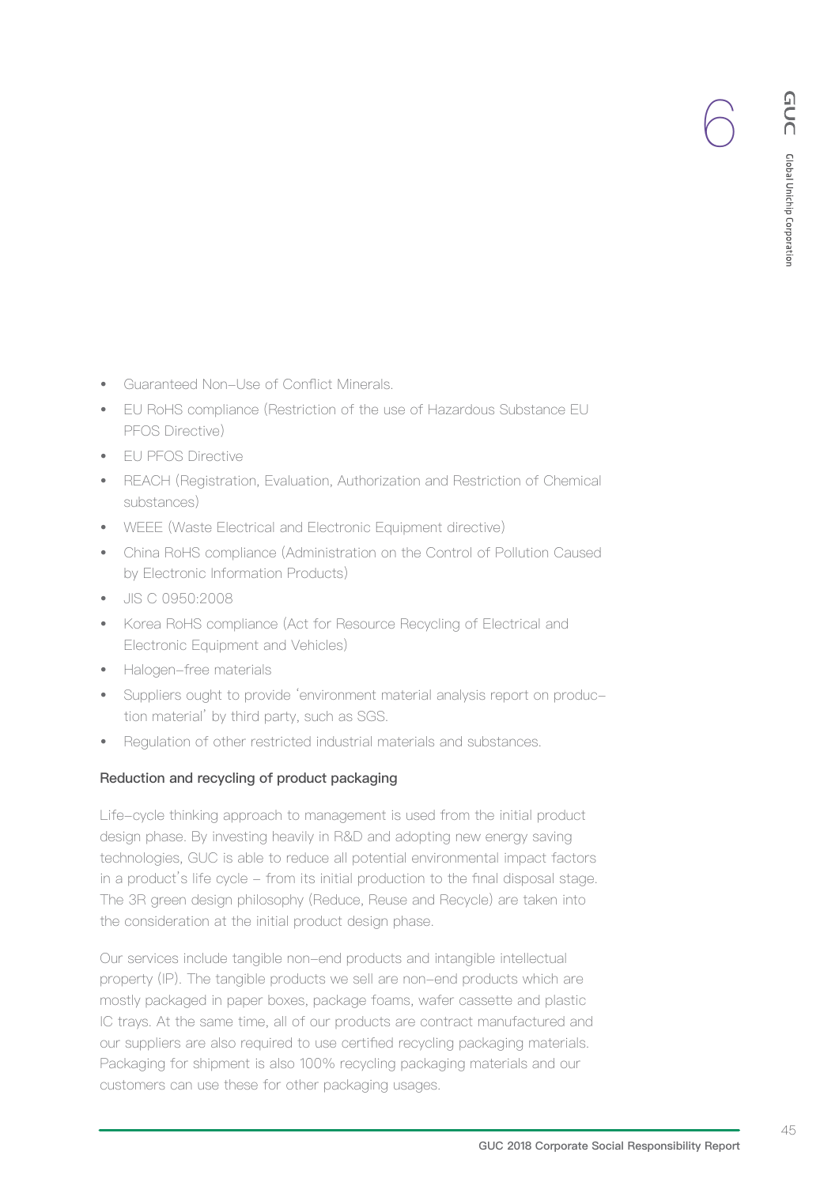- Guaranteed Non-Use of Conflict Minerals.
- EU RoHS compliance (Restriction of the use of Hazardous Substance EU PFOS Directive)
- EU PFOS Directive
- REACH (Registration, Evaluation, Authorization and Restriction of Chemical substances)
- WEEE (Waste Electrical and Electronic Equipment directive)
- China RoHS compliance (Administration on the Control of Pollution Caused by Electronic Information Products)
- JIS C 0950:2008
- Korea RoHS compliance (Act for Resource Recycling of Electrical and Electronic Equipment and Vehicles)
- Halogen-free materials
- Suppliers ought to provide 'environment material analysis report on production material' by third party, such as SGS.
- Regulation of other restricted industrial materials and substances.

### Reduction and recycling of product packaging

Life-cycle thinking approach to management is used from the initial product design phase. By investing heavily in R&D and adopting new energy saving technologies, GUC is able to reduce all potential environmental impact factors in a product's life cycle – from its initial production to the final disposal stage. The 3R green design philosophy (Reduce, Reuse and Recycle) are taken into the consideration at the initial product design phase.

Our services include tangible non-end products and intangible intellectual property (IP). The tangible products we sell are non-end products which are mostly packaged in paper boxes, package foams, wafer cassette and plastic IC trays. At the same time, all of our products are contract manufactured and our suppliers are also required to use certified recycling packaging materials. Packaging for shipment is also 100% recycling packaging materials and our customers can use these for other packaging usages.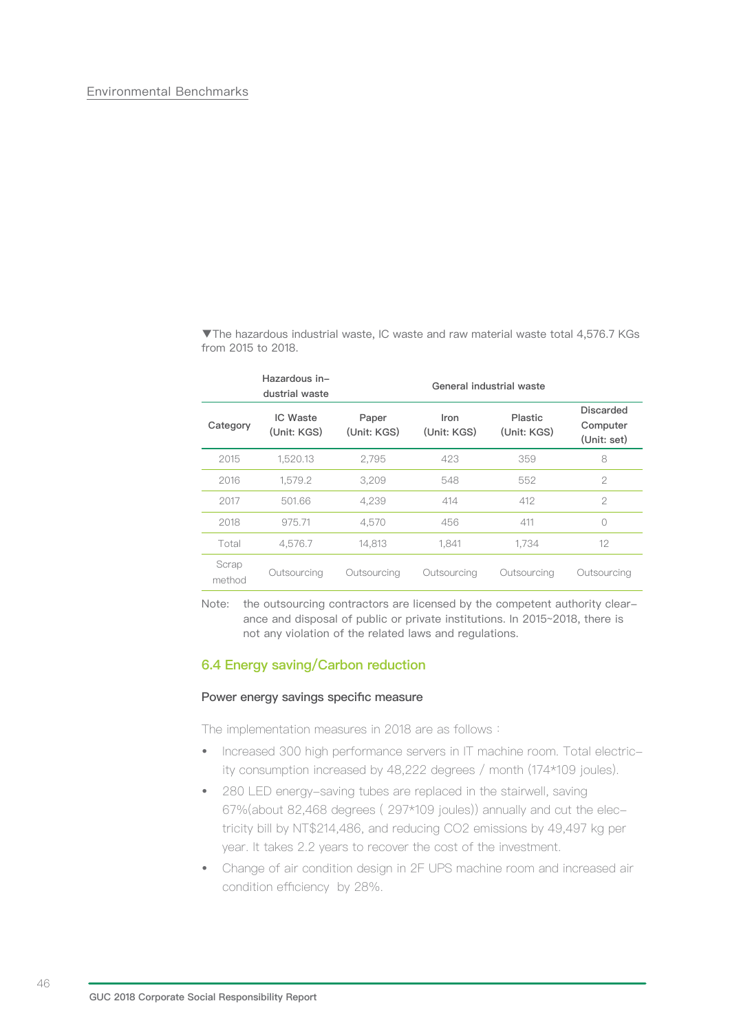Environmental Benchmarks

▼The hazardous industrial waste, IC waste and raw material waste total 4,576.7 KGs from 2015 to 2018.

| | Hazardous industrial waste | General industrial waste | | | |
|---|---|---|---|---|---|
| Category | IC Waste (Unit: KGS) | Paper (Unit: KGS) | Iron (Unit: KGS) | Plastic (Unit: KGS) | Discarded Computer (Unit: set) |
| 2015 | 1,520.13 | 2,795 | 423 | 359 | 8 |
| 2016 | 1,579.2 | 3,209 | 548 | 552 | 2 |
| 2017 | 501.66 | 4,239 | 414 | 412 | 2 |
| 2018 | 975.71 | 4,570 | 456 | 411 | 0 |
| Total | 4,576.7 | 14,813 | 1,841 | 1,734 | 12 |
| Scrap method | Outsourcing | Outsourcing | Outsourcing | Outsourcing | Outsourcing |

Note: the outsourcing contractors are licensed by the competent authority clearance and disposal of public or private institutions. In 2015~2018, there is not any violation of the related laws and regulations.

## 6.4 Energy saving/Carbon reduction

### Power energy savings specific measure

The implementation measures in 2018 are as follows :

- Increased 300 high performance servers in IT machine room. Total electricity consumption increased by 48,222 degrees / month (174*109 joules).
- 280 LED energy-saving tubes are replaced in the stairwell, saving 67%(about 82,468 degrees ( 297*109 joules)) annually and cut the electricity bill by NT$214,486, and reducing $CO_2$ emissions by 49,497 kg per year. It takes 2.2 years to recover the cost of the investment.
- Change of air condition design in 2F UPS machine room and increased air condition efficiency by 28%.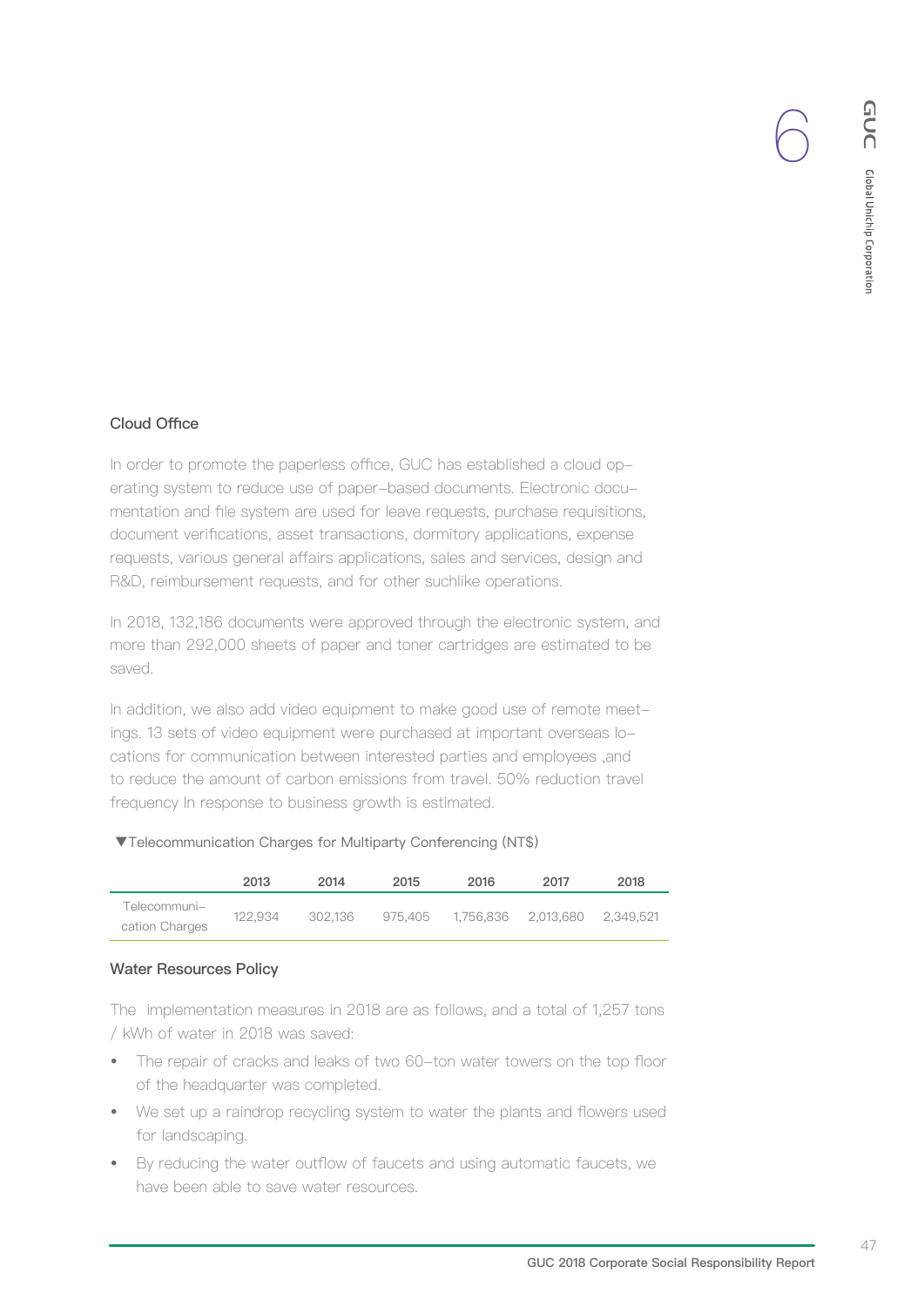### Cloud Office

In order to promote the paperless office, GUC has established a cloud operating system to reduce use of paper-based documents. Electronic documentation and file system are used for leave requests, purchase requisitions, document verifications, asset transactions, dormitory applications, expense requests, various general affairs applications, sales and services, design and R&D, reimbursement requests, and for other suchlike operations.

In 2018, 132,186 documents were approved through the electronic system, and more than 292,000 sheets of paper and toner cartridges are estimated to be saved.

In addition, we also add video equipment to make good use of remote meetings. 13 sets of video equipment were purchased at important overseas locations for communication between interested parties and employees ,and to reduce the amount of carbon emissions from travel. 50% reduction travel frequency In response to business growth is estimated.

▼Telecommunication Charges for Multiparty Conferencing (NT$)

| | 2013 | 2014 | 2015 | 2016 | 2017 | 2018 |
|---|---|---|---|---|---|---|
| Telecommunication Charges | 122,934 | 302,136 | 975,405 | 1,756,836 | 2,013,680 | 2,349,521 |

### Water Resources Policy

The implementation measures in 2018 are as follows, and a total of 1,257 tons / kWh of water in 2018 was saved:

- The repair of cracks and leaks of two 60-ton water towers on the top floor of the headquarter was completed.
- We set up a raindrop recycling system to water the plants and flowers used for landscaping.
- By reducing the water outflow of faucets and using automatic faucets, we have been able to save water resources.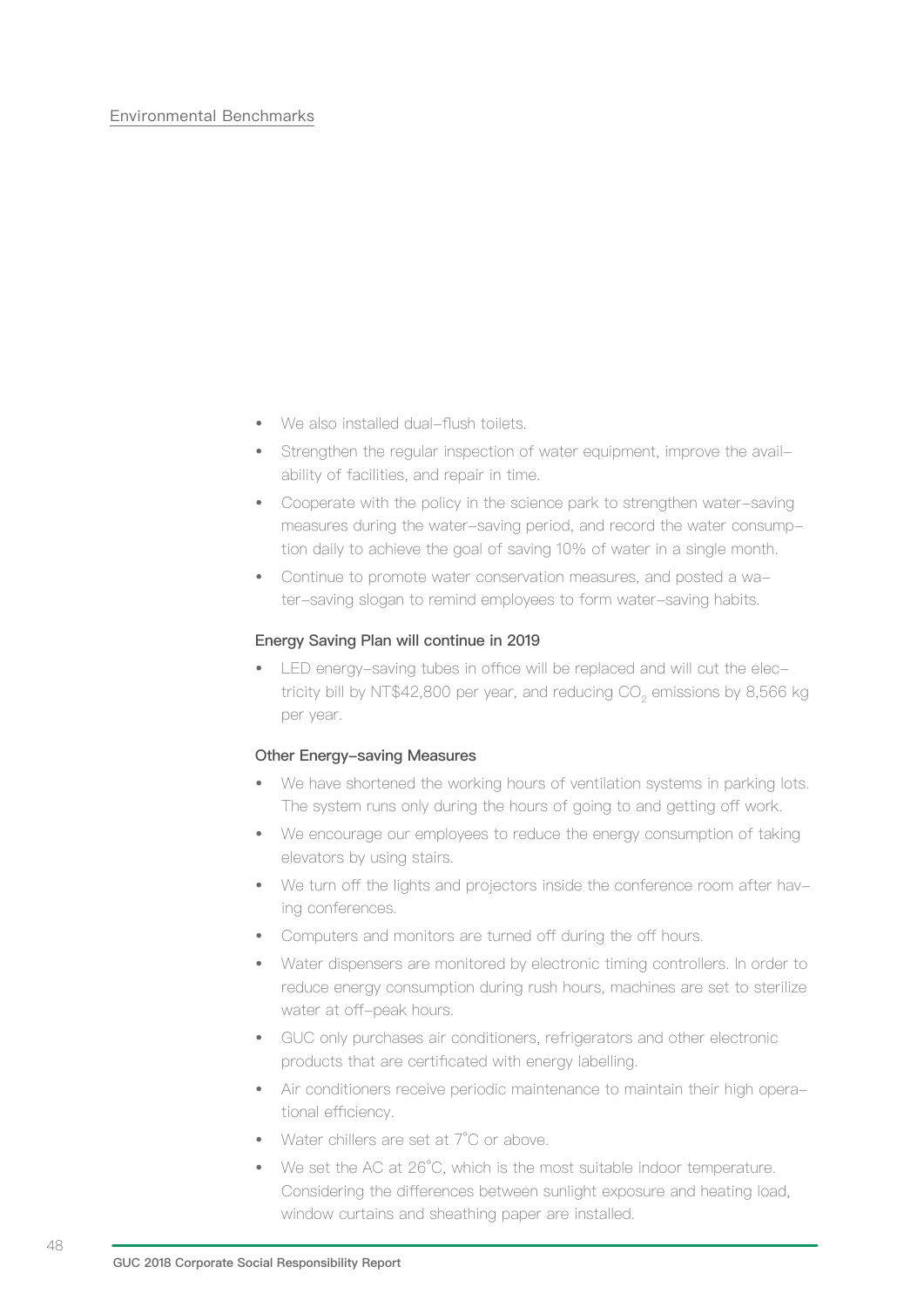Environmental Benchmarks

- We also installed dual-flush toilets.
- Strengthen the regular inspection of water equipment, improve the availability of facilities, and repair in time.
- Cooperate with the policy in the science park to strengthen water-saving measures during the water-saving period, and record the water consumption daily to achieve the goal of saving 10% of water in a single month.
- Continue to promote water conservation measures, and posted a water-saving slogan to remind employees to form water-saving habits.

### Energy Saving Plan will continue in 2019

- LED energy-saving tubes in office will be replaced and will cut the electricity bill by NT$42,800 per year, and reducing $CO_2$ emissions by 8,566 kg per year.

### Other Energy-saving Measures

- We have shortened the working hours of ventilation systems in parking lots. The system runs only during the hours of going to and getting off work.
- We encourage our employees to reduce the energy consumption of taking elevators by using stairs.
- We turn off the lights and projectors inside the conference room after having conferences.
- Computers and monitors are turned off during the off hours.
- Water dispensers are monitored by electronic timing controllers. In order to reduce energy consumption during rush hours, machines are set to sterilize water at off-peak hours.
- GUC only purchases air conditioners, refrigerators and other electronic products that are certificated with energy labelling.
- Air conditioners receive periodic maintenance to maintain their high operational efficiency.
- Water chillers are set at 7˚C or above.
- We set the AC at 26˚C, which is the most suitable indoor temperature. Considering the differences between sunlight exposure and heating load, window curtains and sheathing paper are installed.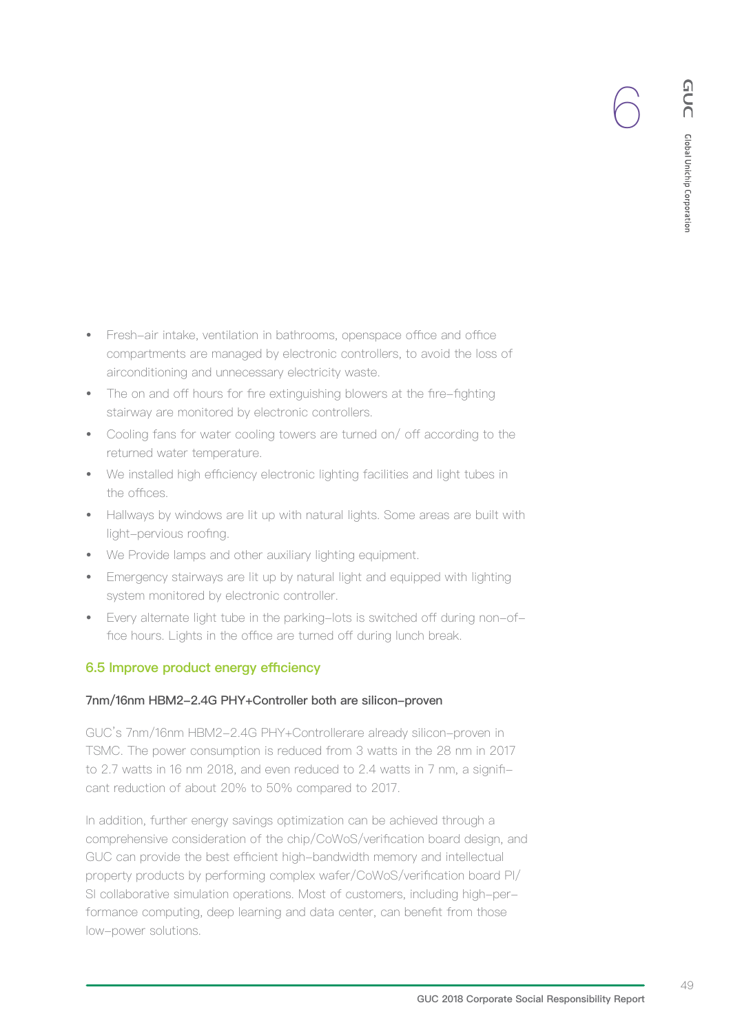- Fresh–air intake, ventilation in bathrooms, openspace office and office compartments are managed by electronic controllers, to avoid the loss of airconditioning and unnecessary electricity waste.
- The on and off hours for fire extinguishing blowers at the fire–fighting stairway are monitored by electronic controllers.
- Cooling fans for water cooling towers are turned on/ off according to the returned water temperature.
- We installed high efficiency electronic lighting facilities and light tubes in the offices.
- Hallways by windows are lit up with natural lights. Some areas are built with light–pervious roofing.
- We Provide lamps and other auxiliary lighting equipment.
- Emergency stairways are lit up by natural light and equipped with lighting system monitored by electronic controller.
- Every alternate light tube in the parking–lots is switched off during non–office hours. Lights in the office are turned off during lunch break.

## 6.5 Improve product energy efficiency

### 7nm/16nm HBM2–2.4G PHY+Controller both are silicon–proven

GUC's 7nm/16nm HBM2–2.4G PHY+Controllerare already silicon–proven in TSMC. The power consumption is reduced from 3 watts in the 28 nm in 2017 to 2.7 watts in 16 nm 2018, and even reduced to 2.4 watts in 7 nm, a significant reduction of about 20% to 50% compared to 2017.

In addition, further energy savings optimization can be achieved through a comprehensive consideration of the chip/CoWoS/verification board design, and GUC can provide the best efficient high–bandwidth memory and intellectual property products by performing complex wafer/CoWoS/verification board PI/SI collaborative simulation operations. Most of customers, including high–performance computing, deep learning and data center, can benefit from those low–power solutions.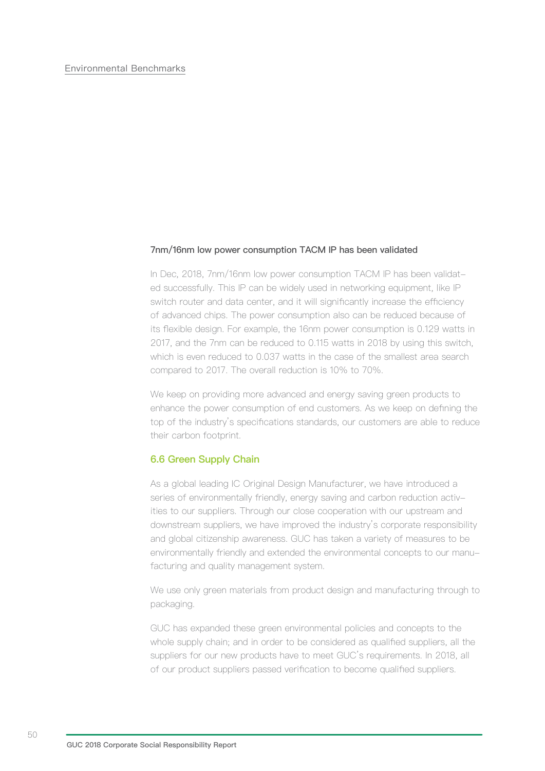### 7nm/16nm low power consumption TACM IP has been validated

In Dec, 2018, 7nm/16nm low power consumption TACM IP has been validated successfully. This IP can be widely used in networking equipment, like IP switch router and data center, and it will significantly increase the efficiency of advanced chips. The power consumption also can be reduced because of its flexible design. For example, the 16nm power consumption is 0.129 watts in 2017, and the 7nm can be reduced to 0.115 watts in 2018 by using this switch, which is even reduced to 0.037 watts in the case of the smallest area search compared to 2017. The overall reduction is 10% to 70%.

We keep on providing more advanced and energy saving green products to enhance the power consumption of end customers. As we keep on defining the top of the industry's specifications standards, our customers are able to reduce their carbon footprint.

## 6.6 Green Supply Chain

As a global leading IC Original Design Manufacturer, we have introduced a series of environmentally friendly, energy saving and carbon reduction activities to our suppliers. Through our close cooperation with our upstream and downstream suppliers, we have improved the industry's corporate responsibility and global citizenship awareness. GUC has taken a variety of measures to be environmentally friendly and extended the environmental concepts to our manufacturing and quality management system.

We use only green materials from product design and manufacturing through to packaging.

GUC has expanded these green environmental policies and concepts to the whole supply chain; and in order to be considered as qualified suppliers, all the suppliers for our new products have to meet GUC's requirements. In 2018, all of our product suppliers passed verification to become qualified suppliers.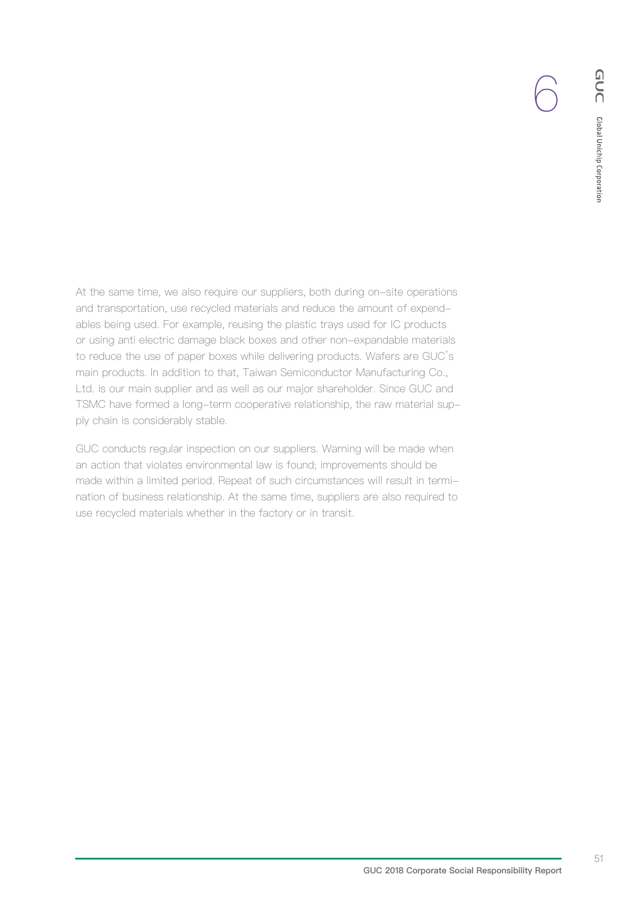At the same time, we also require our suppliers, both during on-site operations and transportation, use recycled materials and reduce the amount of expendables being used. For example, reusing the plastic trays used for IC products or using anti electric damage black boxes and other non-expandable materials to reduce the use of paper boxes while delivering products. Wafers are GUC's main products. In addition to that, Taiwan Semiconductor Manufacturing Co., Ltd. is our main supplier and as well as our major shareholder. Since GUC and TSMC have formed a long-term cooperative relationship, the raw material supply chain is considerably stable.

GUC conducts regular inspection on our suppliers. Warning will be made when an action that violates environmental law is found; improvements should be made within a limited period. Repeat of such circumstances will result in termination of business relationship. At the same time, suppliers are also required to use recycled materials whether in the factory or in transit.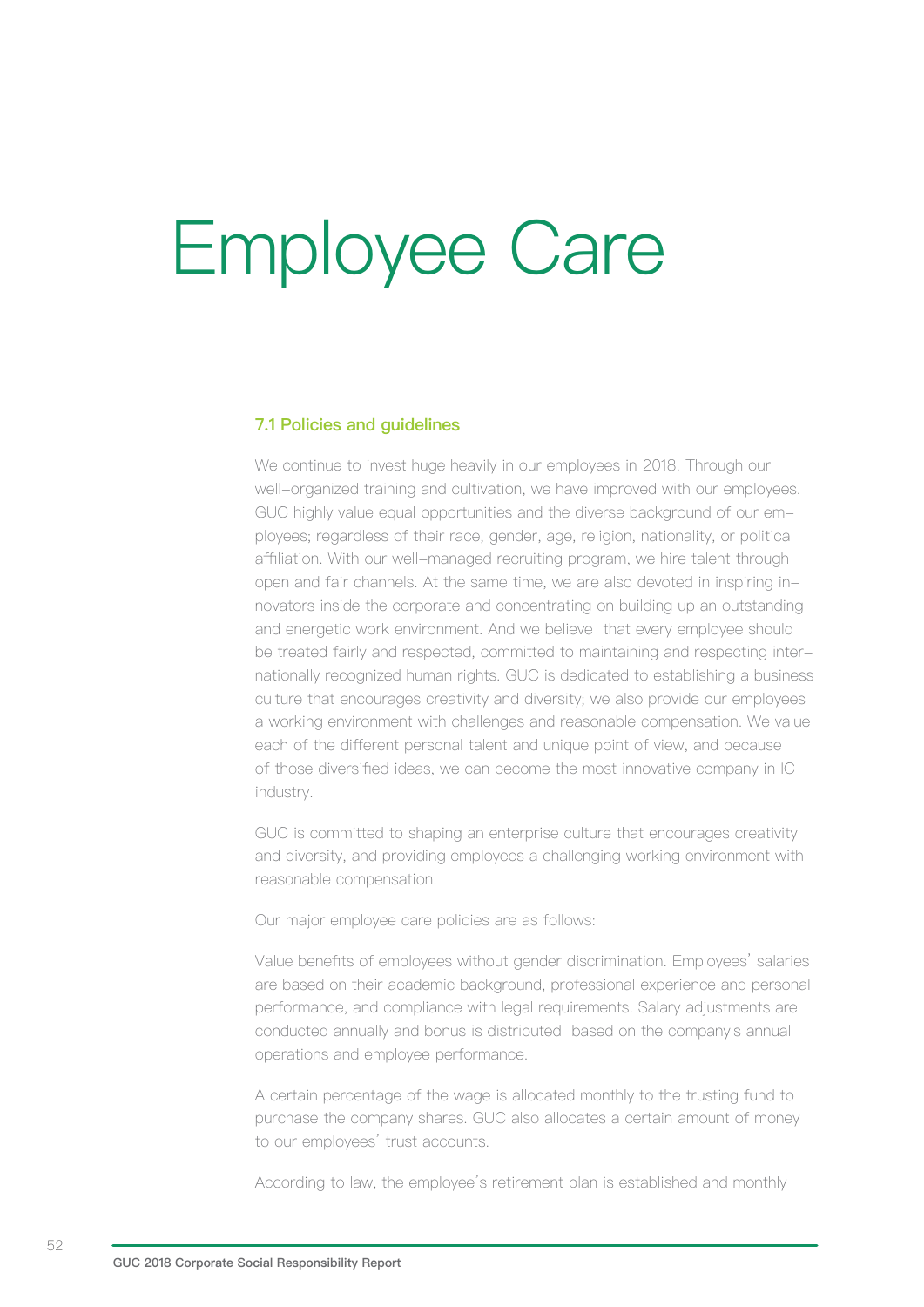# Employee Care

## 7.1 Policies and guidelines

We continue to invest huge heavily in our employees in 2018. Through our well-organized training and cultivation, we have improved with our employees. GUC highly value equal opportunities and the diverse background of our employees; regardless of their race, gender, age, religion, nationality, or political affiliation. With our well-managed recruiting program, we hire talent through open and fair channels. At the same time, we are also devoted in inspiring innovators inside the corporate and concentrating on building up an outstanding and energetic work environment. And we believe that every employee should be treated fairly and respected, committed to maintaining and respecting internationally recognized human rights. GUC is dedicated to establishing a business culture that encourages creativity and diversity; we also provide our employees a working environment with challenges and reasonable compensation. We value each of the different personal talent and unique point of view, and because of those diversified ideas, we can become the most innovative company in IC industry.

GUC is committed to shaping an enterprise culture that encourages creativity and diversity, and providing employees a challenging working environment with reasonable compensation.

Our major employee care policies are as follows:

Value benefits of employees without gender discrimination. Employees' salaries are based on their academic background, professional experience and personal performance, and compliance with legal requirements. Salary adjustments are conducted annually and bonus is distributed based on the company's annual operations and employee performance.

A certain percentage of the wage is allocated monthly to the trusting fund to purchase the company shares. GUC also allocates a certain amount of money to our employees' trust accounts.

According to law, the employee's retirement plan is established and monthly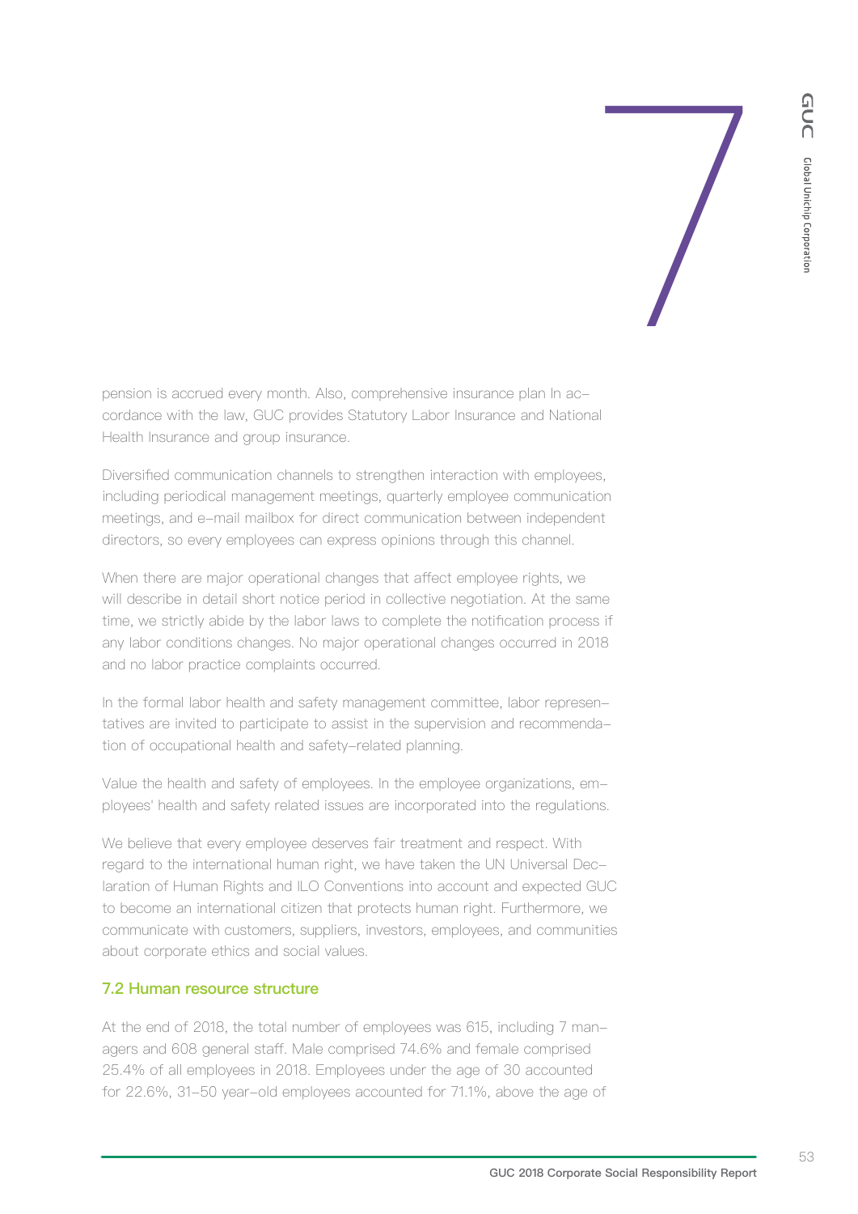pension is accrued every month. Also, comprehensive insurance plan In accordance with the law, GUC provides Statutory Labor Insurance and National Health Insurance and group insurance.

Diversified communication channels to strengthen interaction with employees, including periodical management meetings, quarterly employee communication meetings, and e-mail mailbox for direct communication between independent directors, so every employees can express opinions through this channel.

When there are major operational changes that affect employee rights, we will describe in detail short notice period in collective negotiation. At the same time, we strictly abide by the labor laws to complete the notification process if any labor conditions changes. No major operational changes occurred in 2018 and no labor practice complaints occurred.

In the formal labor health and safety management committee, labor representatives are invited to participate to assist in the supervision and recommendation of occupational health and safety-related planning.

Value the health and safety of employees. In the employee organizations, employees' health and safety related issues are incorporated into the regulations.

We believe that every employee deserves fair treatment and respect. With regard to the international human right, we have taken the UN Universal Declaration of Human Rights and ILO Conventions into account and expected GUC to become an international citizen that protects human right. Furthermore, we communicate with customers, suppliers, investors, employees, and communities about corporate ethics and social values.

## 7.2 Human resource structure

At the end of 2018, the total number of employees was 615, including 7 managers and 608 general staff. Male comprised 74.6% and female comprised 25.4% of all employees in 2018. Employees under the age of 30 accounted for 22.6%, 31-50 year-old employees accounted for 71.1%, above the age of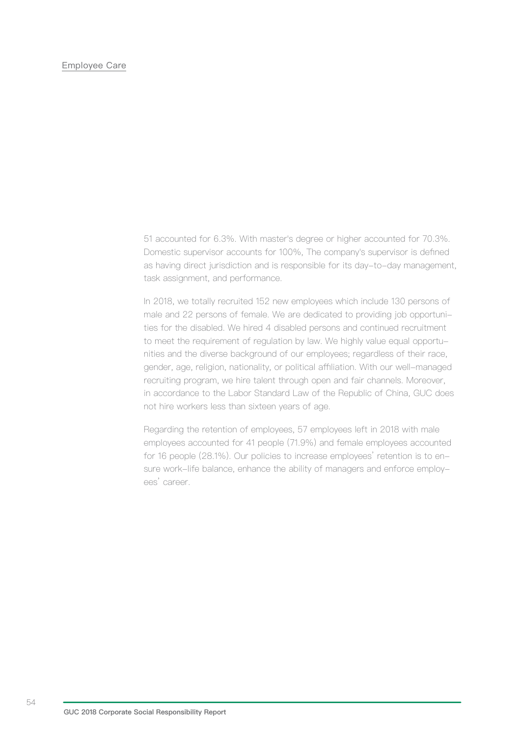51 accounted for 6.3%. With master's degree or higher accounted for 70.3%. Domestic supervisor accounts for 100%, The company's supervisor is defined as having direct jurisdiction and is responsible for its day-to-day management, task assignment, and performance.

In 2018, we totally recruited 152 new employees which include 130 persons of male and 22 persons of female. We are dedicated to providing job opportunities for the disabled. We hired 4 disabled persons and continued recruitment to meet the requirement of regulation by law. We highly value equal opportunities and the diverse background of our employees; regardless of their race, gender, age, religion, nationality, or political affiliation. With our well-managed recruiting program, we hire talent through open and fair channels. Moreover, in accordance to the Labor Standard Law of the Republic of China, GUC does not hire workers less than sixteen years of age.

Regarding the retention of employees, 57 employees left in 2018 with male employees accounted for 41 people (71.9%) and female employees accounted for 16 people (28.1%). Our policies to increase employees' retention is to ensure work-life balance, enhance the ability of managers and enforce employees' career.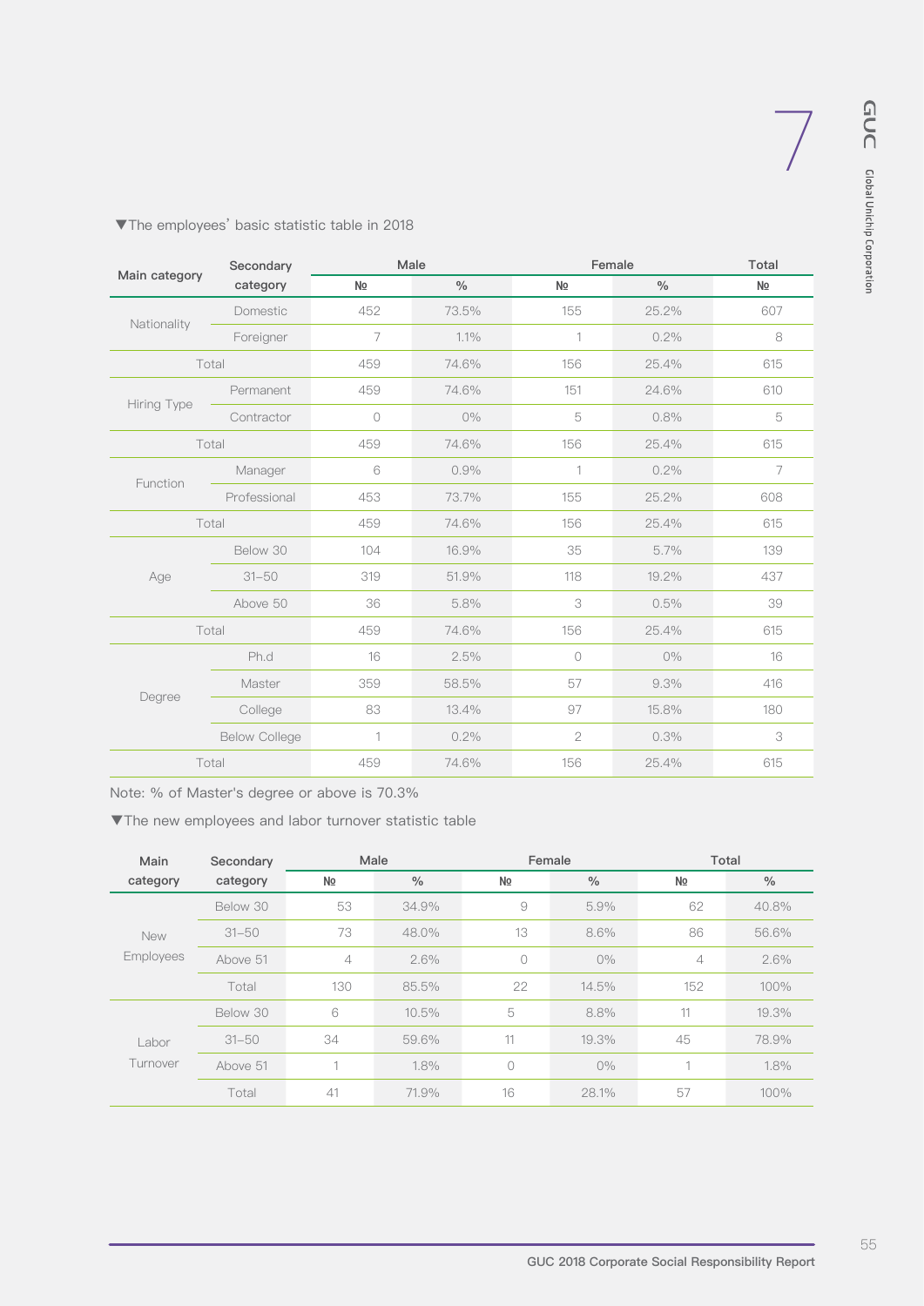▼The employees' basic statistic table in 2018

| Main category | Secondary category | Male | | Female | | Total |
|---|---|---|---|---|---|---|
| | | № | % | № | % | № |
| Nationality | Domestic | 452 | 73.5% | 155 | 25.2% | 607 |
| | Foreigner | 7 | 1.1% | 1 | 0.2% | 8 |
| Total | | 459 | 74.6% | 156 | 25.4% | 615 |
| Hiring Type | Permanent | 459 | 74.6% | 151 | 24.6% | 610 |
| | Contractor | 0 | 0% | 5 | 0.8% | 5 |
| Total | | 459 | 74.6% | 156 | 25.4% | 615 |
| Function | Manager | 6 | 0.9% | 1 | 0.2% | 7 |
| | Professional | 453 | 73.7% | 155 | 25.2% | 608 |
| Total | | 459 | 74.6% | 156 | 25.4% | 615 |
| Age | Below 30 | 104 | 16.9% | 35 | 5.7% | 139 |
| | 31–50 | 319 | 51.9% | 118 | 19.2% | 437 |
| | Above 50 | 36 | 5.8% | 3 | 0.5% | 39 |
| Total | | 459 | 74.6% | 156 | 25.4% | 615 |
| Degree | Ph.d | 16 | 2.5% | 0 | 0% | 16 |
| | Master | 359 | 58.5% | 57 | 9.3% | 416 |
| | College | 83 | 13.4% | 97 | 15.8% | 180 |
| | Below College | 1 | 0.2% | 2 | 0.3% | 3 |
| Total | | 459 | 74.6% | 156 | 25.4% | 615 |

Note: % of Master's degree or above is 70.3%

▼The new employees and labor turnover statistic table

| Main category | Secondary category | Male | | Female | | Total | |
|---|---|---|---|---|---|---|---|
| | | № | % | № | % | № | % |
| New Employees | Below 30 | 53 | 34.9% | 9 | 5.9% | 62 | 40.8% |
| | 31–50 | 73 | 48.0% | 13 | 8.6% | 86 | 56.6% |
| | Above 51 | 4 | 2.6% | 0 | 0% | 4 | 2.6% |
| | Total | 130 | 85.5% | 22 | 14.5% | 152 | 100% |
| Labor Turnover | Below 30 | 6 | 10.5% | 5 | 8.8% | 11 | 19.3% |
| | 31–50 | 34 | 59.6% | 11 | 19.3% | 45 | 78.9% |
| | Above 51 | 1 | 1.8% | 0 | 0% | 1 | 1.8% |
| | Total | 41 | 71.9% | 16 | 28.1% | 57 | 100% |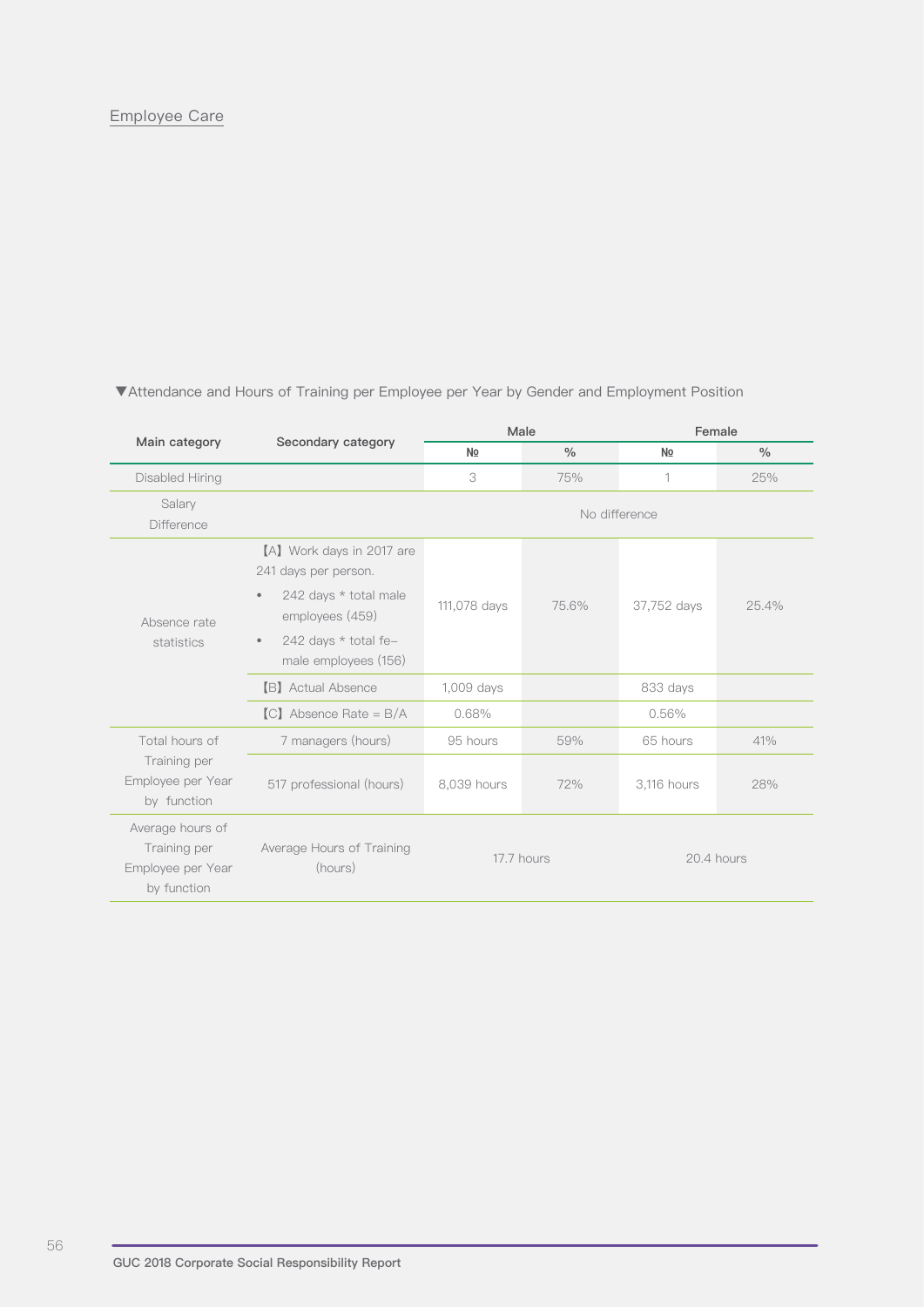Employee Care

▼Attendance and Hours of Training per Employee per Year by Gender and Employment Position

| Main category | Secondary category | Male | | Female | |
|---|---|---|---|---|---|
| | | № | % | № | % |
| Disabled Hiring | | 3 | 75% | 1 | 25% |
| Salary Difference | | No difference | | | |
| Absence rate statistics | 【A】Work days in 2017 are 241 days per person. • 242 days * total male employees (459) • 242 days * total fe-male employees (156) | 111,078 days | 75.6% | 37,752 days | 25.4% |
| | 【B】Actual Absence | 1,009 days | | 833 days | |
| | 【C】Absence Rate = B/A | 0.68% | | 0.56% | |
| Total hours of Training per Employee per Year by function | 7 managers (hours) | 95 hours | 59% | 65 hours | 41% |
| | 517 professional (hours) | 8,039 hours | 72% | 3,116 hours | 28% |
| Average hours of Training per Employee per Year by function | Average Hours of Training (hours) | 17.7 hours | | 20.4 hours | |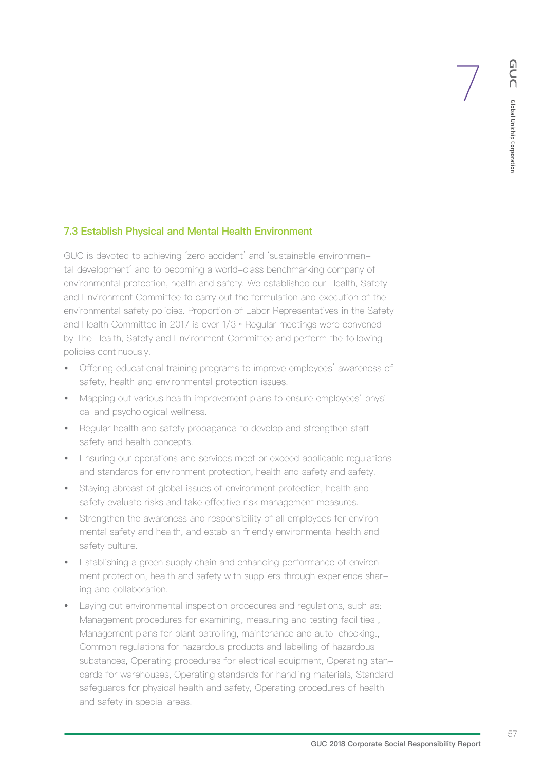## 7.3 Establish Physical and Mental Health Environment

GUC is devoted to achieving 'zero accident' and 'sustainable environmental development' and to becoming a world-class benchmarking company of environmental protection, health and safety. We established our Health, Safety and Environment Committee to carry out the formulation and execution of the environmental safety policies. Proportion of Labor Representatives in the Safety and Health Committee in 2017 is over 1/3。Regular meetings were convened by The Health, Safety and Environment Committee and perform the following policies continuously.

- Offering educational training programs to improve employees' awareness of safety, health and environmental protection issues.
- Mapping out various health improvement plans to ensure employees' physical and psychological wellness.
- Regular health and safety propaganda to develop and strengthen staff safety and health concepts.
- Ensuring our operations and services meet or exceed applicable regulations and standards for environment protection, health and safety and safety.
- Staying abreast of global issues of environment protection, health and safety evaluate risks and take effective risk management measures.
- Strengthen the awareness and responsibility of all employees for environmental safety and health, and establish friendly environmental health and safety culture.
- Establishing a green supply chain and enhancing performance of environment protection, health and safety with suppliers through experience sharing and collaboration.
- Laying out environmental inspection procedures and regulations, such as: Management procedures for examining, measuring and testing facilities , Management plans for plant patrolling, maintenance and auto-checking., Common regulations for hazardous products and labelling of hazardous substances, Operating procedures for electrical equipment, Operating standards for warehouses, Operating standards for handling materials, Standard safeguards for physical health and safety, Operating procedures of health and safety in special areas.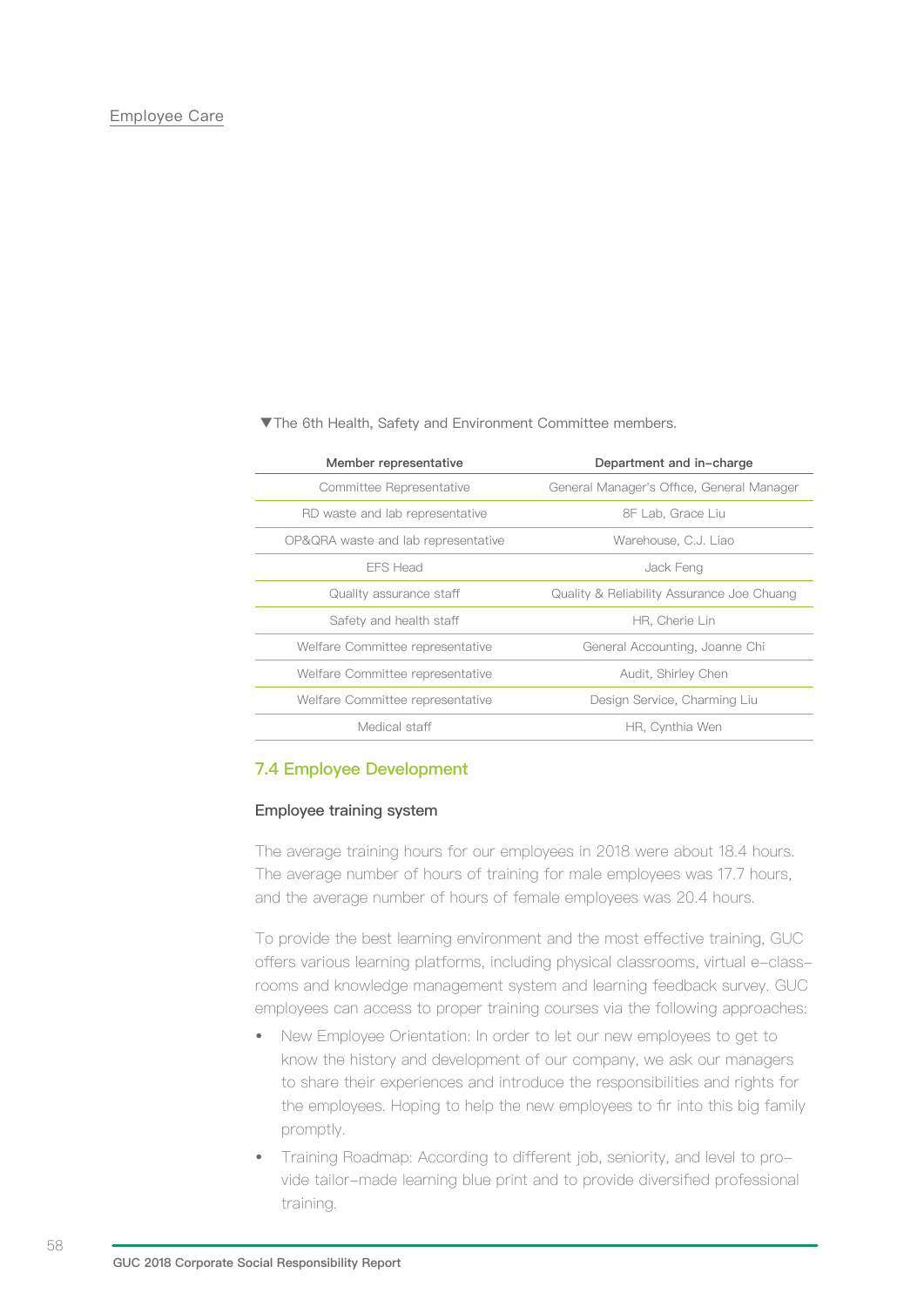▼The 6th Health, Safety and Environment Committee members.

| Member representative | Department and in-charge |
| --- | --- |
| Committee Representative | General Manager's Office, General Manager |
| RD waste and lab representative | 8F Lab, Grace Liu |
| OP&QRA waste and lab representative | Warehouse, C.J. Liao |
| EFS Head | Jack Feng |
| Quality assurance staff | Quality & Reliability Assurance Joe Chuang |
| Safety and health staff | HR, Cherie Lin |
| Welfare Committee representative | General Accounting, Joanne Chi |
| Welfare Committee representative | Audit, Shirley Chen |
| Welfare Committee representative | Design Service, Charming Liu |
| Medical staff | HR, Cynthia Wen |

## 7.4 Employee Development

### Employee training system

The average training hours for our employees in 2018 were about 18.4 hours. The average number of hours of training for male employees was 17.7 hours, and the average number of hours of female employees was 20.4 hours.

To provide the best learning environment and the most effective training, GUC offers various learning platforms, including physical classrooms, virtual e-classrooms and knowledge management system and learning feedback survey. GUC employees can access to proper training courses via the following approaches:

- New Employee Orientation: In order to let our new employees to get to know the history and development of our company, we ask our managers to share their experiences and introduce the responsibilities and rights for the employees. Hoping to help the new employees to fir into this big family promptly.
- Training Roadmap: According to different job, seniority, and level to provide tailor-made learning blue print and to provide diversified professional training.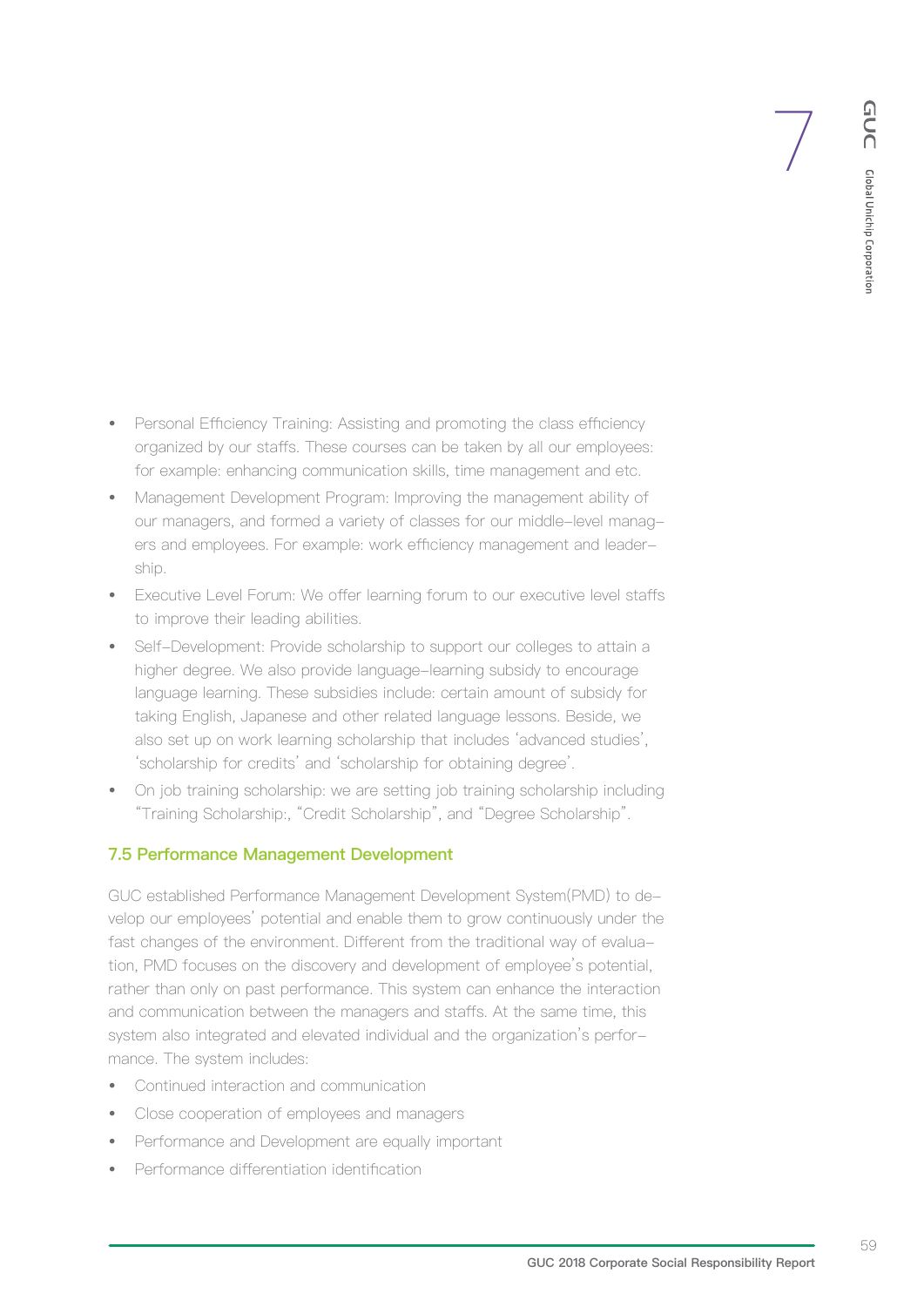- Personal Efficiency Training: Assisting and promoting the class efficiency organized by our staffs. These courses can be taken by all our employees: for example: enhancing communication skills, time management and etc.
- Management Development Program: Improving the management ability of our managers, and formed a variety of classes for our middle-level managers and employees. For example: work efficiency management and leadership.
- Executive Level Forum: We offer learning forum to our executive level staffs to improve their leading abilities.
- Self-Development: Provide scholarship to support our colleges to attain a higher degree. We also provide language-learning subsidy to encourage language learning. These subsidies include: certain amount of subsidy for taking English, Japanese and other related language lessons. Beside, we also set up on work learning scholarship that includes 'advanced studies', 'scholarship for credits' and 'scholarship for obtaining degree'.
- On job training scholarship: we are setting job training scholarship including "Training Scholarship:, "Credit Scholarship", and "Degree Scholarship".

### 7.5 Performance Management Development

GUC established Performance Management Development System(PMD) to develop our employees' potential and enable them to grow continuously under the fast changes of the environment. Different from the traditional way of evaluation, PMD focuses on the discovery and development of employee's potential, rather than only on past performance. This system can enhance the interaction and communication between the managers and staffs. At the same time, this system also integrated and elevated individual and the organization's performance. The system includes:

- Continued interaction and communication
- Close cooperation of employees and managers
- Performance and Development are equally important
- Performance differentiation identification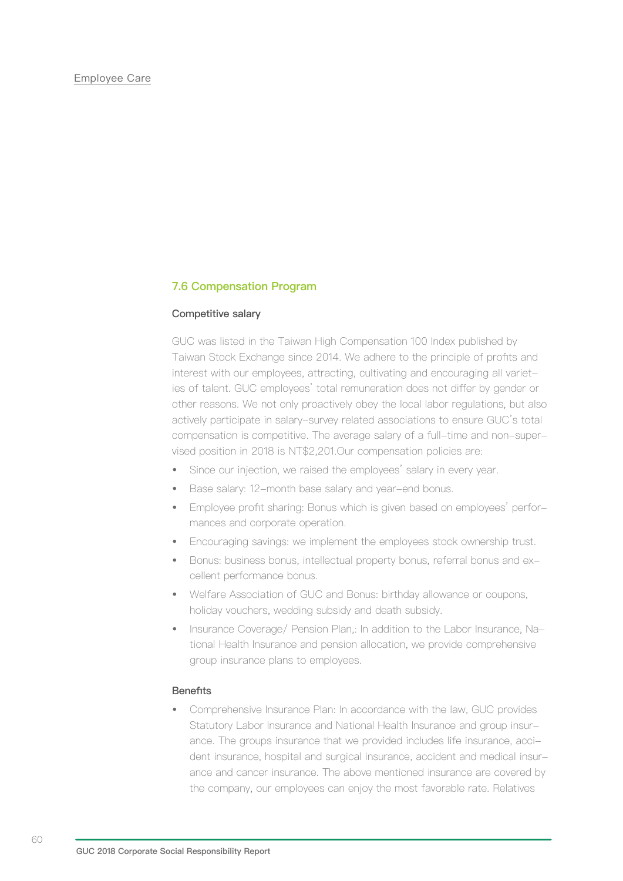## 7.6 Compensation Program

### Competitive salary

GUC was listed in the Taiwan High Compensation 100 Index published by Taiwan Stock Exchange since 2014. We adhere to the principle of profits and interest with our employees, attracting, cultivating and encouraging all varieties of talent. GUC employees' total remuneration does not differ by gender or other reasons. We not only proactively obey the local labor regulations, but also actively participate in salary-survey related associations to ensure GUC's total compensation is competitive. The average salary of a full-time and non-supervised position in 2018 is NT$2,201.Our compensation policies are:

- Since our injection, we raised the employees' salary in every year.
- Base salary: 12-month base salary and year-end bonus.
- Employee profit sharing: Bonus which is given based on employees' performances and corporate operation.
- Encouraging savings: we implement the employees stock ownership trust.
- Bonus: business bonus, intellectual property bonus, referral bonus and excellent performance bonus.
- Welfare Association of GUC and Bonus: birthday allowance or coupons, holiday vouchers, wedding subsidy and death subsidy.
- Insurance Coverage/ Pension Plan,: In addition to the Labor Insurance, National Health Insurance and pension allocation, we provide comprehensive group insurance plans to employees.

### Benefits

- Comprehensive Insurance Plan: In accordance with the law, GUC provides Statutory Labor Insurance and National Health Insurance and group insurance. The groups insurance that we provided includes life insurance, accident insurance, hospital and surgical insurance, accident and medical insurance and cancer insurance. The above mentioned insurance are covered by the company, our employees can enjoy the most favorable rate. Relatives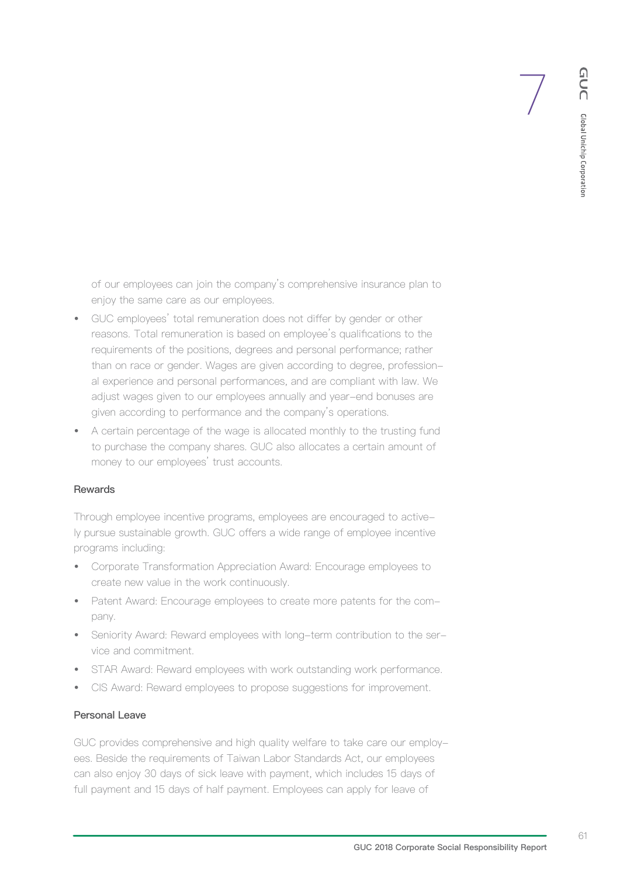of our employees can join the company's comprehensive insurance plan to enjoy the same care as our employees.

- GUC employees' total remuneration does not differ by gender or other reasons. Total remuneration is based on employee's qualifications to the requirements of the positions, degrees and personal performance; rather than on race or gender. Wages are given according to degree, professional experience and personal performances, and are compliant with law. We adjust wages given to our employees annually and year-end bonuses are given according to performance and the company's operations.
- A certain percentage of the wage is allocated monthly to the trusting fund to purchase the company shares. GUC also allocates a certain amount of money to our employees' trust accounts.

### Rewards

Through employee incentive programs, employees are encouraged to actively pursue sustainable growth. GUC offers a wide range of employee incentive programs including:

- Corporate Transformation Appreciation Award: Encourage employees to create new value in the work continuously.
- Patent Award: Encourage employees to create more patents for the company.
- Seniority Award: Reward employees with long-term contribution to the service and commitment.
- STAR Award: Reward employees with work outstanding work performance.
- CIS Award: Reward employees to propose suggestions for improvement.

### Personal Leave

GUC provides comprehensive and high quality welfare to take care our employees. Beside the requirements of Taiwan Labor Standards Act, our employees can also enjoy 30 days of sick leave with payment, which includes 15 days of full payment and 15 days of half payment. Employees can apply for leave of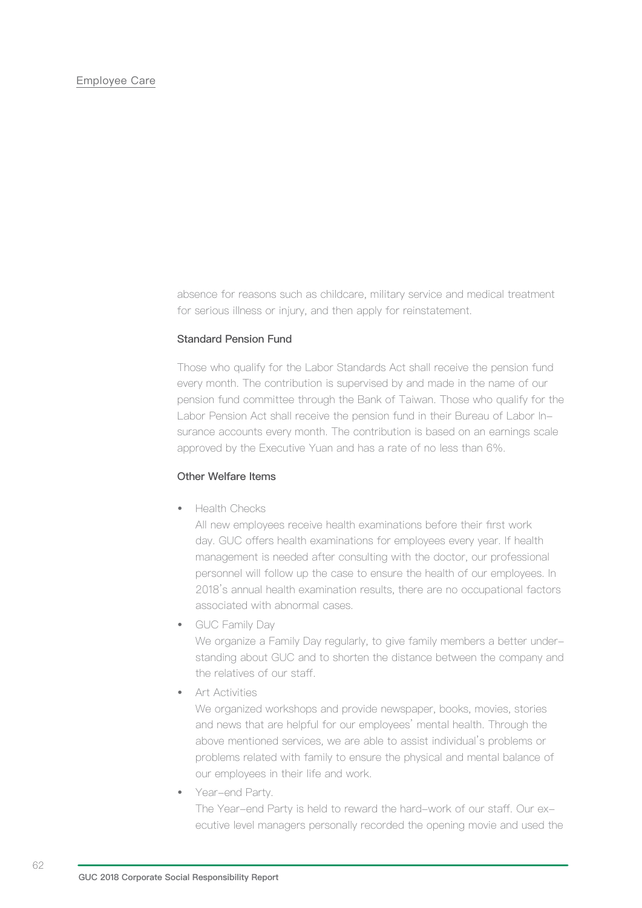absence for reasons such as childcare, military service and medical treatment for serious illness or injury, and then apply for reinstatement.

### Standard Pension Fund

Those who qualify for the Labor Standards Act shall receive the pension fund every month. The contribution is supervised by and made in the name of our pension fund committee through the Bank of Taiwan. Those who qualify for the Labor Pension Act shall receive the pension fund in their Bureau of Labor Insurance accounts every month. The contribution is based on an earnings scale approved by the Executive Yuan and has a rate of no less than 6%.

### Other Welfare Items

- Health Checks
  All new employees receive health examinations before their first work day. GUC offers health examinations for employees every year. If health management is needed after consulting with the doctor, our professional personnel will follow up the case to ensure the health of our employees. In 2018's annual health examination results, there are no occupational factors associated with abnormal cases.
- GUC Family Day
  We organize a Family Day regularly, to give family members a better understanding about GUC and to shorten the distance between the company and the relatives of our staff.
- Art Activities
  We organized workshops and provide newspaper, books, movies, stories and news that are helpful for our employees' mental health. Through the above mentioned services, we are able to assist individual's problems or problems related with family to ensure the physical and mental balance of our employees in their life and work.
- Year-end Party.
  The Year-end Party is held to reward the hard-work of our staff. Our executive level managers personally recorded the opening movie and used the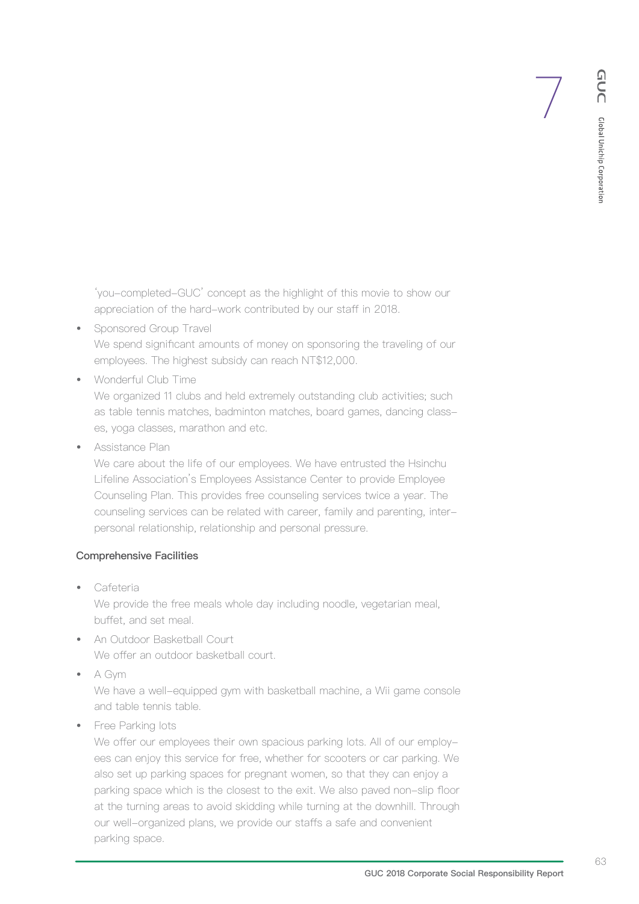'you-completed-GUC' concept as the highlight of this movie to show our appreciation of the hard-work contributed by our staff in 2018.

- Sponsored Group Travel
  We spend significant amounts of money on sponsoring the traveling of our employees. The highest subsidy can reach NT$12,000.
- Wonderful Club Time
  We organized 11 clubs and held extremely outstanding club activities; such as table tennis matches, badminton matches, board games, dancing classes, yoga classes, marathon and etc.
- Assistance Plan
  We care about the life of our employees. We have entrusted the Hsinchu Lifeline Association's Employees Assistance Center to provide Employee Counseling Plan. This provides free counseling services twice a year. The counseling services can be related with career, family and parenting, interpersonal relationship, relationship and personal pressure.

### Comprehensive Facilities

- Cafeteria
  We provide the free meals whole day including noodle, vegetarian meal, buffet, and set meal.
- An Outdoor Basketball Court
  We offer an outdoor basketball court.
- A Gym
  We have a well-equipped gym with basketball machine, a Wii game console and table tennis table.
- Free Parking lots
  We offer our employees their own spacious parking lots. All of our employees can enjoy this service for free, whether for scooters or car parking. We also set up parking spaces for pregnant women, so that they can enjoy a parking space which is the closest to the exit. We also paved non-slip floor at the turning areas to avoid skidding while turning at the downhill. Through our well-organized plans, we provide our staffs a safe and convenient parking space.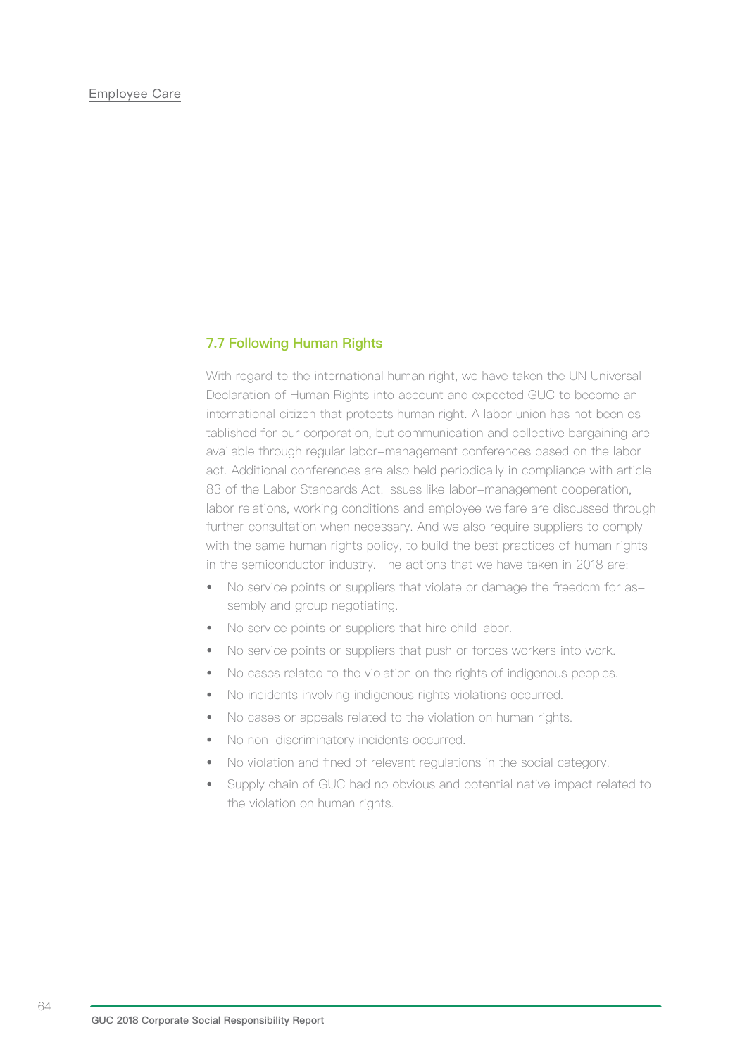## 7.7 Following Human Rights

With regard to the international human right, we have taken the UN Universal Declaration of Human Rights into account and expected GUC to become an international citizen that protects human right. A labor union has not been established for our corporation, but communication and collective bargaining are available through regular labor-management conferences based on the labor act. Additional conferences are also held periodically in compliance with article 83 of the Labor Standards Act. Issues like labor-management cooperation, labor relations, working conditions and employee welfare are discussed through further consultation when necessary. And we also require suppliers to comply with the same human rights policy, to build the best practices of human rights in the semiconductor industry. The actions that we have taken in 2018 are:

- No service points or suppliers that violate or damage the freedom for assembly and group negotiating.
- No service points or suppliers that hire child labor.
- No service points or suppliers that push or forces workers into work.
- No cases related to the violation on the rights of indigenous peoples.
- No incidents involving indigenous rights violations occurred.
- No cases or appeals related to the violation on human rights.
- No non-discriminatory incidents occurred.
- No violation and fined of relevant regulations in the social category.
- Supply chain of GUC had no obvious and potential native impact related to the violation on human rights.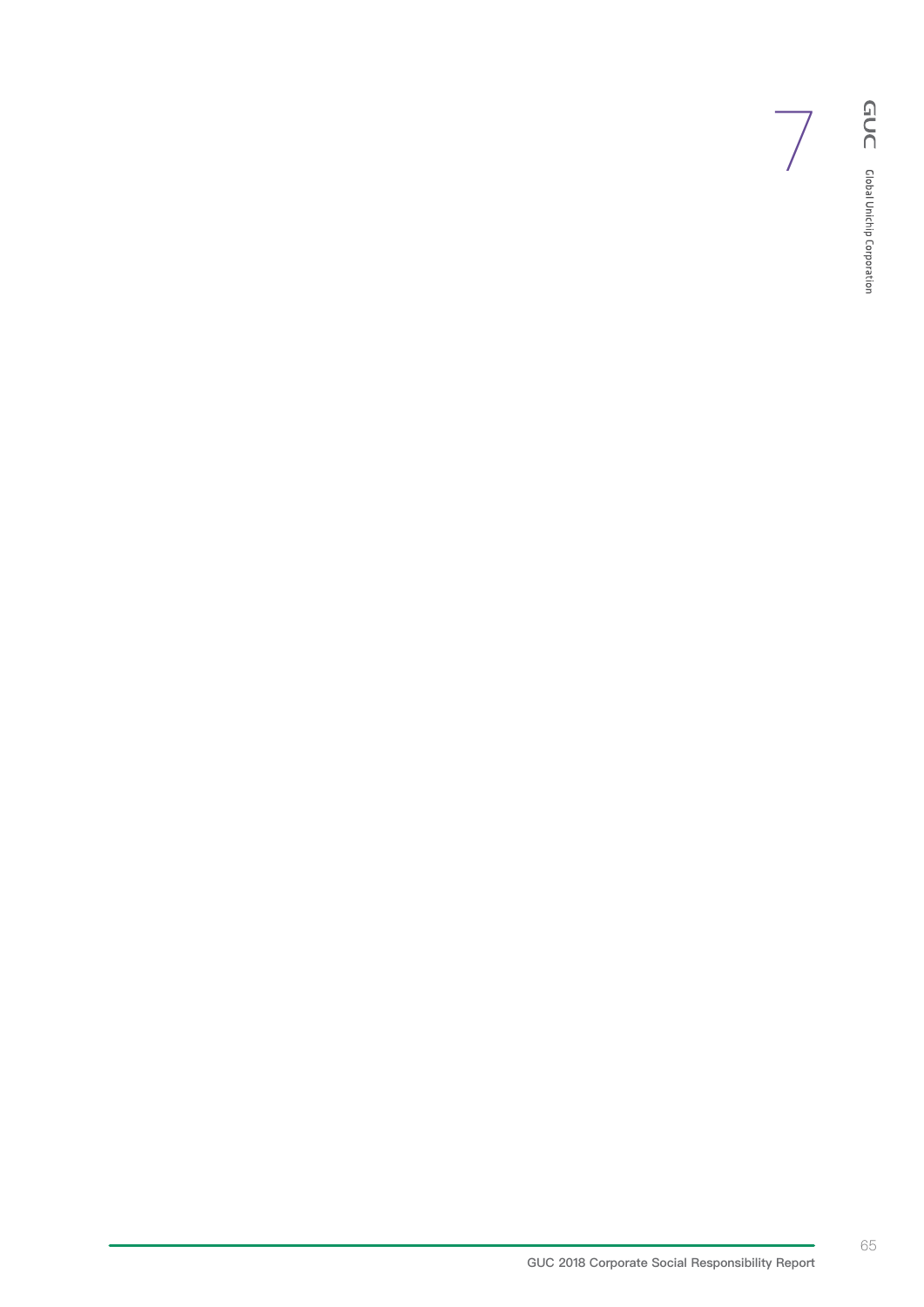7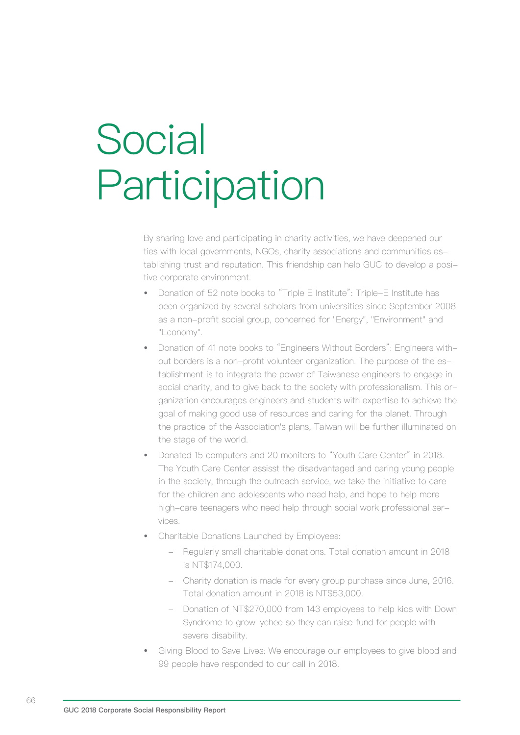# Social Participation

By sharing love and participating in charity activities, we have deepened our ties with local governments, NGOs, charity associations and communities establishing trust and reputation. This friendship can help GUC to develop a positive corporate environment.

- Donation of 52 note books to "Triple E Institute": Triple-E Institute has been organized by several scholars from universities since September 2008 as a non-profit social group, concerned for "Energy", "Environment" and "Economy".
- Donation of 41 note books to "Engineers Without Borders": Engineers without borders is a non-profit volunteer organization. The purpose of the establishment is to integrate the power of Taiwanese engineers to engage in social charity, and to give back to the society with professionalism. This organization encourages engineers and students with expertise to achieve the goal of making good use of resources and caring for the planet. Through the practice of the Association's plans, Taiwan will be further illuminated on the stage of the world.
- Donated 15 computers and 20 monitors to "Youth Care Center" in 2018. The Youth Care Center assisst the disadvantaged and caring young people in the society, through the outreach service, we take the initiative to care for the children and adolescents who need help, and hope to help more high-care teenagers who need help through social work professional services.
- Charitable Donations Launched by Employees:
  - Regularly small charitable donations. Total donation amount in 2018 is NT$174,000.
  - Charity donation is made for every group purchase since June, 2016. Total donation amount in 2018 is NT$53,000.
  - Donation of NT$270,000 from 143 employees to help kids with Down Syndrome to grow lychee so they can raise fund for people with severe disability.
- Giving Blood to Save Lives: We encourage our employees to give blood and 99 people have responded to our call in 2018.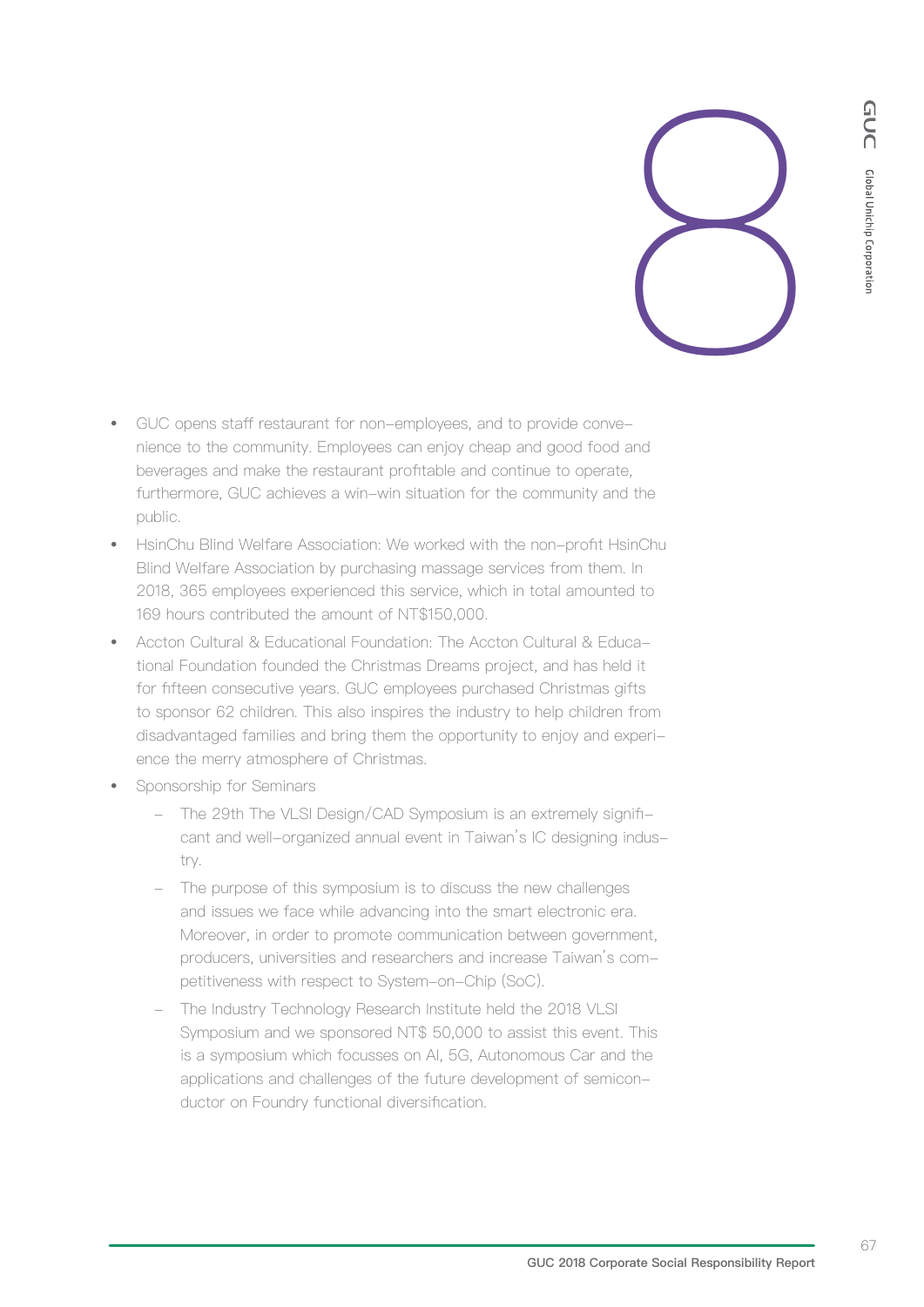- GUC opens staff restaurant for non-employees, and to provide convenience to the community. Employees can enjoy cheap and good food and beverages and make the restaurant profitable and continue to operate, furthermore, GUC achieves a win-win situation for the community and the public.
- HsinChu Blind Welfare Association: We worked with the non-profit HsinChu Blind Welfare Association by purchasing massage services from them. In 2018, 365 employees experienced this service, which in total amounted to 169 hours contributed the amount of NT$150,000.
- Accton Cultural & Educational Foundation: The Accton Cultural & Educational Foundation founded the Christmas Dreams project, and has held it for fifteen consecutive years. GUC employees purchased Christmas gifts to sponsor 62 children. This also inspires the industry to help children from disadvantaged families and bring them the opportunity to enjoy and experience the merry atmosphere of Christmas.
- Sponsorship for Seminars
  - The 29th The VLSI Design/CAD Symposium is an extremely significant and well-organized annual event in Taiwan's IC designing industry.
  - The purpose of this symposium is to discuss the new challenges and issues we face while advancing into the smart electronic era. Moreover, in order to promote communication between government, producers, universities and researchers and increase Taiwan's competitiveness with respect to System-on-Chip (SoC).
  - The Industry Technology Research Institute held the 2018 VLSI Symposium and we sponsored NT$ 50,000 to assist this event. This is a symposium which focusses on AI, 5G, Autonomous Car and the applications and challenges of the future development of semiconductor on Foundry functional diversification.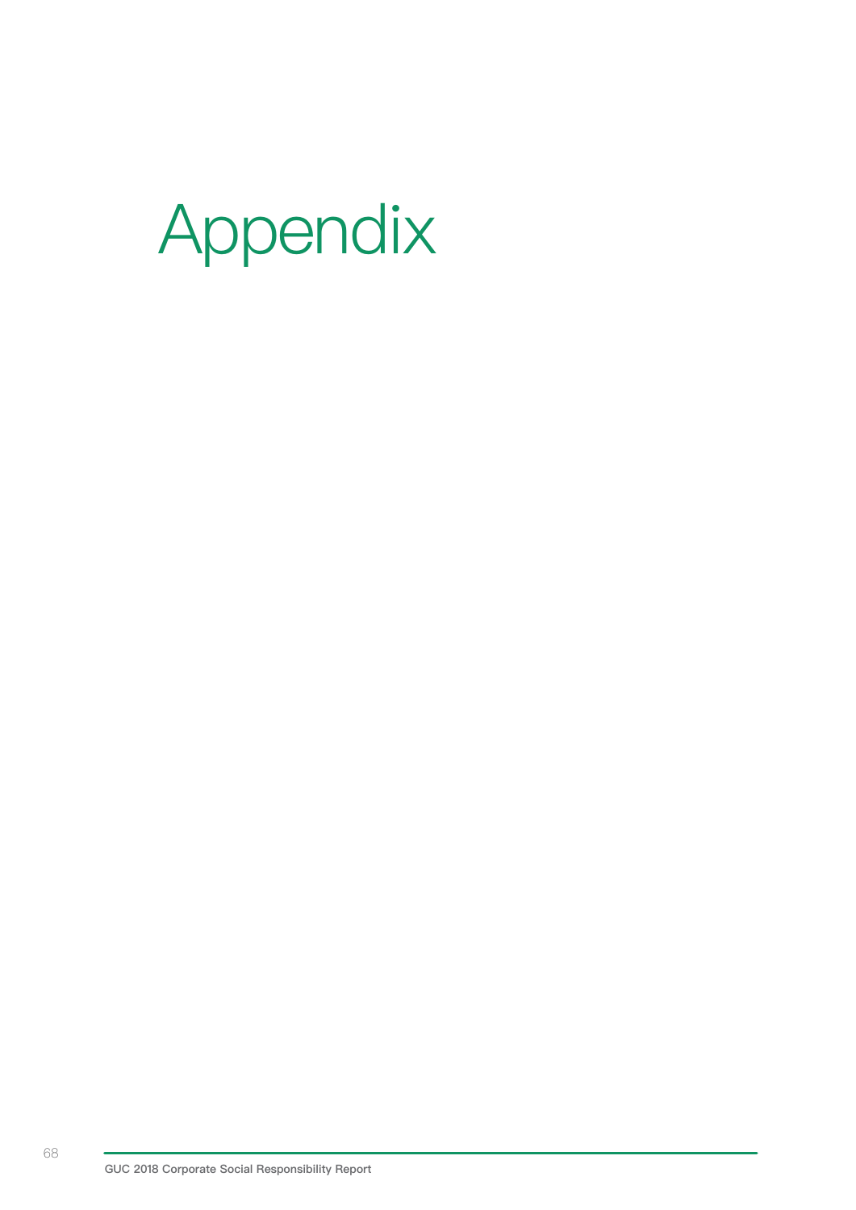# Appendix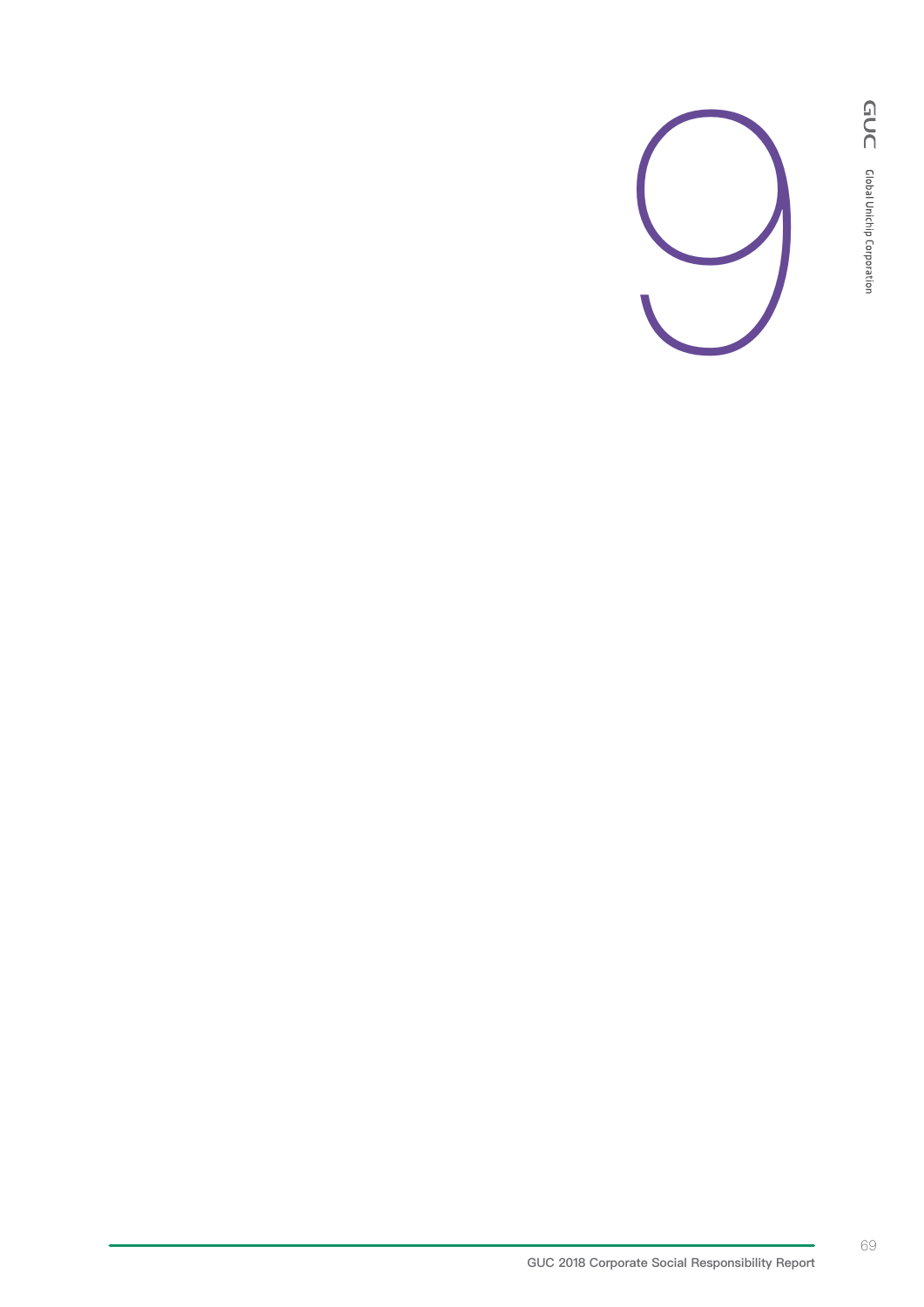# 9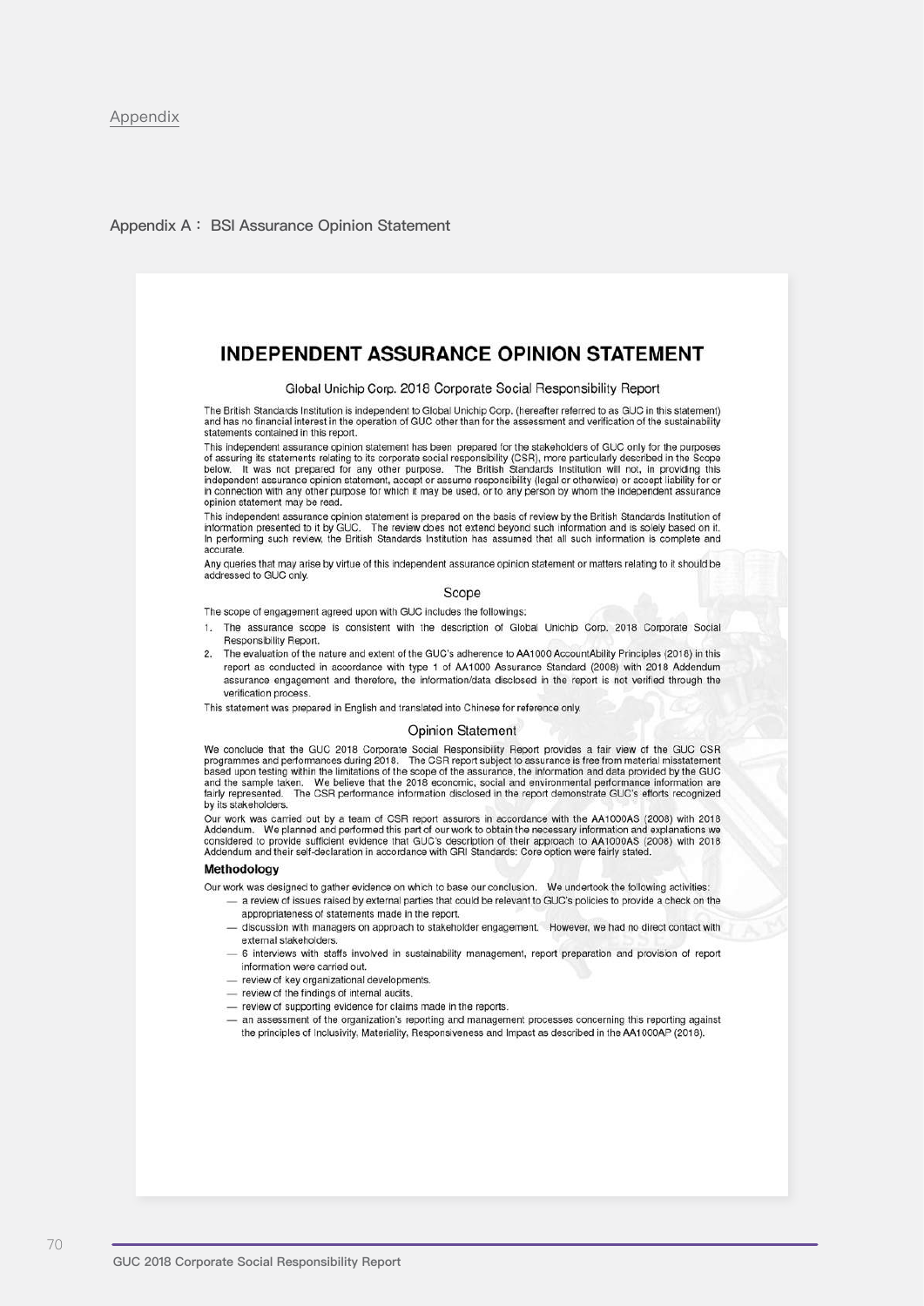Appendix

## Appendix A： BSI Assurance Opinion Statement

# INDEPENDENT ASSURANCE OPINION STATEMENT

### Global Unichip Corp. 2018 Corporate Social Responsibility Report

The British Standards Institution is independent to Global Unichip Corp. (hereafter referred to as GUC in this statement) and has no financial interest in the operation of GUC other than for the assessment and verification of the sustainability statements contained in this report.

This independent assurance opinion statement has been prepared for the stakeholders of GUC only for the purposes of assuring its statements relating to its corporate social responsibility (CSR), more particularly described in the Scope below. It was not prepared for any other purpose. The British Standards Institution will not, in providing this independent assurance opinion statement, accept or assume responsibility (legal or otherwise) or accept liability for or in connection with any other purpose for which it may be used, or to any person by whom the independent assurance opinion statement may be read.

This independent assurance opinion statement is prepared on the basis of review by the British Standards Institution of information presented to it by GUC. The review does not extend beyond such information and is solely based on it. In performing such review, the British Standards Institution has assumed that all such information is complete and accurate.

Any queries that may arise by virtue of this independent assurance opinion statement or matters relating to it should be addressed to GUC only.

### Scope

The scope of engagement agreed upon with GUC includes the followings:

1. The assurance scope is consistent with the description of Global Unichip Corp. 2018 Corporate Social Responsibility Report.
2. The evaluation of the nature and extent of the GUC's adherence to AA1000 AccountAbility Principles (2018) in this report as conducted in accordance with type 1 of AA1000 Assurance Standard (2008) with 2018 Addendum assurance engagement and therefore, the information/data disclosed in the report is not verified through the verification process.

This statement was prepared in English and translated into Chinese for reference only.

### Opinion Statement

We conclude that the GUC 2018 Corporate Social Responsibility Report provides a fair view of the GUC CSR programmes and performances during 2018. The CSR report subject to assurance is free from material misstatement based upon testing within the limitations of the scope of the assurance, the information and data provided by the GUC and the sample taken. We believe that the 2018 economic, social and environmental performance information are fairly represented. The CSR performance information disclosed in the report demonstrate GUC's efforts recognized by its stakeholders.

Our work was carried out by a team of CSR report assurors in accordance with the AA1000AS (2008) with 2018 Addendum. We planned and performed this part of our work to obtain the necessary information and explanations we considered to provide sufficient evidence that GUC's description of their approach to AA1000AS (2008) with 2018 Addendum and their self-declaration in accordance with GRI Standards: Core option were fairly stated.

### Methodology

Our work was designed to gather evidence on which to base our conclusion. We undertook the following activities:

- a review of issues raised by external parties that could be relevant to GUC's policies to provide a check on the appropriateness of statements made in the report.
- discussion with managers on approach to stakeholder engagement. However, we had no direct contact with external stakeholders.
- 6 interviews with staffs involved in sustainability management, report preparation and provision of report information were carried out.
- review of key organizational developments.
- review of the findings of internal audits.
- review of supporting evidence for claims made in the reports.
- an assessment of the organization's reporting and management processes concerning this reporting against the principles of Inclusivity, Materiality, Responsiveness and Impact as described in the AA1000AP (2018).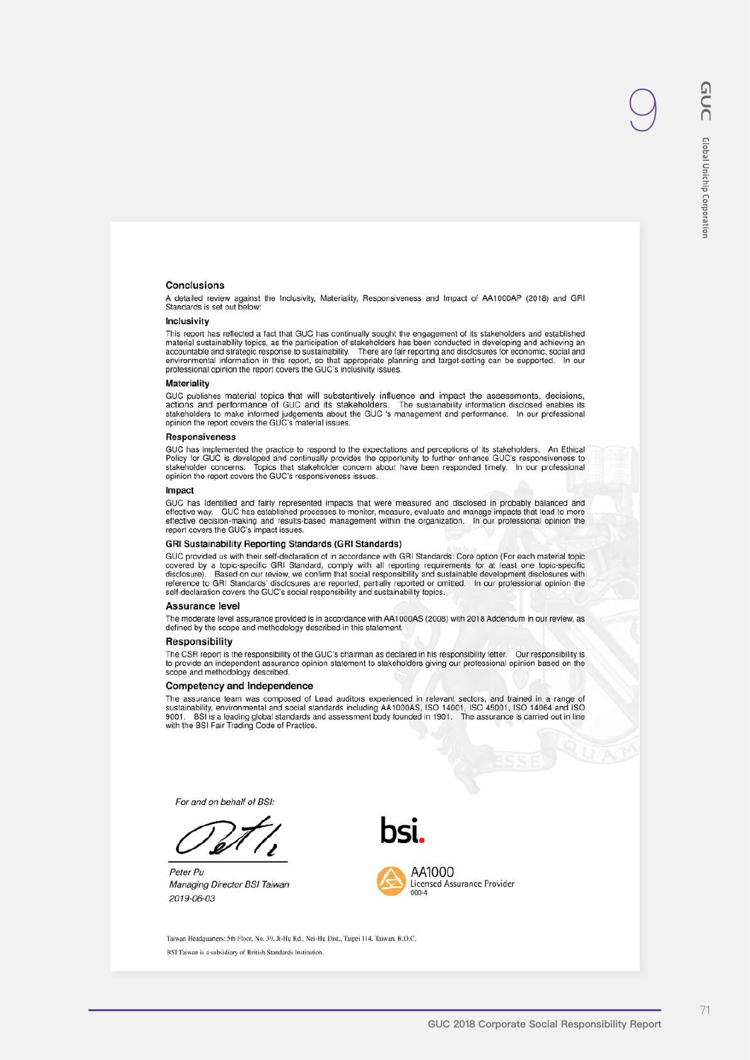## Conclusions

A detailed review against the Inclusivity, Materiality, Responsiveness and Impact of AA1000AP (2018) and GRI Standards is set out below:

### Inclusivity

This report has reflected a fact that GUC has continually sought the engagement of its stakeholders and established material sustainability topics, as the participation of stakeholders has been conducted in developing and achieving an accountable and strategic response to sustainability. There are fair reporting and disclosures for economic, social and environmental information in this report, so that appropriate planning and target-setting can be supported. In our professional opinion the report covers the GUC's inclusivity issues.

### Materiality

GUC publishes material topics that will substantively influence and impact the assessments, decisions, actions and performance of GUC and its stakeholders. The sustainability information disclosed enables its stakeholders to make informed judgements about the GUC 's management and performance. In our professional opinion the report covers the GUC's material issues.

### Responsiveness

GUC has implemented the practice to respond to the expectations and perceptions of its stakeholders. An Ethical Policy for GUC is developed and continually provides the opportunity to further enhance GUC's responsiveness to stakeholder concerns. Topics that stakeholder concern about have been responded timely. In our professional opinion the report covers the GUC's responsiveness issues.

### Impact

GUC has identified and fairly represented impacts that were measured and disclosed in probably balanced and effective way. GUC has established processes to monitor, measure, evaluate and manage impacts that lead to more effective decision-making and results-based management within the organization. In our professional opinion the report covers the GUC's impact issues.

### GRI Sustainability Reporting Standards (GRI Standards)

GUC provided us with their self-declaration of in accordance with GRI Standards: Core option (For each material topic covered by a topic-specific GRI Standard, comply with all reporting requirements for at least one topic-specific disclosure). Based on our review, we confirm that social responsibility and sustainable development disclosures with reference to GRI Standards' disclosures are reported, partially reported or omitted. In our professional opinion the self-declaration covers the GUC's social responsibility and sustainability topics.

## Assurance level

The moderate level assurance provided is in accordance with AA1000AS (2008) with 2018 Addendum in our review, as defined by the scope and methodology described in this statement.

## Responsibility

The CSR report is the responsibility of the GUC's chairman as declared in his responsibility letter. Our responsibility is to provide an independent assurance opinion statement to stakeholders giving our professional opinion based on the scope and methodology described.

## Competency and Independence

The assurance team was composed of Lead auditors experienced in relevant sectors, and trained in a range of sustainability, environmental and social standards including AA1000AS, ISO 14001, ISO 45001, ISO 14064 and ISO 9001. BSI is a leading global standards and assessment body founded in 1901. The assurance is carried out in line with the BSI Fair Trading Code of Practice.

*For and on behalf of BSI:*

*Peter Pu*
*Managing Director BSI Taiwan*
*2019-06-03*

bsi.

AA1000 Licensed Assurance Provider
000-4

Taiwan Headquarters: 5th Floor, No. 39, Ji-Hu Rd., Nei-Hu Dist., Taipei 114, Taiwan, R.O.C.

BSI Taiwan is a subsidiary of British Standards Institution.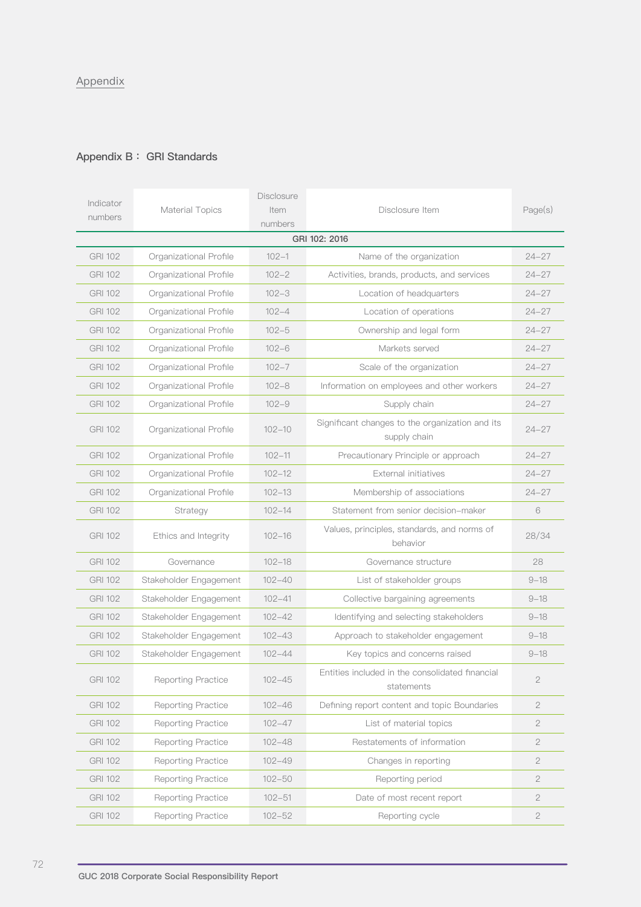Appendix

## Appendix B： GRI Standards

| Indicator numbers | Material Topics | Disclosure Item numbers | Disclosure Item | Page(s) |
|---|---|---|---|---|
| GRI 102: 2016 | | | | |
| GRI 102 | Organizational Profile | 102-1 | Name of the organization | 24-27 |
| GRI 102 | Organizational Profile | 102-2 | Activities, brands, products, and services | 24-27 |
| GRI 102 | Organizational Profile | 102-3 | Location of headquarters | 24-27 |
| GRI 102 | Organizational Profile | 102-4 | Location of operations | 24-27 |
| GRI 102 | Organizational Profile | 102-5 | Ownership and legal form | 24-27 |
| GRI 102 | Organizational Profile | 102-6 | Markets served | 24-27 |
| GRI 102 | Organizational Profile | 102-7 | Scale of the organization | 24-27 |
| GRI 102 | Organizational Profile | 102-8 | Information on employees and other workers | 24-27 |
| GRI 102 | Organizational Profile | 102-9 | Supply chain | 24-27 |
| GRI 102 | Organizational Profile | 102-10 | Significant changes to the organization and its supply chain | 24-27 |
| GRI 102 | Organizational Profile | 102-11 | Precautionary Principle or approach | 24-27 |
| GRI 102 | Organizational Profile | 102-12 | External initiatives | 24-27 |
| GRI 102 | Organizational Profile | 102-13 | Membership of associations | 24-27 |
| GRI 102 | Strategy | 102-14 | Statement from senior decision-maker | 6 |
| GRI 102 | Ethics and Integrity | 102-16 | Values, principles, standards, and norms of behavior | 28/34 |
| GRI 102 | Governance | 102-18 | Governance structure | 28 |
| GRI 102 | Stakeholder Engagement | 102-40 | List of stakeholder groups | 9-18 |
| GRI 102 | Stakeholder Engagement | 102-41 | Collective bargaining agreements | 9-18 |
| GRI 102 | Stakeholder Engagement | 102-42 | Identifying and selecting stakeholders | 9-18 |
| GRI 102 | Stakeholder Engagement | 102-43 | Approach to stakeholder engagement | 9-18 |
| GRI 102 | Stakeholder Engagement | 102-44 | Key topics and concerns raised | 9-18 |
| GRI 102 | Reporting Practice | 102-45 | Entities included in the consolidated financial statements | 2 |
| GRI 102 | Reporting Practice | 102-46 | Defining report content and topic Boundaries | 2 |
| GRI 102 | Reporting Practice | 102-47 | List of material topics | 2 |
| GRI 102 | Reporting Practice | 102-48 | Restatements of information | 2 |
| GRI 102 | Reporting Practice | 102-49 | Changes in reporting | 2 |
| GRI 102 | Reporting Practice | 102-50 | Reporting period | 2 |
| GRI 102 | Reporting Practice | 102-51 | Date of most recent report | 2 |
| GRI 102 | Reporting Practice | 102-52 | Reporting cycle | 2 |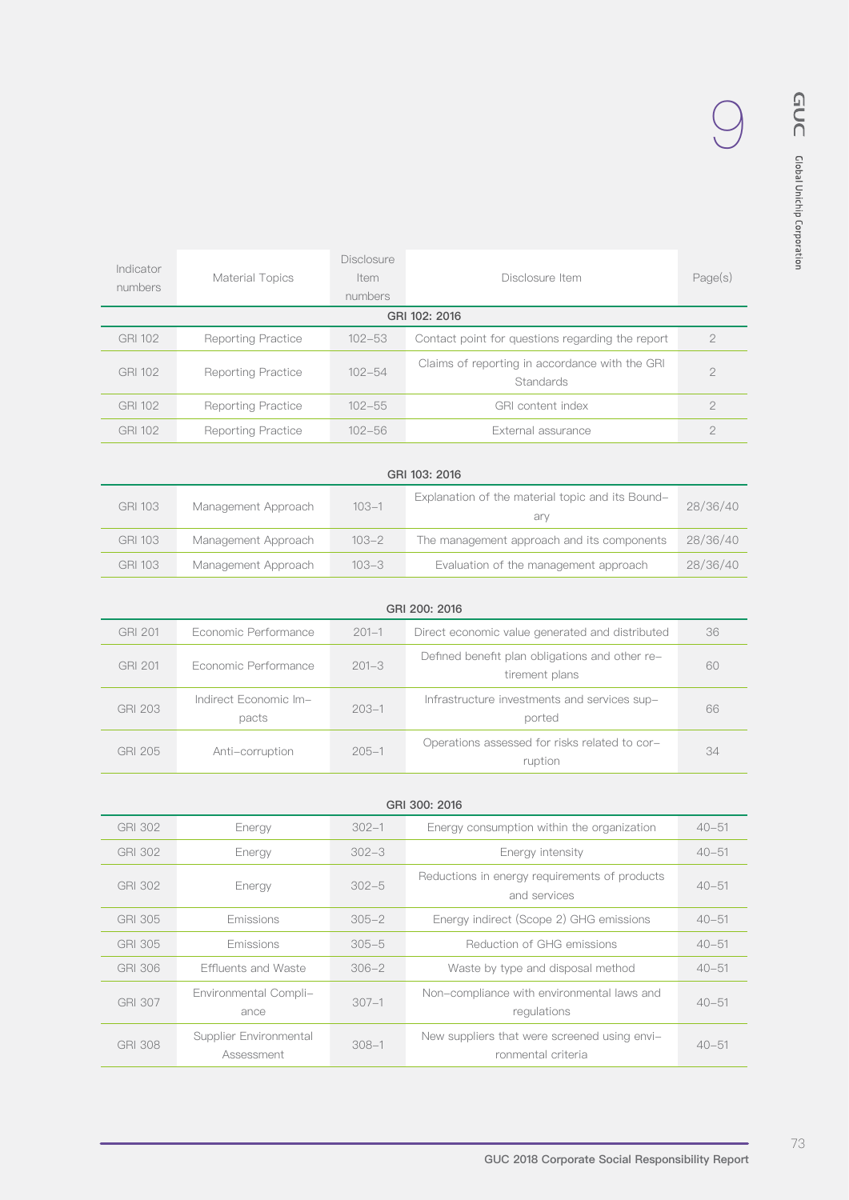| Indicator numbers | Material Topics | Disclosure Item numbers | Disclosure Item | Page(s) |
|---|---|---|---|---|
| GRI 102: 2016 | | | | |
| GRI 102 | Reporting Practice | 102-53 | Contact point for questions regarding the report | 2 |
| GRI 102 | Reporting Practice | 102-54 | Claims of reporting in accordance with the GRI Standards | 2 |
| GRI 102 | Reporting Practice | 102-55 | GRI content index | 2 |
| GRI 102 | Reporting Practice | 102-56 | External assurance | 2 |
| GRI 103: 2016 | | | | |
| GRI 103 | Management Approach | 103-1 | Explanation of the material topic and its Boundary | 28/36/40 |
| GRI 103 | Management Approach | 103-2 | The management approach and its components | 28/36/40 |
| GRI 103 | Management Approach | 103-3 | Evaluation of the management approach | 28/36/40 |
| GRI 200: 2016 | | | | |
| GRI 201 | Economic Performance | 201-1 | Direct economic value generated and distributed | 36 |
| GRI 201 | Economic Performance | 201-3 | Defined benefit plan obligations and other retirement plans | 60 |
| GRI 203 | Indirect Economic Impacts | 203-1 | Infrastructure investments and services supported | 66 |
| GRI 205 | Anti-corruption | 205-1 | Operations assessed for risks related to corruption | 34 |
| GRI 300: 2016 | | | | |
| GRI 302 | Energy | 302-1 | Energy consumption within the organization | 40-51 |
| GRI 302 | Energy | 302-3 | Energy intensity | 40-51 |
| GRI 302 | Energy | 302-5 | Reductions in energy requirements of products and services | 40-51 |
| GRI 305 | Emissions | 305-2 | Energy indirect (Scope 2) GHG emissions | 40-51 |
| GRI 305 | Emissions | 305-5 | Reduction of GHG emissions | 40-51 |
| GRI 306 | Effluents and Waste | 306-2 | Waste by type and disposal method | 40-51 |
| GRI 307 | Environmental Compliance | 307-1 | Non-compliance with environmental laws and regulations | 40-51 |
| GRI 308 | Supplier Environmental Assessment | 308-1 | New suppliers that were screened using environmental criteria | 40-51 |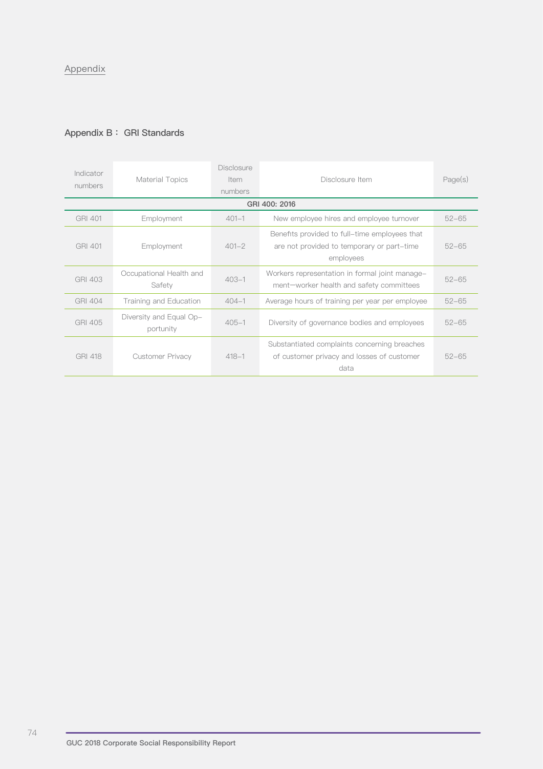Appendix

## Appendix B： GRI Standards

| Indicator numbers | Material Topics | Disclosure Item numbers | Disclosure Item | Page(s) |
|---|---|---|---|---|
| GRI 400: 2016 | | | | |
| GRI 401 | Employment | 401–1 | New employee hires and employee turnover | 52–65 |
| GRI 401 | Employment | 401–2 | Benefits provided to full–time employees that are not provided to temporary or part–time employees | 52–65 |
| GRI 403 | Occupational Health and Safety | 403–1 | Workers representation in formal joint management—worker health and safety committees | 52–65 |
| GRI 404 | Training and Education | 404–1 | Average hours of training per year per employee | 52–65 |
| GRI 405 | Diversity and Equal Opportunity | 405–1 | Diversity of governance bodies and employees | 52–65 |
| GRI 418 | Customer Privacy | 418–1 | Substantiated complaints concerning breaches of customer privacy and losses of customer data | 52–65 |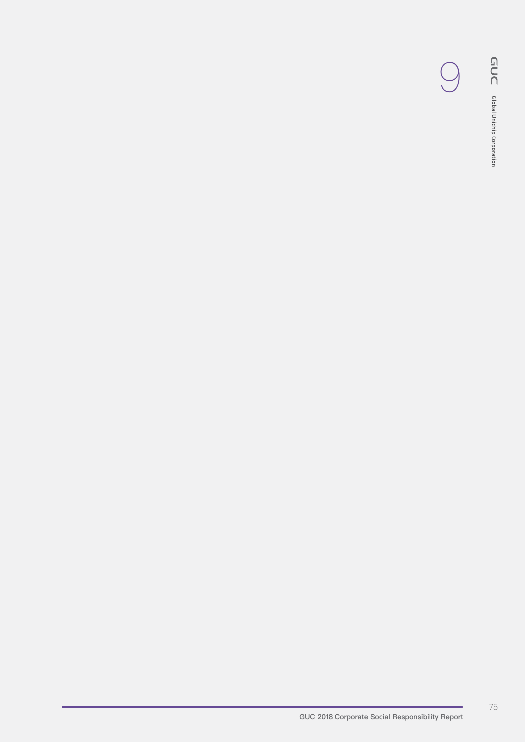9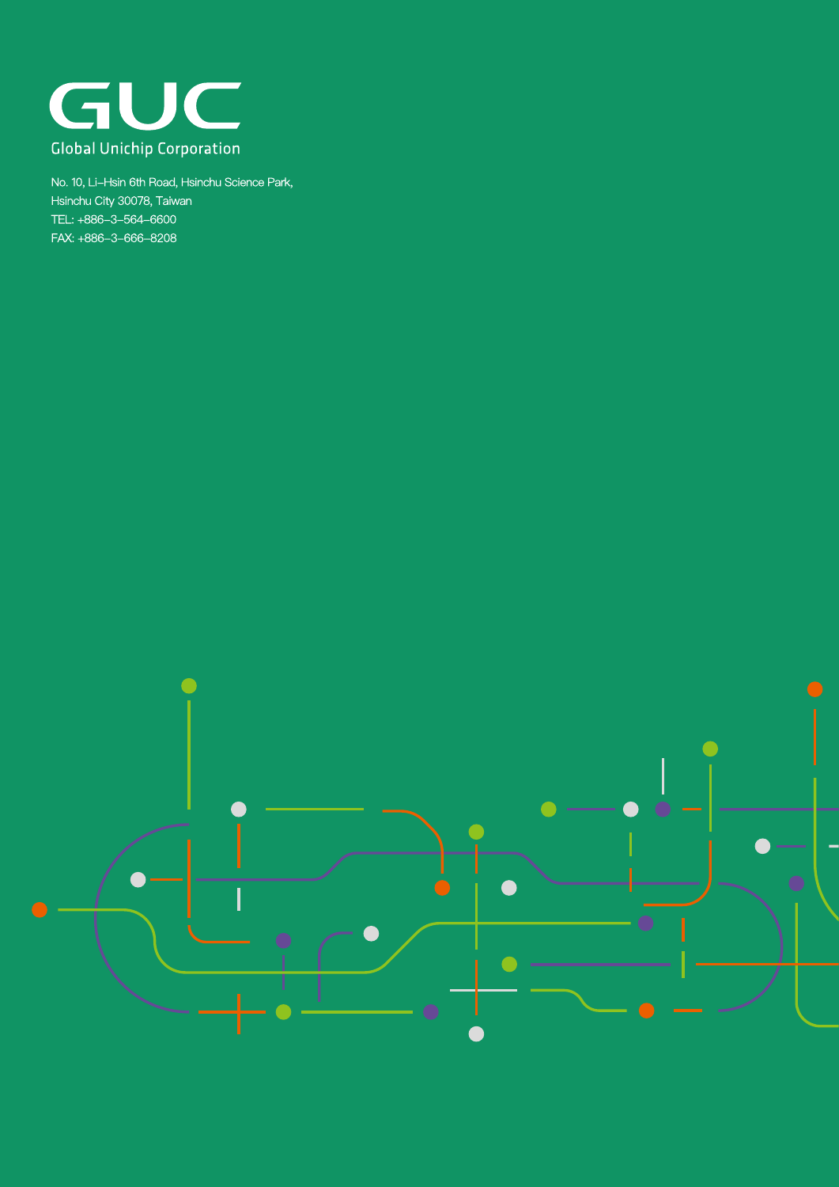# GUC

Global Unichip Corporation

No. 10, Li-Hsin 6th Road, Hsinchu Science Park,
Hsinchu City 30078, Taiwan
TEL: +886-3-564-6600
FAX: +886-3-666-8208